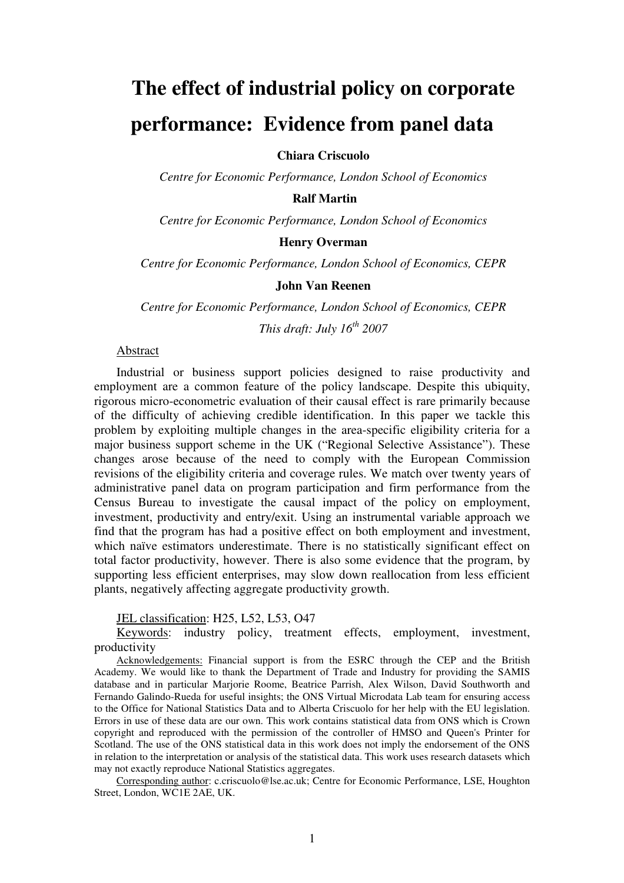# The effect of industrial policy on corporate performance: Evidence from panel data

**Chiara Criscuolo**

*Centre for Economic Performance, London School of Economics*

**Ralf Martin**

*Centre for Economic Performance, London School of Economics*

**Henry Overman**

*Centre for Economic Performance, London School of Economics, CEPR*

**John Van Reenen**

*Centre for Economic Performance, London School of Economics, CEPR*

*This draft: July 16th 2007*

Abstract

Industrial or business support policies designed to raise productivity and employment are a common feature of the policy landscape. Despite this ubiquity, rigorous micro-econometric evaluation of their causal effect is rare primarily because of the difficulty of achieving credible identification. In this paper we tackle this problem by exploiting multiple changes in the area-specific eligibility criteria for a major business support scheme in the UK ("Regional Selective Assistance"). These changes arose because of the need to comply with the European Commission revisions of the eligibility criteria and coverage rules. We match over twenty years of administrative panel data on program participation and firm performance from the Census Bureau to investigate the causal impact of the policy on employment, investment, productivity and entry/exit. Using an instrumental variable approach we find that the program has had a positive effect on both employment and investment, which naïve estimators underestimate. There is no statistically significant effect on total factor productivity, however. There is also some evidence that the program, by supporting less efficient enterprises, may slow down reallocation from less efficient plants, negatively affecting aggregate productivity growth.

JEL classification: H25, L52, L53, O47

Keywords: industry policy, treatment effects, employment, investment, productivity

Acknowledgements: Financial support is from the ESRC through the CEP and the British Academy. We would like to thank the Department of Trade and Industry for providing the SAMIS database and in particular Marjorie Roome, Beatrice Parrish, Alex Wilson, David Southworth and Fernando Galindo-Rueda for useful insights; the ONS Virtual Microdata Lab team for ensuring access to the Office for National Statistics Data and to Alberta Criscuolo for her help with the EU legislation. Errors in use of these data are our own. This work contains statistical data from ONS which is Crown copyright and reproduced with the permission of the controller of HMSO and Queen's Printer for Scotland. The use of the ONS statistical data in this work does not imply the endorsement of the ONS in relation to the interpretation or analysis of the statistical data. This work uses research datasets which may not exactly reproduce National Statistics aggregates.

Corresponding author: c.criscuolo@lse.ac.uk; Centre for Economic Performance, LSE, Houghton Street, London, WC1E 2AE, UK.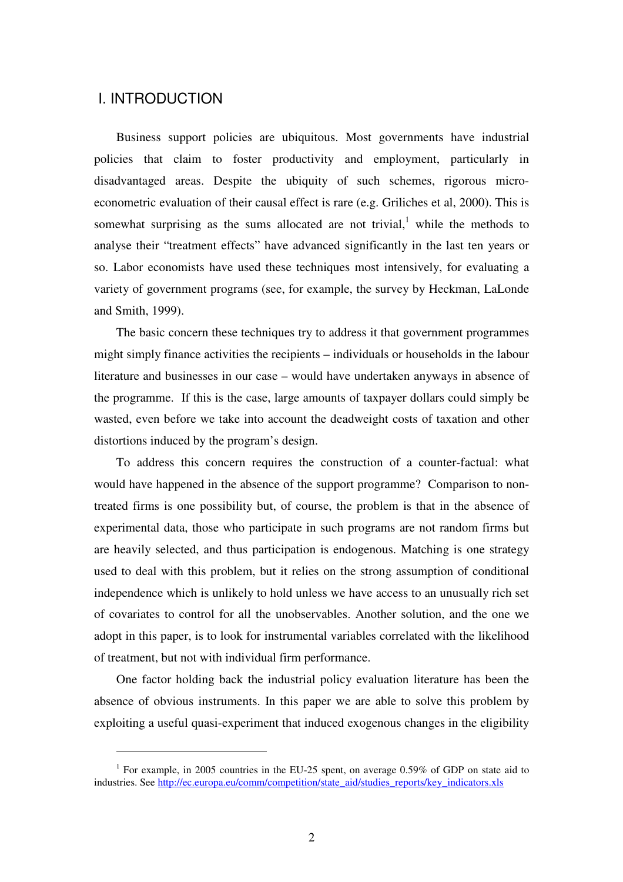# I. INTRODUCTION

Business support policies are ubiquitous. Most governments have industrial policies that claim to foster productivity and employment, particularly in disadvantaged areas. Despite the ubiquity of such schemes, rigorous micro-econometric evaluation of their causal effect is rare (e.g. Griliches et al, 2000). This is somewhat surprising as the sums allocated are not trivial,[1] while the methods to analyse their "treatment effects" have advanced significantly in the last ten years or so. Labor economists have used these techniques most intensively, for evaluating a variety of government programs (see, for example, the survey by Heckman, LaLonde and Smith, 1999).

The basic concern these techniques try to address it that government programmes might simply finance activities the recipients – individuals or households in the labour literature and businesses in our case – would have undertaken anyways in absence of the programme. If this is the case, large amounts of taxpayer dollars could simply be wasted, even before we take into account the deadweight costs of taxation and other distortions induced by the program's design.

To address this concern requires the construction of a counter-factual: what would have happened in the absence of the support programme? Comparison to non-treated firms is one possibility but, of course, the problem is that in the absence of experimental data, those who participate in such programs are not random firms but are heavily selected, and thus participation is endogenous. Matching is one strategy used to deal with this problem, but it relies on the strong assumption of conditional independence which is unlikely to hold unless we have access to an unusually rich set of covariates to control for all the unobservables. Another solution, and the one we adopt in this paper, is to look for instrumental variables correlated with the likelihood of treatment, but not with individual firm performance.

One factor holding back the industrial policy evaluation literature has been the absence of obvious instruments. In this paper we are able to solve this problem by exploiting a useful quasi-experiment that induced exogenous changes in the eligibility

[1] For example, in 2005 countries in the EU-25 spent, on average 0.59% of GDP on state aid to industries. See http://ec.europa.eu/comm/competition/state_aid/studies_reports/key_indicators.xls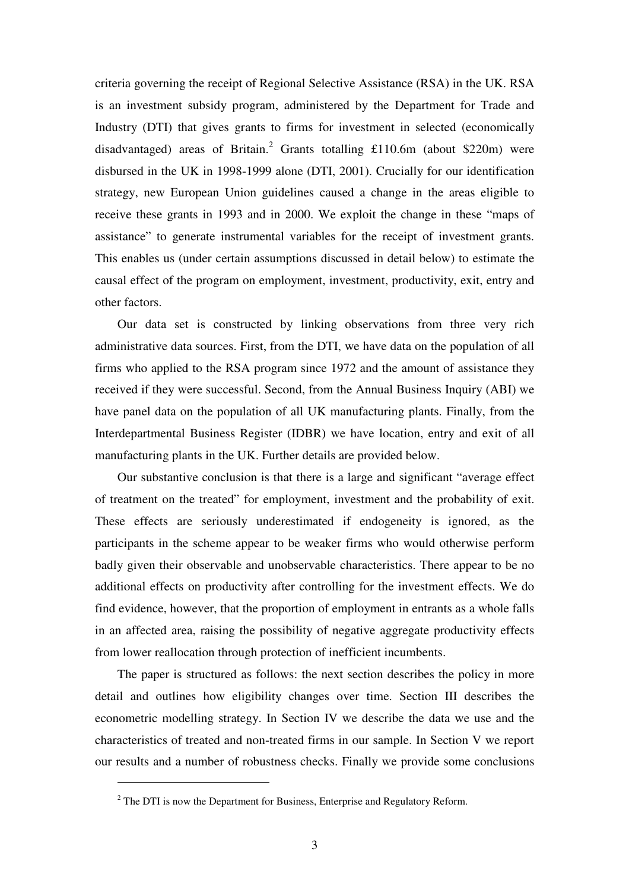criteria governing the receipt of Regional Selective Assistance (RSA) in the UK. RSA is an investment subsidy program, administered by the Department for Trade and Industry (DTI) that gives grants to firms for investment in selected (economically disadvantaged) areas of Britain.[2] Grants totalling £110.6m (about $220m) were disbursed in the UK in 1998-1999 alone (DTI, 2001). Crucially for our identification strategy, new European Union guidelines caused a change in the areas eligible to receive these grants in 1993 and in 2000. We exploit the change in these "maps of assistance" to generate instrumental variables for the receipt of investment grants. This enables us (under certain assumptions discussed in detail below) to estimate the causal effect of the program on employment, investment, productivity, exit, entry and other factors.

Our data set is constructed by linking observations from three very rich administrative data sources. First, from the DTI, we have data on the population of all firms who applied to the RSA program since 1972 and the amount of assistance they received if they were successful. Second, from the Annual Business Inquiry (ABI) we have panel data on the population of all UK manufacturing plants. Finally, from the Interdepartmental Business Register (IDBR) we have location, entry and exit of all manufacturing plants in the UK. Further details are provided below.

Our substantive conclusion is that there is a large and significant "average effect of treatment on the treated" for employment, investment and the probability of exit. These effects are seriously underestimated if endogeneity is ignored, as the participants in the scheme appear to be weaker firms who would otherwise perform badly given their observable and unobservable characteristics. There appear to be no additional effects on productivity after controlling for the investment effects. We do find evidence, however, that the proportion of employment in entrants as a whole falls in an affected area, raising the possibility of negative aggregate productivity effects from lower reallocation through protection of inefficient incumbents.

The paper is structured as follows: the next section describes the policy in more detail and outlines how eligibility changes over time. Section III describes the econometric modelling strategy. In Section IV we describe the data we use and the characteristics of treated and non-treated firms in our sample. In Section V we report our results and a number of robustness checks. Finally we provide some conclusions

[2] The DTI is now the Department for Business, Enterprise and Regulatory Reform.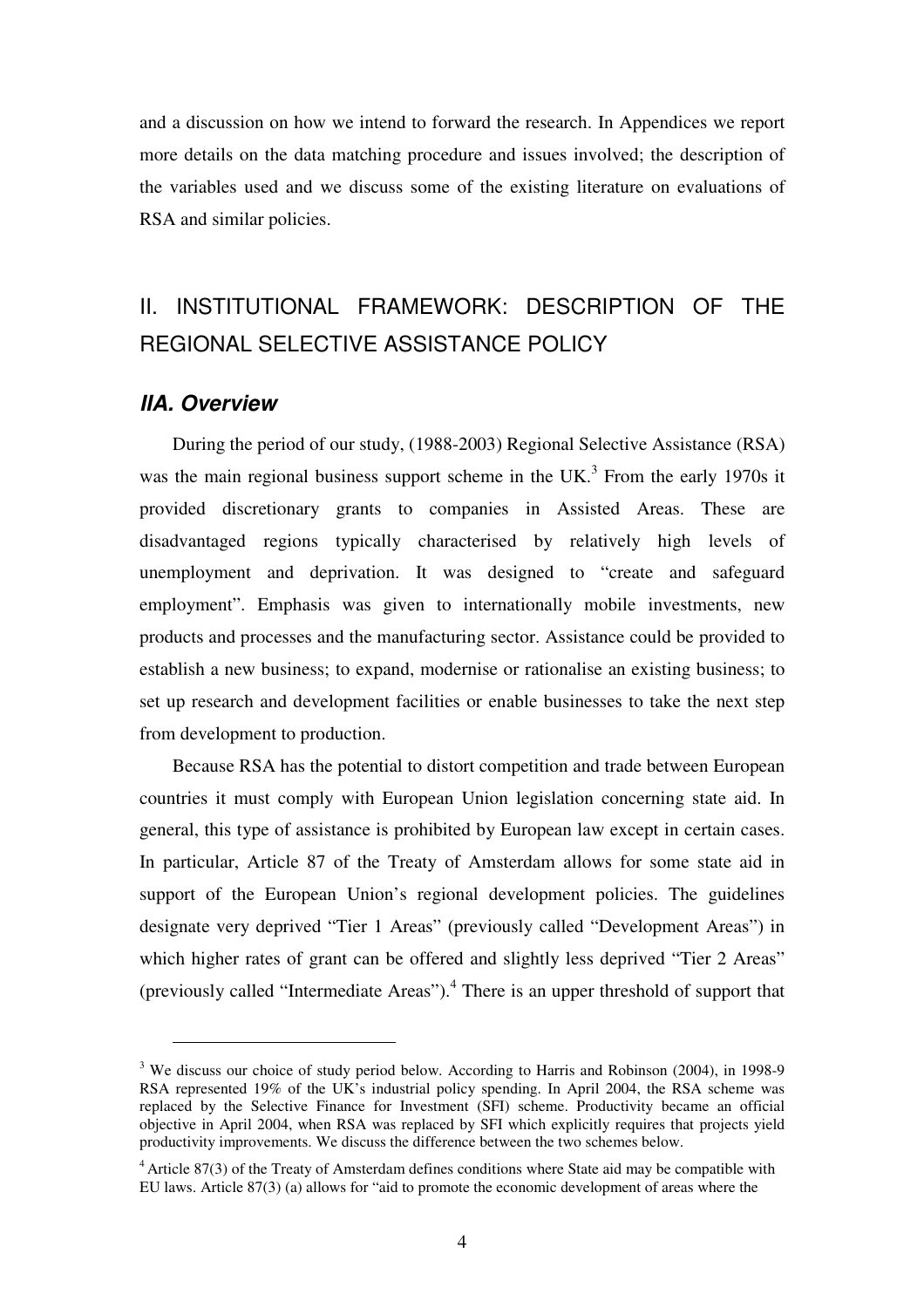and a discussion on how we intend to forward the research. In Appendices we report more details on the data matching procedure and issues involved; the description of the variables used and we discuss some of the existing literature on evaluations of RSA and similar policies.

## II. INSTITUTIONAL FRAMEWORK: DESCRIPTION OF THE REGIONAL SELECTIVE ASSISTANCE POLICY

### *IIA. Overview*

During the period of our study, (1988-2003) Regional Selective Assistance (RSA) was the main regional business support scheme in the UK.[3] From the early 1970s it provided discretionary grants to companies in Assisted Areas. These are disadvantaged regions typically characterised by relatively high levels of unemployment and deprivation. It was designed to "create and safeguard employment". Emphasis was given to internationally mobile investments, new products and processes and the manufacturing sector. Assistance could be provided to establish a new business; to expand, modernise or rationalise an existing business; to set up research and development facilities or enable businesses to take the next step from development to production.

Because RSA has the potential to distort competition and trade between European countries it must comply with European Union legislation concerning state aid. In general, this type of assistance is prohibited by European law except in certain cases. In particular, Article 87 of the Treaty of Amsterdam allows for some state aid in support of the European Union's regional development policies. The guidelines designate very deprived "Tier 1 Areas" (previously called "Development Areas") in which higher rates of grant can be offered and slightly less deprived "Tier 2 Areas" (previously called "Intermediate Areas").[4] There is an upper threshold of support that

---

[3] We discuss our choice of study period below. According to Harris and Robinson (2004), in 1998-9 RSA represented 19% of the UK's industrial policy spending. In April 2004, the RSA scheme was replaced by the Selective Finance for Investment (SFI) scheme. Productivity became an official objective in April 2004, when RSA was replaced by SFI which explicitly requires that projects yield productivity improvements. We discuss the difference between the two schemes below.

[4] Article 87(3) of the Treaty of Amsterdam defines conditions where State aid may be compatible with EU laws. Article 87(3) (a) allows for "aid to promote the economic development of areas where the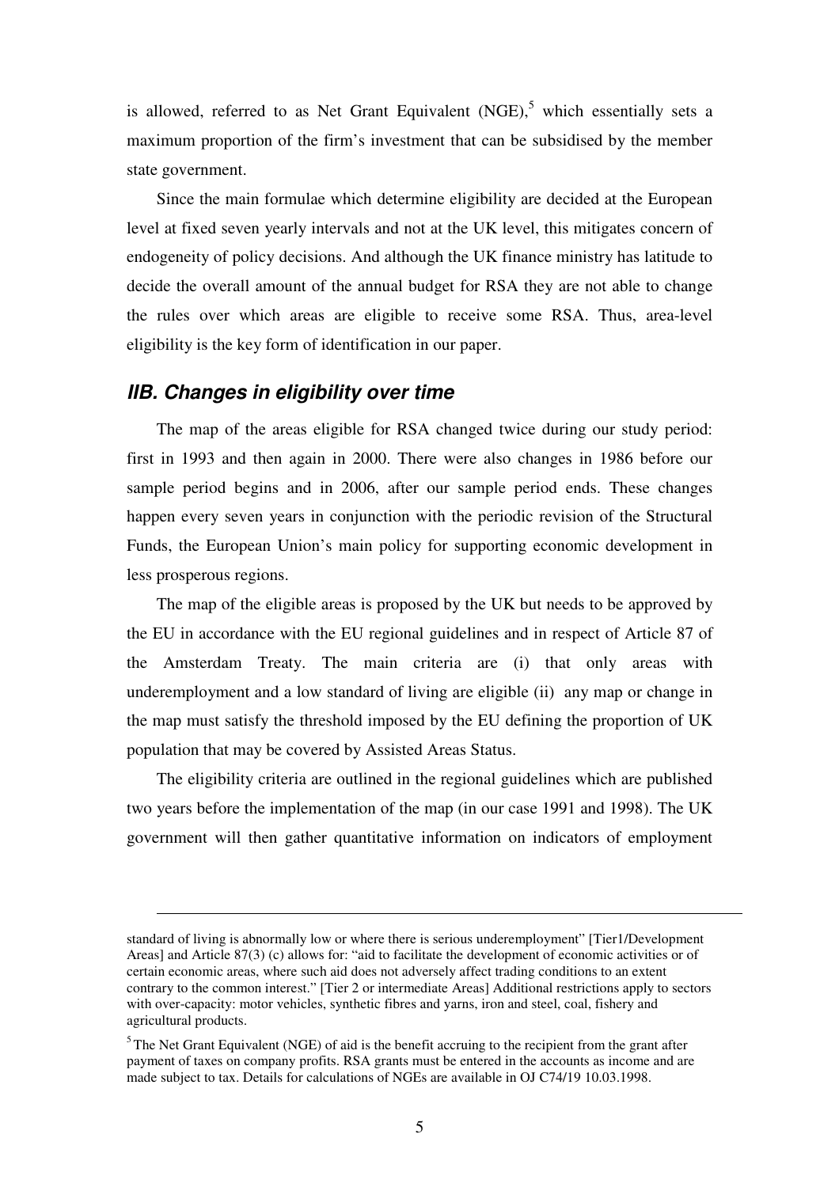is allowed, referred to as Net Grant Equivalent (NGE),[5] which essentially sets a maximum proportion of the firm's investment that can be subsidised by the member state government.

Since the main formulae which determine eligibility are decided at the European level at fixed seven yearly intervals and not at the UK level, this mitigates concern of endogeneity of policy decisions. And although the UK finance ministry has latitude to decide the overall amount of the annual budget for RSA they are not able to change the rules over which areas are eligible to receive some RSA. Thus, area-level eligibility is the key form of identification in our paper.

## *IIB. Changes in eligibility over time*

The map of the areas eligible for RSA changed twice during our study period: first in 1993 and then again in 2000. There were also changes in 1986 before our sample period begins and in 2006, after our sample period ends. These changes happen every seven years in conjunction with the periodic revision of the Structural Funds, the European Union's main policy for supporting economic development in less prosperous regions.

The map of the eligible areas is proposed by the UK but needs to be approved by the EU in accordance with the EU regional guidelines and in respect of Article 87 of the Amsterdam Treaty. The main criteria are (i) that only areas with underemployment and a low standard of living are eligible (ii) any map or change in the map must satisfy the threshold imposed by the EU defining the proportion of UK population that may be covered by Assisted Areas Status.

The eligibility criteria are outlined in the regional guidelines which are published two years before the implementation of the map (in our case 1991 and 1998). The UK government will then gather quantitative information on indicators of employment

---

standard of living is abnormally low or where there is serious underemployment" [Tier1/Development Areas] and Article 87(3) (c) allows for: "aid to facilitate the development of economic activities or of certain economic areas, where such aid does not adversely affect trading conditions to an extent contrary to the common interest." [Tier 2 or intermediate Areas] Additional restrictions apply to sectors with over-capacity: motor vehicles, synthetic fibres and yarns, iron and steel, coal, fishery and agricultural products.

[5] The Net Grant Equivalent (NGE) of aid is the benefit accruing to the recipient from the grant after payment of taxes on company profits. RSA grants must be entered in the accounts as income and are made subject to tax. Details for calculations of NGEs are available in OJ C74/19 10.03.1998.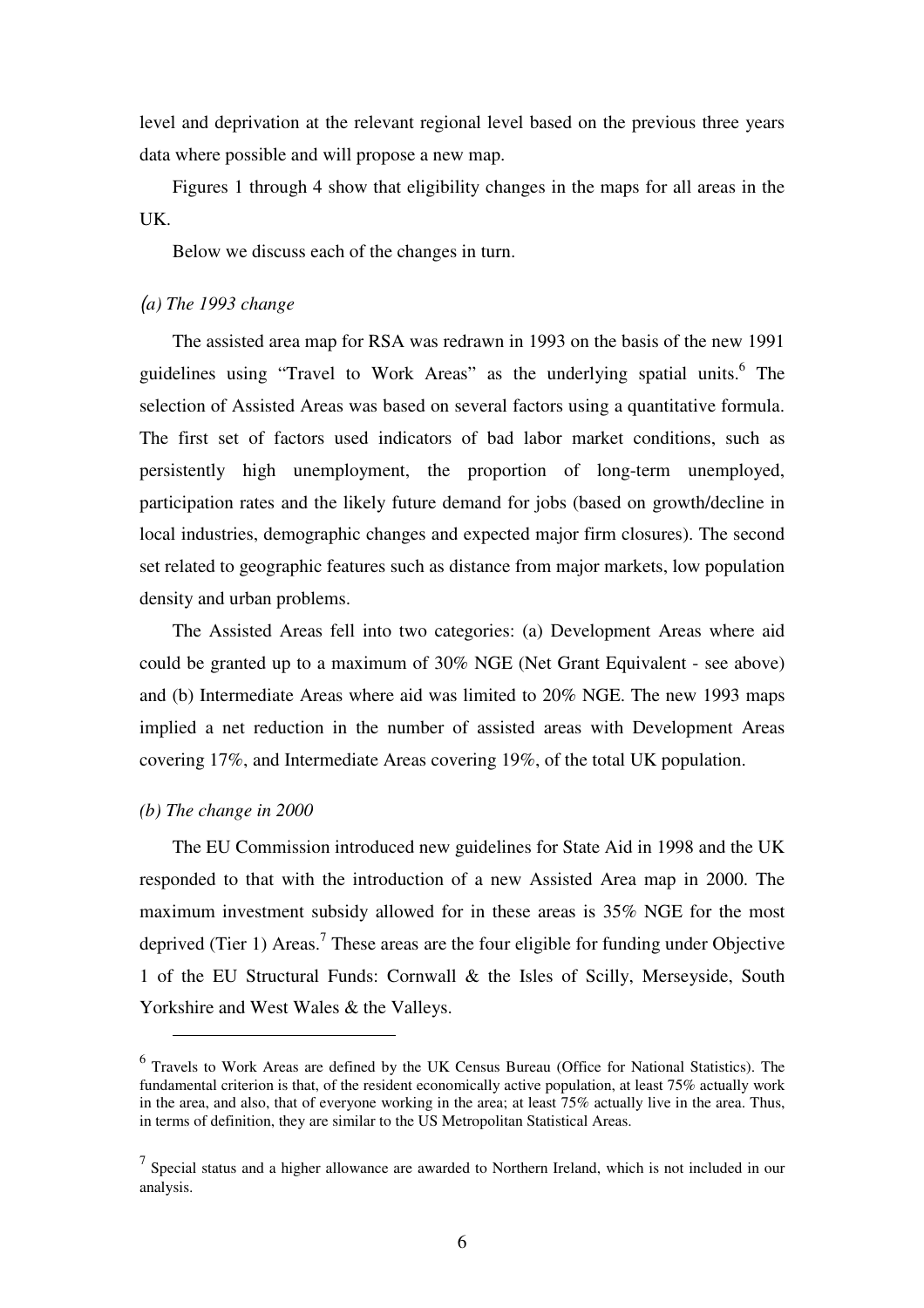level and deprivation at the relevant regional level based on the previous three years data where possible and will propose a new map.

Figures 1 through 4 show that eligibility changes in the maps for all areas in the UK.

Below we discuss each of the changes in turn.

*(a) The 1993 change*

The assisted area map for RSA was redrawn in 1993 on the basis of the new 1991 guidelines using "Travel to Work Areas" as the underlying spatial units.[6] The selection of Assisted Areas was based on several factors using a quantitative formula. The first set of factors used indicators of bad labor market conditions, such as persistently high unemployment, the proportion of long-term unemployed, participation rates and the likely future demand for jobs (based on growth/decline in local industries, demographic changes and expected major firm closures). The second set related to geographic features such as distance from major markets, low population density and urban problems.

The Assisted Areas fell into two categories: (a) Development Areas where aid could be granted up to a maximum of 30% NGE (Net Grant Equivalent - see above) and (b) Intermediate Areas where aid was limited to 20% NGE. The new 1993 maps implied a net reduction in the number of assisted areas with Development Areas covering 17%, and Intermediate Areas covering 19%, of the total UK population.

*(b) The change in 2000*

The EU Commission introduced new guidelines for State Aid in 1998 and the UK responded to that with the introduction of a new Assisted Area map in 2000. The maximum investment subsidy allowed for in these areas is 35% NGE for the most deprived (Tier 1) Areas.[7] These areas are the four eligible for funding under Objective 1 of the EU Structural Funds: Cornwall & the Isles of Scilly, Merseyside, South Yorkshire and West Wales & the Valleys.

---

[6] Travels to Work Areas are defined by the UK Census Bureau (Office for National Statistics). The fundamental criterion is that, of the resident economically active population, at least 75% actually work in the area, and also, that of everyone working in the area; at least 75% actually live in the area. Thus, in terms of definition, they are similar to the US Metropolitan Statistical Areas.

[7] Special status and a higher allowance are awarded to Northern Ireland, which is not included in our analysis.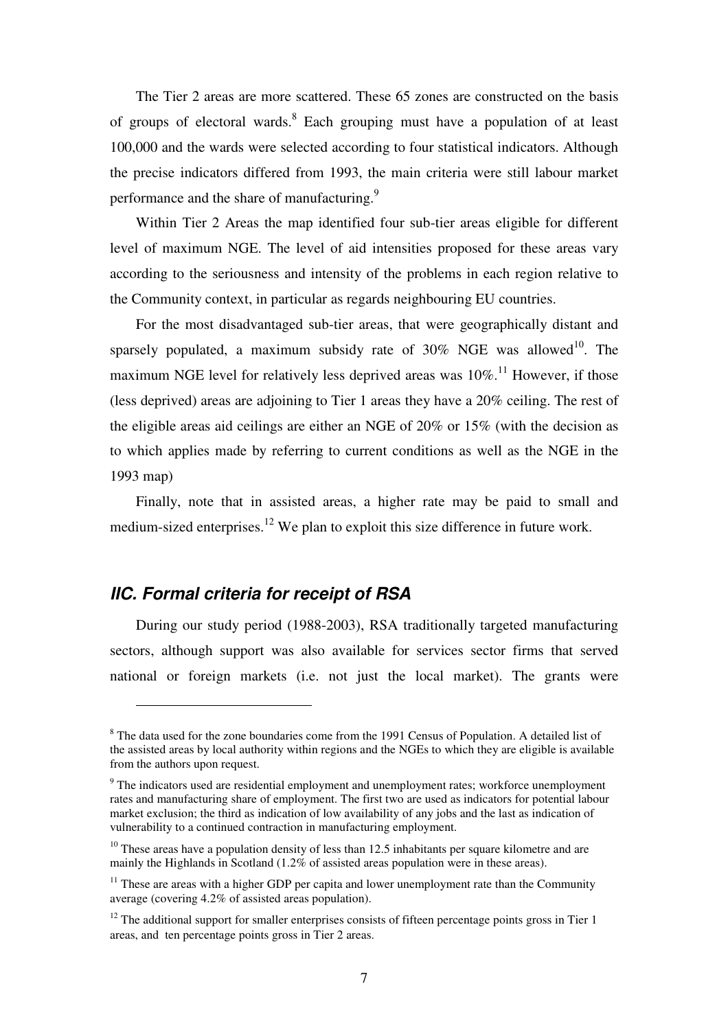The Tier 2 areas are more scattered. These 65 zones are constructed on the basis of groups of electoral wards.[8] Each grouping must have a population of at least 100,000 and the wards were selected according to four statistical indicators. Although the precise indicators differed from 1993, the main criteria were still labour market performance and the share of manufacturing.[9]

Within Tier 2 Areas the map identified four sub-tier areas eligible for different level of maximum NGE. The level of aid intensities proposed for these areas vary according to the seriousness and intensity of the problems in each region relative to the Community context, in particular as regards neighbouring EU countries.

For the most disadvantaged sub-tier areas, that were geographically distant and sparsely populated, a maximum subsidy rate of 30% NGE was allowed[10]. The maximum NGE level for relatively less deprived areas was 10%.[11] However, if those (less deprived) areas are adjoining to Tier 1 areas they have a 20% ceiling. The rest of the eligible areas aid ceilings are either an NGE of 20% or 15% (with the decision as to which applies made by referring to current conditions as well as the NGE in the 1993 map)

Finally, note that in assisted areas, a higher rate may be paid to small and medium-sized enterprises.[12] We plan to exploit this size difference in future work.

### *IIC. Formal criteria for receipt of RSA*

During our study period (1988-2003), RSA traditionally targeted manufacturing sectors, although support was also available for services sector firms that served national or foreign markets (i.e. not just the local market). The grants were

---

[8] The data used for the zone boundaries come from the 1991 Census of Population. A detailed list of the assisted areas by local authority within regions and the NGEs to which they are eligible is available from the authors upon request.

[9] The indicators used are residential employment and unemployment rates; workforce unemployment rates and manufacturing share of employment. The first two are used as indicators for potential labour market exclusion; the third as indication of low availability of any jobs and the last as indication of vulnerability to a continued contraction in manufacturing employment.

[10] These areas have a population density of less than 12.5 inhabitants per square kilometre and are mainly the Highlands in Scotland (1.2% of assisted areas population were in these areas).

[11] These are areas with a higher GDP per capita and lower unemployment rate than the Community average (covering 4.2% of assisted areas population).

[12] The additional support for smaller enterprises consists of fifteen percentage points gross in Tier 1 areas, and ten percentage points gross in Tier 2 areas.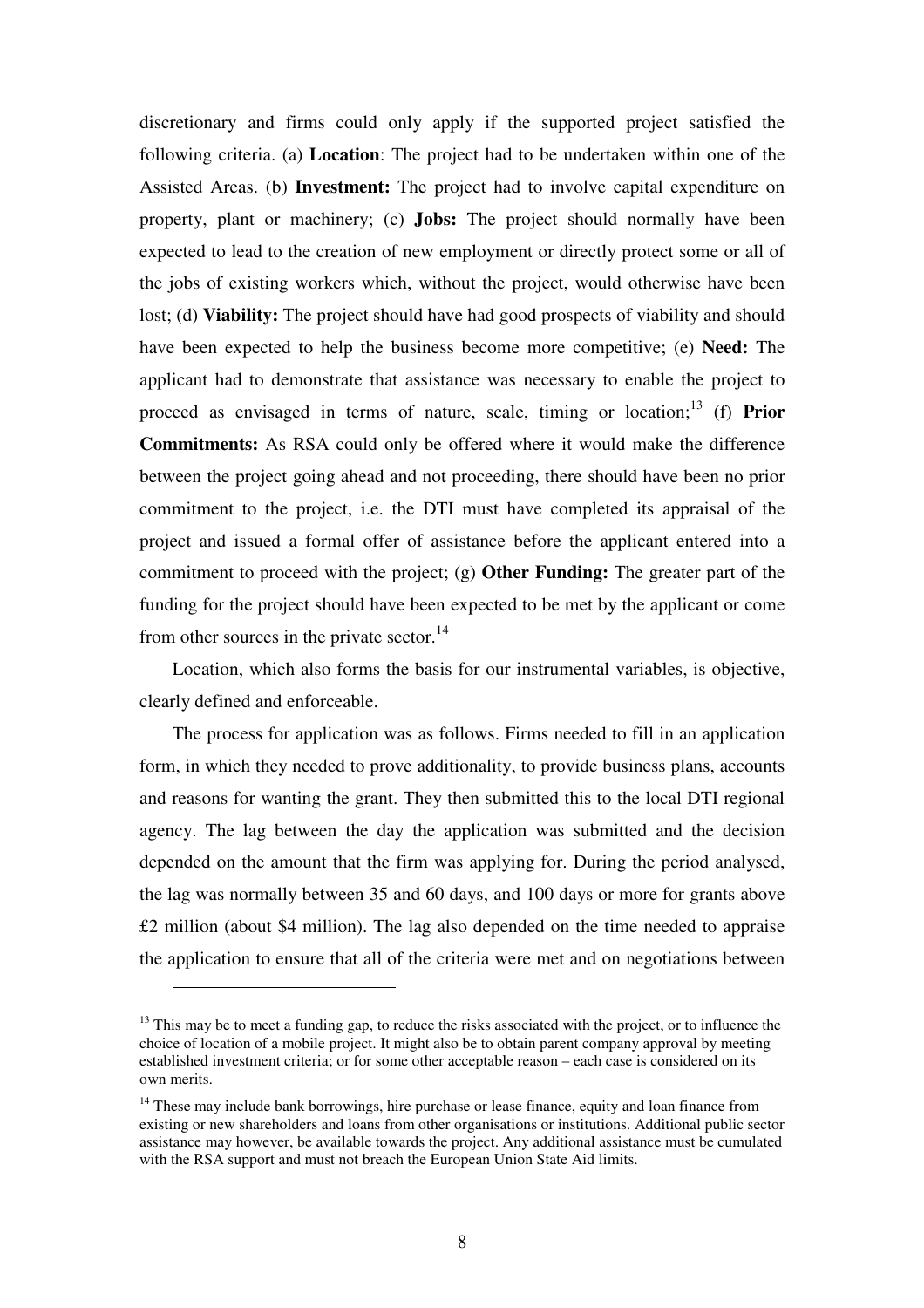discretionary and firms could only apply if the supported project satisfied the following criteria. (a) **Location**: The project had to be undertaken within one of the Assisted Areas. (b) **Investment:** The project had to involve capital expenditure on property, plant or machinery; (c) **Jobs:** The project should normally have been expected to lead to the creation of new employment or directly protect some or all of the jobs of existing workers which, without the project, would otherwise have been lost; (d) **Viability:** The project should have had good prospects of viability and should have been expected to help the business become more competitive; (e) **Need:** The applicant had to demonstrate that assistance was necessary to enable the project to proceed as envisaged in terms of nature, scale, timing or location;[13] (f) **Prior Commitments:** As RSA could only be offered where it would make the difference between the project going ahead and not proceeding, there should have been no prior commitment to the project, i.e. the DTI must have completed its appraisal of the project and issued a formal offer of assistance before the applicant entered into a commitment to proceed with the project; (g) **Other Funding:** The greater part of the funding for the project should have been expected to be met by the applicant or come from other sources in the private sector.[14]

Location, which also forms the basis for our instrumental variables, is objective, clearly defined and enforceable.

The process for application was as follows. Firms needed to fill in an application form, in which they needed to prove additionality, to provide business plans, accounts and reasons for wanting the grant. They then submitted this to the local DTI regional agency. The lag between the day the application was submitted and the decision depended on the amount that the firm was applying for. During the period analysed, the lag was normally between 35 and 60 days, and 100 days or more for grants above £2 million (about $4 million). The lag also depended on the time needed to appraise the application to ensure that all of the criteria were met and on negotiations between

---

[13] This may be to meet a funding gap, to reduce the risks associated with the project, or to influence the choice of location of a mobile project. It might also be to obtain parent company approval by meeting established investment criteria; or for some other acceptable reason – each case is considered on its own merits.

[14] These may include bank borrowings, hire purchase or lease finance, equity and loan finance from existing or new shareholders and loans from other organisations or institutions. Additional public sector assistance may however, be available towards the project. Any additional assistance must be cumulated with the RSA support and must not breach the European Union State Aid limits.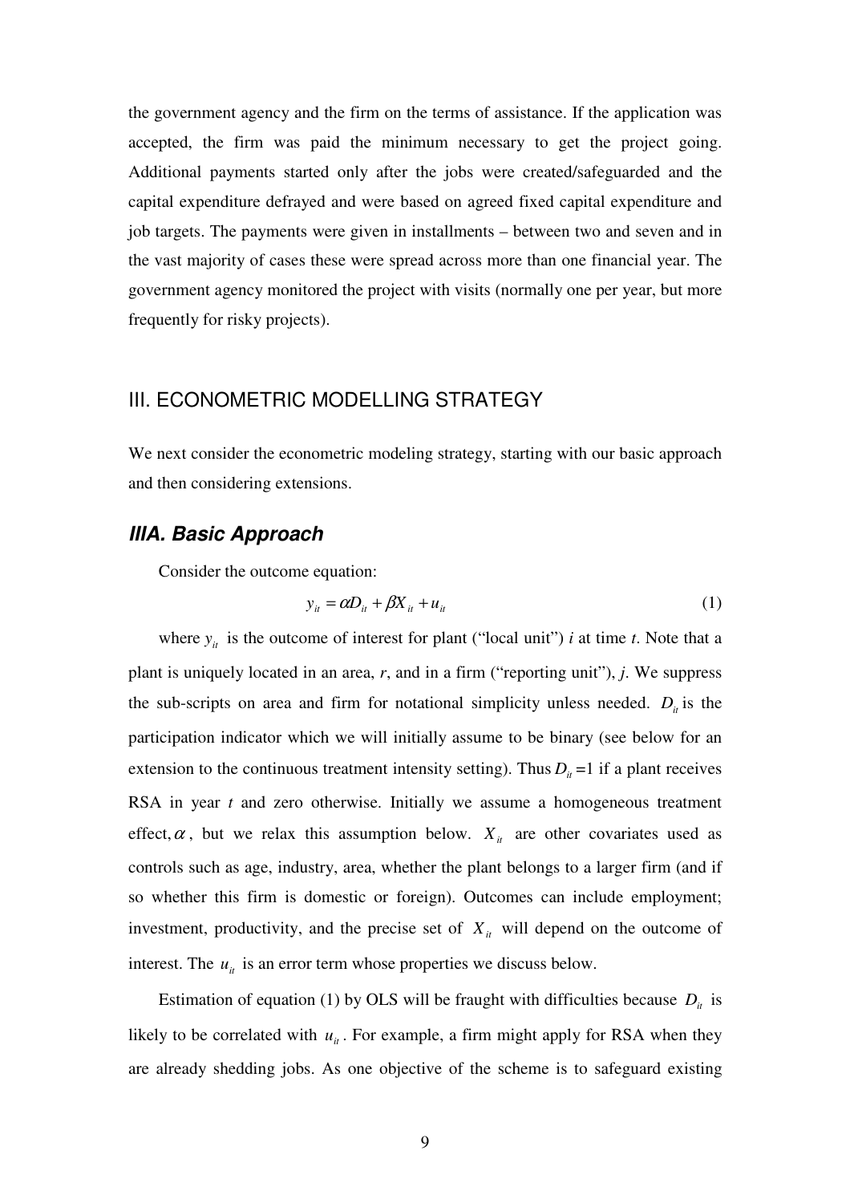the government agency and the firm on the terms of assistance. If the application was accepted, the firm was paid the minimum necessary to get the project going. Additional payments started only after the jobs were created/safeguarded and the capital expenditure defrayed and were based on agreed fixed capital expenditure and job targets. The payments were given in installments – between two and seven and in the vast majority of cases these were spread across more than one financial year. The government agency monitored the project with visits (normally one per year, but more frequently for risky projects).

## III. ECONOMETRIC MODELLING STRATEGY

We next consider the econometric modeling strategy, starting with our basic approach and then considering extensions.

### *IIIA. Basic Approach*

Consider the outcome equation:

$$y_{it} = \alpha D_{it} + \beta X_{it} + u_{it} \tag{1}$$

where $y_{it}$ is the outcome of interest for plant ("local unit") *i* at time *t*. Note that a plant is uniquely located in an area, *r*, and in a firm ("reporting unit"), *j*. We suppress the sub-scripts on area and firm for notational simplicity unless needed. $D_{it}$ is the participation indicator which we will initially assume to be binary (see below for an extension to the continuous treatment intensity setting). Thus $D_{it} = 1$ if a plant receives RSA in year *t* and zero otherwise. Initially we assume a homogeneous treatment effect, $\alpha$, but we relax this assumption below. $X_{it}$ are other covariates used as controls such as age, industry, area, whether the plant belongs to a larger firm (and if so whether this firm is domestic or foreign). Outcomes can include employment; investment, productivity, and the precise set of $X_{it}$ will depend on the outcome of interest. The $u_{it}$ is an error term whose properties we discuss below.

Estimation of equation (1) by OLS will be fraught with difficulties because $D_{it}$ is likely to be correlated with $u_{it}$. For example, a firm might apply for RSA when they are already shedding jobs. As one objective of the scheme is to safeguard existing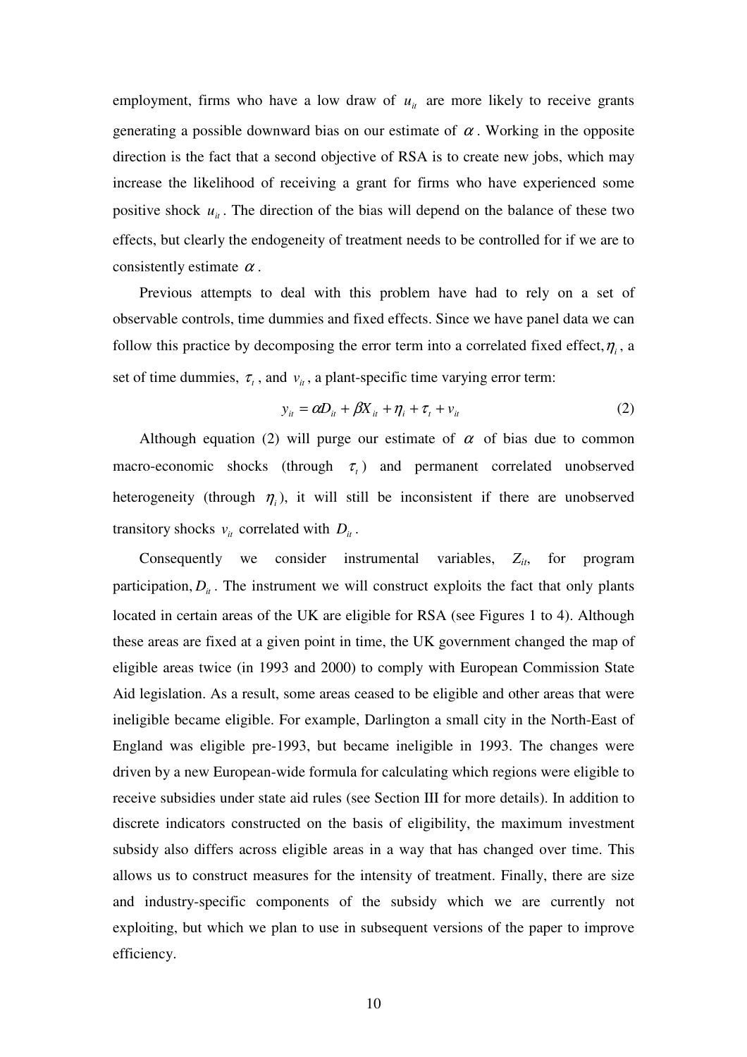employment, firms who have a low draw of $u_{it}$ are more likely to receive grants generating a possible downward bias on our estimate of $\alpha$. Working in the opposite direction is the fact that a second objective of RSA is to create new jobs, which may increase the likelihood of receiving a grant for firms who have experienced some positive shock $u_{it}$. The direction of the bias will depend on the balance of these two effects, but clearly the endogeneity of treatment needs to be controlled for if we are to consistently estimate $\alpha$.

Previous attempts to deal with this problem have had to rely on a set of observable controls, time dummies and fixed effects. Since we have panel data we can follow this practice by decomposing the error term into a correlated fixed effect, $\eta_i$, a set of time dummies, $\tau_t$, and $v_{it}$, a plant-specific time varying error term:

$$y_{it} = \alpha D_{it} + \beta X_{it} + \eta_i + \tau_t + v_{it} \tag{2}$$

Although equation (2) will purge our estimate of $\alpha$ of bias due to common macro-economic shocks (through $\tau_t$) and permanent correlated unobserved heterogeneity (through $\eta_i$), it will still be inconsistent if there are unobserved transitory shocks $v_{it}$ correlated with $D_{it}$.

Consequently we consider instrumental variables, $Z_{it}$, for program participation, $D_{it}$. The instrument we will construct exploits the fact that only plants located in certain areas of the UK are eligible for RSA (see Figures 1 to 4). Although these areas are fixed at a given point in time, the UK government changed the map of eligible areas twice (in 1993 and 2000) to comply with European Commission State Aid legislation. As a result, some areas ceased to be eligible and other areas that were ineligible became eligible. For example, Darlington a small city in the North-East of England was eligible pre-1993, but became ineligible in 1993. The changes were driven by a new European-wide formula for calculating which regions were eligible to receive subsidies under state aid rules (see Section III for more details). In addition to discrete indicators constructed on the basis of eligibility, the maximum investment subsidy also differs across eligible areas in a way that has changed over time. This allows us to construct measures for the intensity of treatment. Finally, there are size and industry-specific components of the subsidy which we are currently not exploiting, but which we plan to use in subsequent versions of the paper to improve efficiency.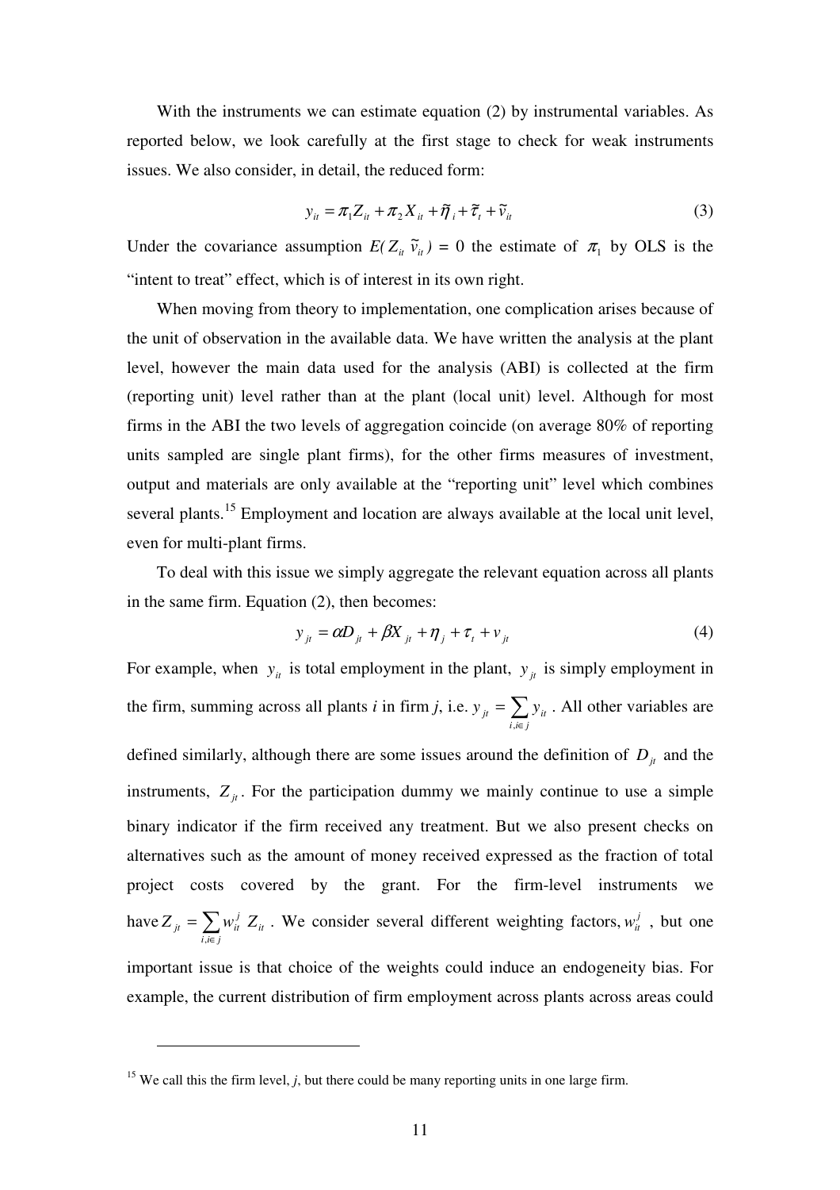With the instruments we can estimate equation (2) by instrumental variables. As reported below, we look carefully at the first stage to check for weak instruments issues. We also consider, in detail, the reduced form:

$$y_{it} = \pi_1 Z_{it} + \pi_2 X_{it} + \tilde{\eta}_i + \tilde{\tau}_t + \tilde{v}_{it} \tag{3}$$

Under the covariance assumption $E(Z_{it}\ \tilde{v}_{it}) = 0$ the estimate of $\pi_1$ by OLS is the "intent to treat" effect, which is of interest in its own right.

When moving from theory to implementation, one complication arises because of the unit of observation in the available data. We have written the analysis at the plant level, however the main data used for the analysis (ABI) is collected at the firm (reporting unit) level rather than at the plant (local unit) level. Although for most firms in the ABI the two levels of aggregation coincide (on average 80% of reporting units sampled are single plant firms), for the other firms measures of investment, output and materials are only available at the "reporting unit" level which combines several plants.[15] Employment and location are always available at the local unit level, even for multi-plant firms.

To deal with this issue we simply aggregate the relevant equation across all plants in the same firm. Equation (2), then becomes:

$$y_{jt} = \alpha D_{jt} + \beta X_{jt} + \eta_j + \tau_t + v_{jt} \tag{4}$$

For example, when $y_{it}$ is total employment in the plant, $y_{jt}$ is simply employment in the firm, summing across all plants *i* in firm *j*, i.e. $y_{jt} = \sum_{i, i \in j} y_{it}$. All other variables are defined similarly, although there are some issues around the definition of $D_{jt}$ and the instruments, $Z_{jt}$. For the participation dummy we mainly continue to use a simple binary indicator if the firm received any treatment. But we also present checks on alternatives such as the amount of money received expressed as the fraction of total project costs covered by the grant. For the firm-level instruments we have $Z_{jt} = \sum_{i, i \in j} w_{it}^{j}\ Z_{it}$. We consider several different weighting factors, $w_{it}^{j}$, but one important issue is that choice of the weights could induce an endogeneity bias. For example, the current distribution of firm employment across plants across areas could

[15] We call this the firm level, *j*, but there could be many reporting units in one large firm.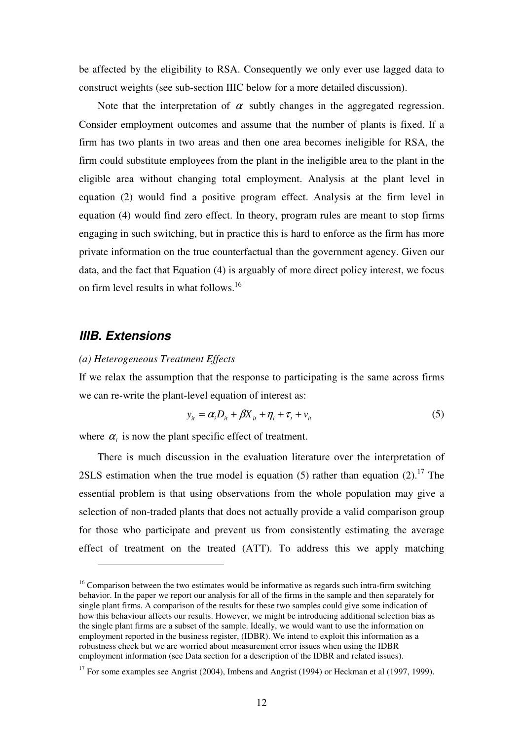be affected by the eligibility to RSA. Consequently we only ever use lagged data to construct weights (see sub-section IIIC below for a more detailed discussion).

Note that the interpretation of $\alpha$ subtly changes in the aggregated regression. Consider employment outcomes and assume that the number of plants is fixed. If a firm has two plants in two areas and then one area becomes ineligible for RSA, the firm could substitute employees from the plant in the ineligible area to the plant in the eligible area without changing total employment. Analysis at the plant level in equation (2) would find a positive program effect. Analysis at the firm level in equation (4) would find zero effect. In theory, program rules are meant to stop firms engaging in such switching, but in practice this is hard to enforce as the firm has more private information on the true counterfactual than the government agency. Given our data, and the fact that Equation (4) is arguably of more direct policy interest, we focus on firm level results in what follows.[16]

## IIIB. Extensions

*(a) Heterogeneous Treatment Effects*

If we relax the assumption that the response to participating is the same across firms we can re-write the plant-level equation of interest as:

$$y_{it} = \alpha_i D_{it} + \beta X_{it} + \eta_i + \tau_t + v_{it} \tag{5}$$

where $\alpha_i$ is now the plant specific effect of treatment.

There is much discussion in the evaluation literature over the interpretation of 2SLS estimation when the true model is equation (5) rather than equation (2).[17] The essential problem is that using observations from the whole population may give a selection of non-traded plants that does not actually provide a valid comparison group for those who participate and prevent us from consistently estimating the average effect of treatment on the treated (ATT). To address this we apply matching

[16] Comparison between the two estimates would be informative as regards such intra-firm switching behavior. In the paper we report our analysis for all of the firms in the sample and then separately for single plant firms. A comparison of the results for these two samples could give some indication of how this behaviour affects our results. However, we might be introducing additional selection bias as the single plant firms are a subset of the sample. Ideally, we would want to use the information on employment reported in the business register, (IDBR). We intend to exploit this information as a robustness check but we are worried about measurement error issues when using the IDBR employment information (see Data section for a description of the IDBR and related issues).

[17] For some examples see Angrist (2004), Imbens and Angrist (1994) or Heckman et al (1997, 1999).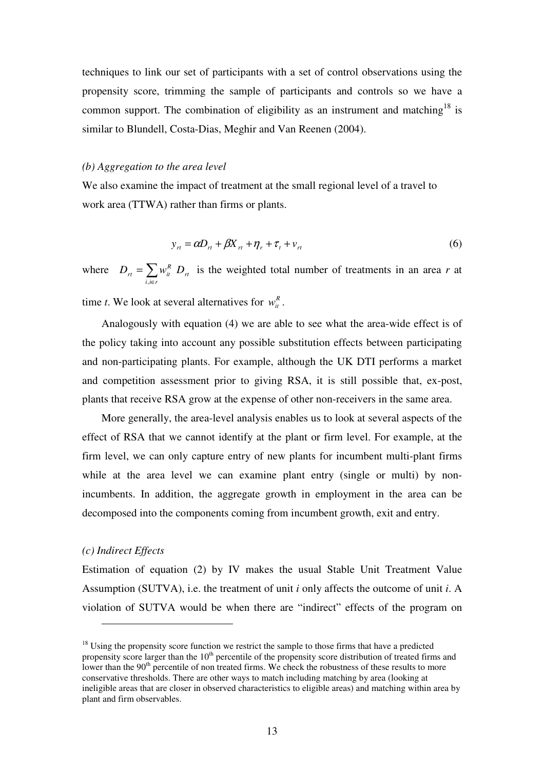techniques to link our set of participants with a set of control observations using the propensity score, trimming the sample of participants and controls so we have a common support. The combination of eligibility as an instrument and matching[18] is similar to Blundell, Costa-Dias, Meghir and Van Reenen (2004).

*(b) Aggregation to the area level*

We also examine the impact of treatment at the small regional level of a travel to work area (TTWA) rather than firms or plants.

$$y_{rt} = \alpha D_{rt} + \beta X_{rt} + \eta_r + \tau_t + v_{rt} \tag{6}$$

where $D_{rt} = \sum_{i,i \in r} w_{it}^R \; D_{rt}$ is the weighted total number of treatments in an area *r* at time *t*. We look at several alternatives for $w_{it}^R$.

Analogously with equation (4) we are able to see what the area-wide effect is of the policy taking into account any possible substitution effects between participating and non-participating plants. For example, although the UK DTI performs a market and competition assessment prior to giving RSA, it is still possible that, ex-post, plants that receive RSA grow at the expense of other non-receivers in the same area.

More generally, the area-level analysis enables us to look at several aspects of the effect of RSA that we cannot identify at the plant or firm level. For example, at the firm level, we can only capture entry of new plants for incumbent multi-plant firms while at the area level we can examine plant entry (single or multi) by non-incumbents. In addition, the aggregate growth in employment in the area can be decomposed into the components coming from incumbent growth, exit and entry.

*(c) Indirect Effects*

Estimation of equation (2) by IV makes the usual Stable Unit Treatment Value Assumption (SUTVA), i.e. the treatment of unit *i* only affects the outcome of unit *i*. A violation of SUTVA would be when there are "indirect" effects of the program on

---

[18] Using the propensity score function we restrict the sample to those firms that have a predicted propensity score larger than the 10th percentile of the propensity score distribution of treated firms and lower than the 90th percentile of non treated firms. We check the robustness of these results to more conservative thresholds. There are other ways to match including matching by area (looking at ineligible areas that are closer in observed characteristics to eligible areas) and matching within area by plant and firm observables.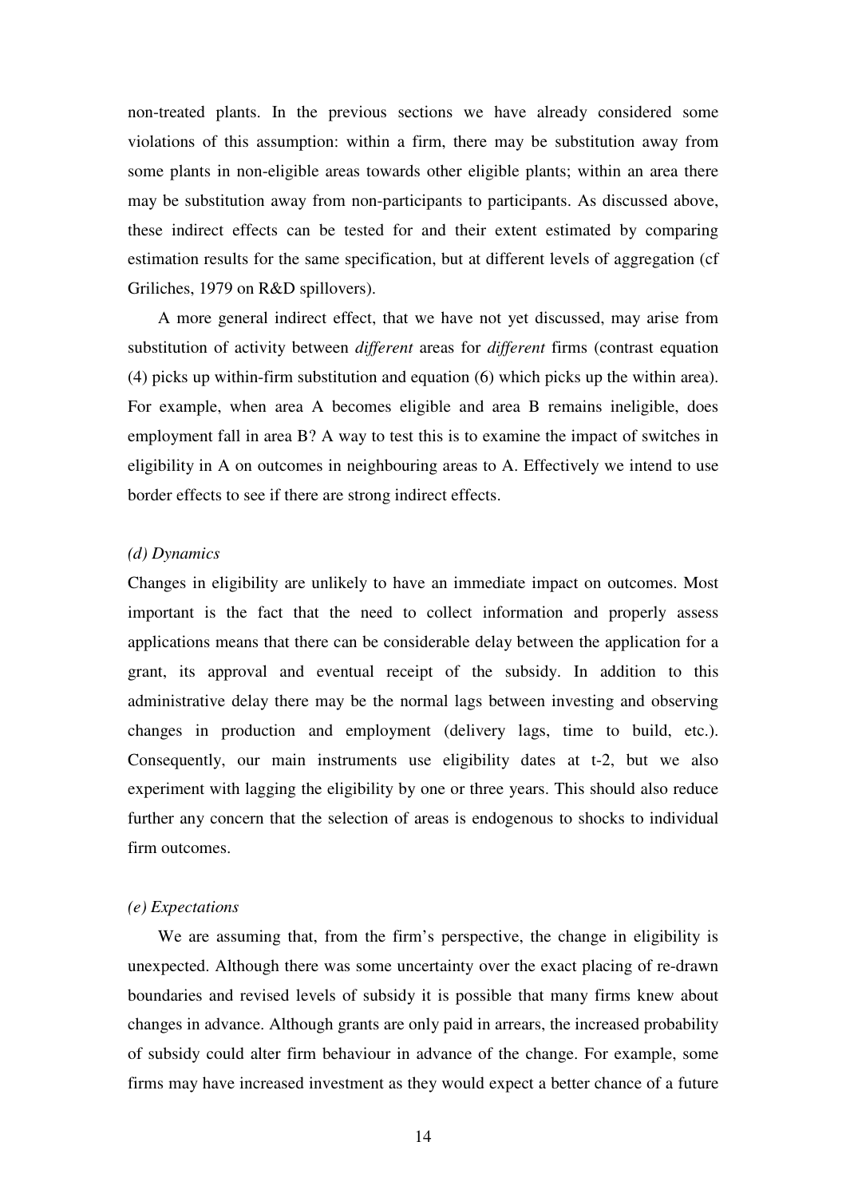non-treated plants. In the previous sections we have already considered some violations of this assumption: within a firm, there may be substitution away from some plants in non-eligible areas towards other eligible plants; within an area there may be substitution away from non-participants to participants. As discussed above, these indirect effects can be tested for and their extent estimated by comparing estimation results for the same specification, but at different levels of aggregation (cf Griliches, 1979 on R&D spillovers).

A more general indirect effect, that we have not yet discussed, may arise from substitution of activity between *different* areas for *different* firms (contrast equation (4) picks up within-firm substitution and equation (6) which picks up the within area). For example, when area A becomes eligible and area B remains ineligible, does employment fall in area B? A way to test this is to examine the impact of switches in eligibility in A on outcomes in neighbouring areas to A. Effectively we intend to use border effects to see if there are strong indirect effects.

*(d) Dynamics*

Changes in eligibility are unlikely to have an immediate impact on outcomes. Most important is the fact that the need to collect information and properly assess applications means that there can be considerable delay between the application for a grant, its approval and eventual receipt of the subsidy. In addition to this administrative delay there may be the normal lags between investing and observing changes in production and employment (delivery lags, time to build, etc.). Consequently, our main instruments use eligibility dates at t-2, but we also experiment with lagging the eligibility by one or three years. This should also reduce further any concern that the selection of areas is endogenous to shocks to individual firm outcomes.

*(e) Expectations*

We are assuming that, from the firm's perspective, the change in eligibility is unexpected. Although there was some uncertainty over the exact placing of re-drawn boundaries and revised levels of subsidy it is possible that many firms knew about changes in advance. Although grants are only paid in arrears, the increased probability of subsidy could alter firm behaviour in advance of the change. For example, some firms may have increased investment as they would expect a better chance of a future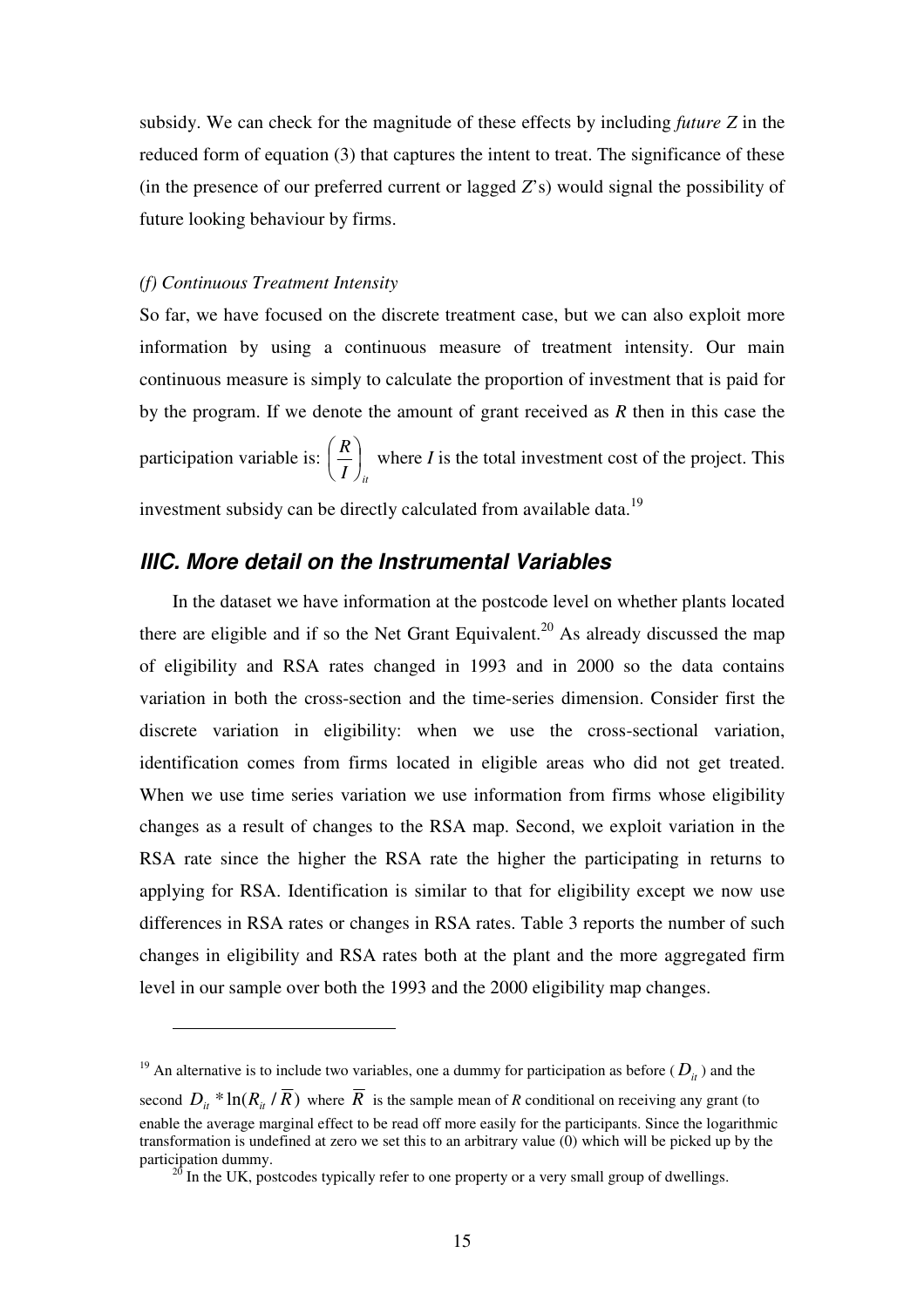subsidy. We can check for the magnitude of these effects by including *future Z* in the reduced form of equation (3) that captures the intent to treat. The significance of these (in the presence of our preferred current or lagged *Z*'s) would signal the possibility of future looking behaviour by firms.

*(f) Continuous Treatment Intensity*

So far, we have focused on the discrete treatment case, but we can also exploit more information by using a continuous measure of treatment intensity. Our main continuous measure is simply to calculate the proportion of investment that is paid for by the program. If we denote the amount of grant received as *R* then in this case the participation variable is: $\left(\frac{R}{I}\right)_{it}$ where *I* is the total investment cost of the project. This investment subsidy can be directly calculated from available data.[19]

## IIIC. More detail on the Instrumental Variables

In the dataset we have information at the postcode level on whether plants located there are eligible and if so the Net Grant Equivalent.[20] As already discussed the map of eligibility and RSA rates changed in 1993 and in 2000 so the data contains variation in both the cross-section and the time-series dimension. Consider first the discrete variation in eligibility: when we use the cross-sectional variation, identification comes from firms located in eligible areas who did not get treated. When we use time series variation we use information from firms whose eligibility changes as a result of changes to the RSA map. Second, we exploit variation in the RSA rate since the higher the RSA rate the higher the participating in returns to applying for RSA. Identification is similar to that for eligibility except we now use differences in RSA rates or changes in RSA rates. Table 3 reports the number of such changes in eligibility and RSA rates both at the plant and the more aggregated firm level in our sample over both the 1993 and the 2000 eligibility map changes.

---

[19] An alternative is to include two variables, one a dummy for participation as before ($D_{it}$) and the second $D_{it} * \ln(R_{it} / \overline{R})$ where $\overline{R}$ is the sample mean of *R* conditional on receiving any grant (to enable the average marginal effect to be read off more easily for the participants. Since the logarithmic transformation is undefined at zero we set this to an arbitrary value (0) which will be picked up by the participation dummy.

[20] In the UK, postcodes typically refer to one property or a very small group of dwellings.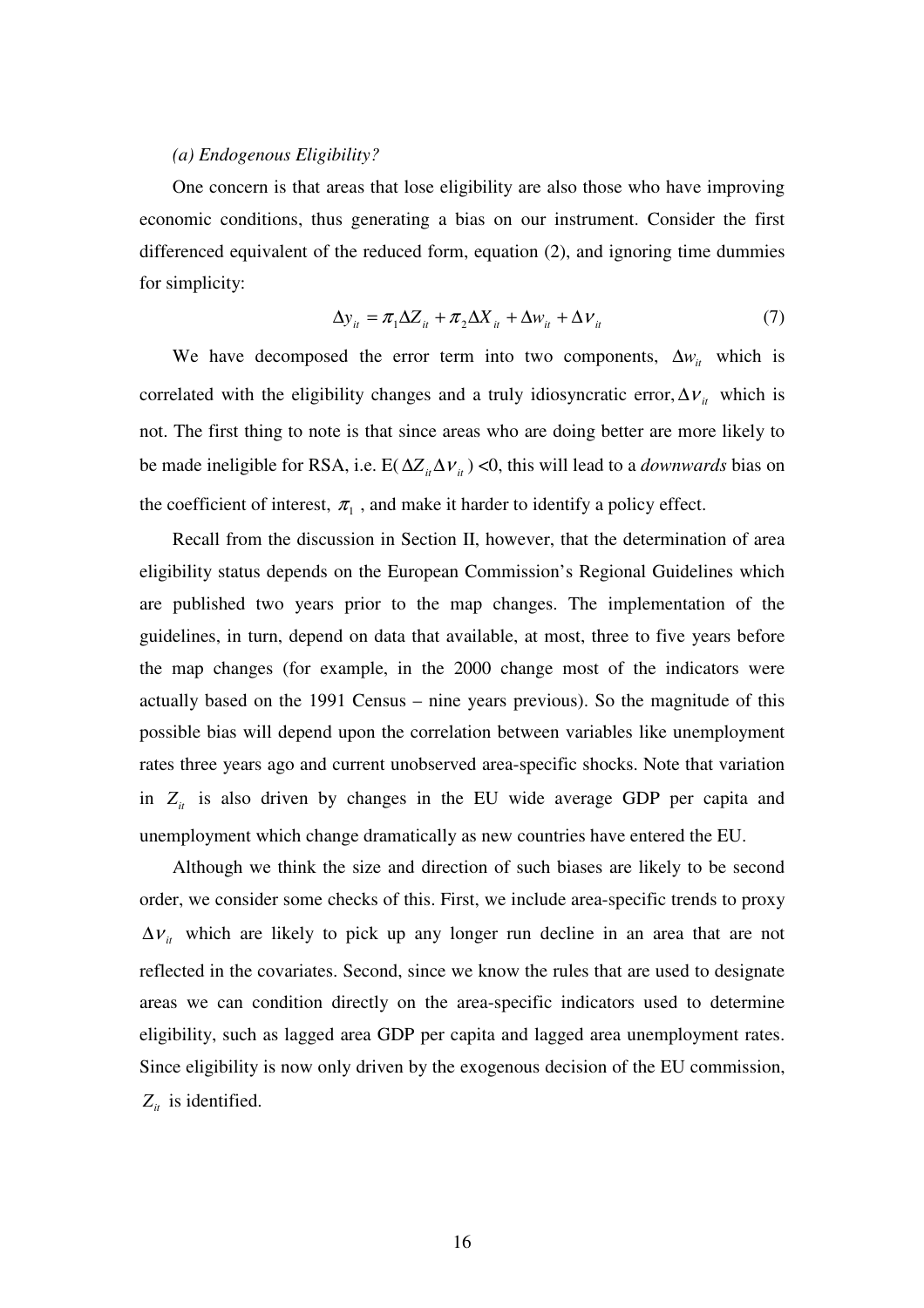*(a) Endogenous Eligibility?*

One concern is that areas that lose eligibility are also those who have improving economic conditions, thus generating a bias on our instrument. Consider the first differenced equivalent of the reduced form, equation (2), and ignoring time dummies for simplicity:

$$\Delta y_{it} = \pi_1 \Delta Z_{it} + \pi_2 \Delta X_{it} + \Delta w_{it} + \Delta \nu_{it} \tag{7}$$

We have decomposed the error term into two components, $\Delta w_{it}$ which is correlated with the eligibility changes and a truly idiosyncratic error, $\Delta \nu_{it}$ which is not. The first thing to note is that since areas who are doing better are more likely to be made ineligible for RSA, i.e. E($\Delta Z_{it} \Delta \nu_{it}$) <0, this will lead to a *downwards* bias on the coefficient of interest, $\pi_1$ , and make it harder to identify a policy effect.

Recall from the discussion in Section II, however, that the determination of area eligibility status depends on the European Commission's Regional Guidelines which are published two years prior to the map changes. The implementation of the guidelines, in turn, depend on data that available, at most, three to five years before the map changes (for example, in the 2000 change most of the indicators were actually based on the 1991 Census – nine years previous). So the magnitude of this possible bias will depend upon the correlation between variables like unemployment rates three years ago and current unobserved area-specific shocks. Note that variation in $Z_{it}$ is also driven by changes in the EU wide average GDP per capita and unemployment which change dramatically as new countries have entered the EU.

Although we think the size and direction of such biases are likely to be second order, we consider some checks of this. First, we include area-specific trends to proxy $\Delta \nu_{it}$ which are likely to pick up any longer run decline in an area that are not reflected in the covariates. Second, since we know the rules that are used to designate areas we can condition directly on the area-specific indicators used to determine eligibility, such as lagged area GDP per capita and lagged area unemployment rates. Since eligibility is now only driven by the exogenous decision of the EU commission, $Z_{it}$ is identified.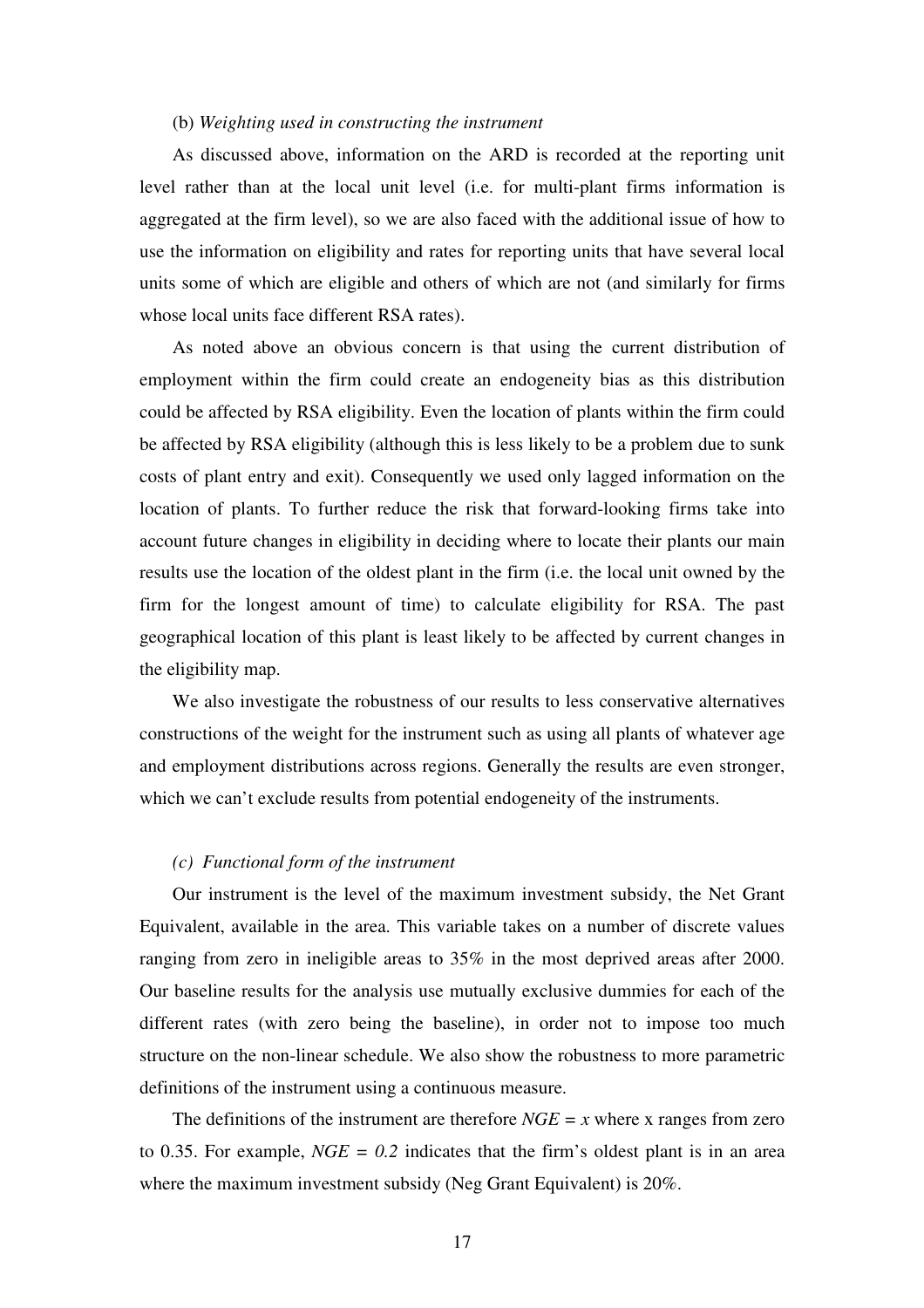(b) *Weighting used in constructing the instrument*

As discussed above, information on the ARD is recorded at the reporting unit level rather than at the local unit level (i.e. for multi-plant firms information is aggregated at the firm level), so we are also faced with the additional issue of how to use the information on eligibility and rates for reporting units that have several local units some of which are eligible and others of which are not (and similarly for firms whose local units face different RSA rates).

As noted above an obvious concern is that using the current distribution of employment within the firm could create an endogeneity bias as this distribution could be affected by RSA eligibility. Even the location of plants within the firm could be affected by RSA eligibility (although this is less likely to be a problem due to sunk costs of plant entry and exit). Consequently we used only lagged information on the location of plants. To further reduce the risk that forward-looking firms take into account future changes in eligibility in deciding where to locate their plants our main results use the location of the oldest plant in the firm (i.e. the local unit owned by the firm for the longest amount of time) to calculate eligibility for RSA. The past geographical location of this plant is least likely to be affected by current changes in the eligibility map.

We also investigate the robustness of our results to less conservative alternatives constructions of the weight for the instrument such as using all plants of whatever age and employment distributions across regions. Generally the results are even stronger, which we can't exclude results from potential endogeneity of the instruments.

*(c) Functional form of the instrument*

Our instrument is the level of the maximum investment subsidy, the Net Grant Equivalent, available in the area. This variable takes on a number of discrete values ranging from zero in ineligible areas to 35% in the most deprived areas after 2000. Our baseline results for the analysis use mutually exclusive dummies for each of the different rates (with zero being the baseline), in order not to impose too much structure on the non-linear schedule. We also show the robustness to more parametric definitions of the instrument using a continuous measure.

The definitions of the instrument are therefore $NGE = x$ where x ranges from zero to 0.35. For example, $NGE = 0.2$ indicates that the firm's oldest plant is in an area where the maximum investment subsidy (Neg Grant Equivalent) is 20%.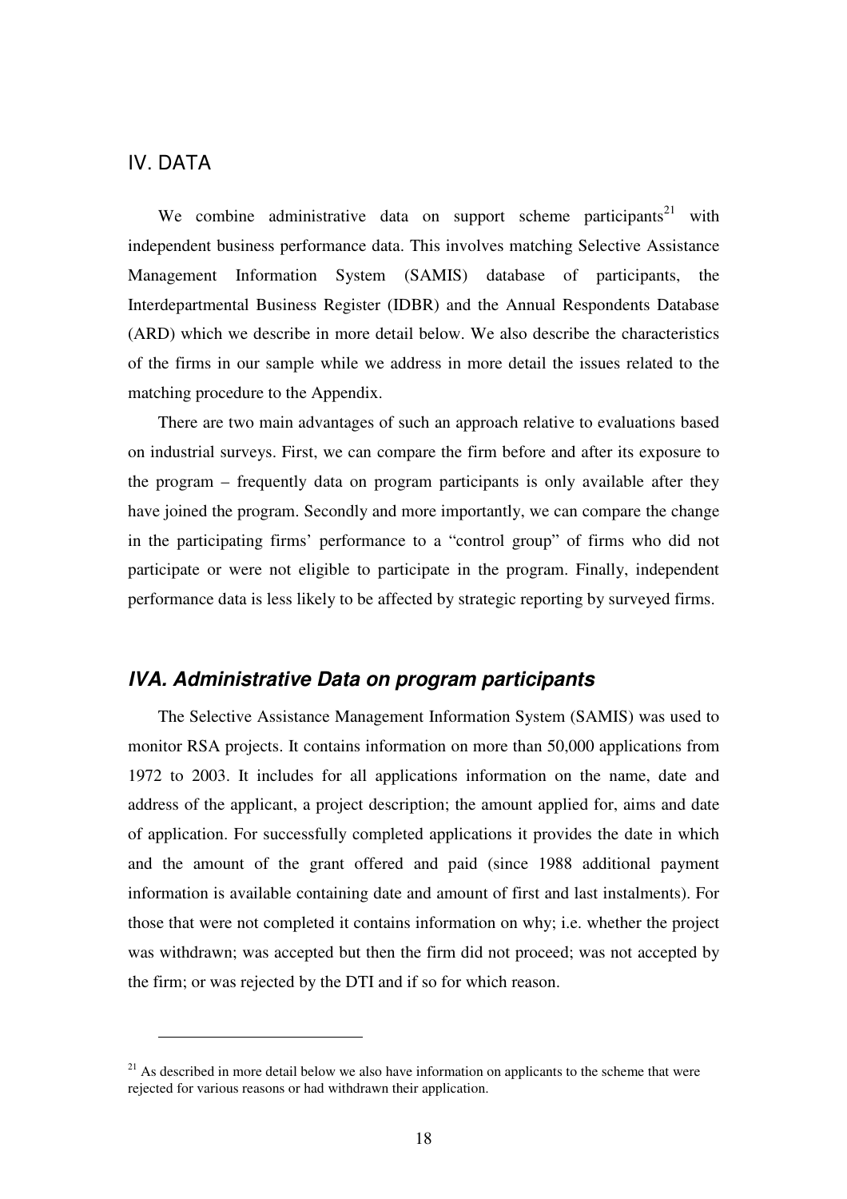## IV. DATA

We combine administrative data on support scheme participants[21] with independent business performance data. This involves matching Selective Assistance Management Information System (SAMIS) database of participants, the Interdepartmental Business Register (IDBR) and the Annual Respondents Database (ARD) which we describe in more detail below. We also describe the characteristics of the firms in our sample while we address in more detail the issues related to the matching procedure to the Appendix.

There are two main advantages of such an approach relative to evaluations based on industrial surveys. First, we can compare the firm before and after its exposure to the program – frequently data on program participants is only available after they have joined the program. Secondly and more importantly, we can compare the change in the participating firms' performance to a "control group" of firms who did not participate or were not eligible to participate in the program. Finally, independent performance data is less likely to be affected by strategic reporting by surveyed firms.

### *IVA. Administrative Data on program participants*

The Selective Assistance Management Information System (SAMIS) was used to monitor RSA projects. It contains information on more than 50,000 applications from 1972 to 2003. It includes for all applications information on the name, date and address of the applicant, a project description; the amount applied for, aims and date of application. For successfully completed applications it provides the date in which and the amount of the grant offered and paid (since 1988 additional payment information is available containing date and amount of first and last instalments). For those that were not completed it contains information on why; i.e. whether the project was withdrawn; was accepted but then the firm did not proceed; was not accepted by the firm; or was rejected by the DTI and if so for which reason.

---

[21] As described in more detail below we also have information on applicants to the scheme that were rejected for various reasons or had withdrawn their application.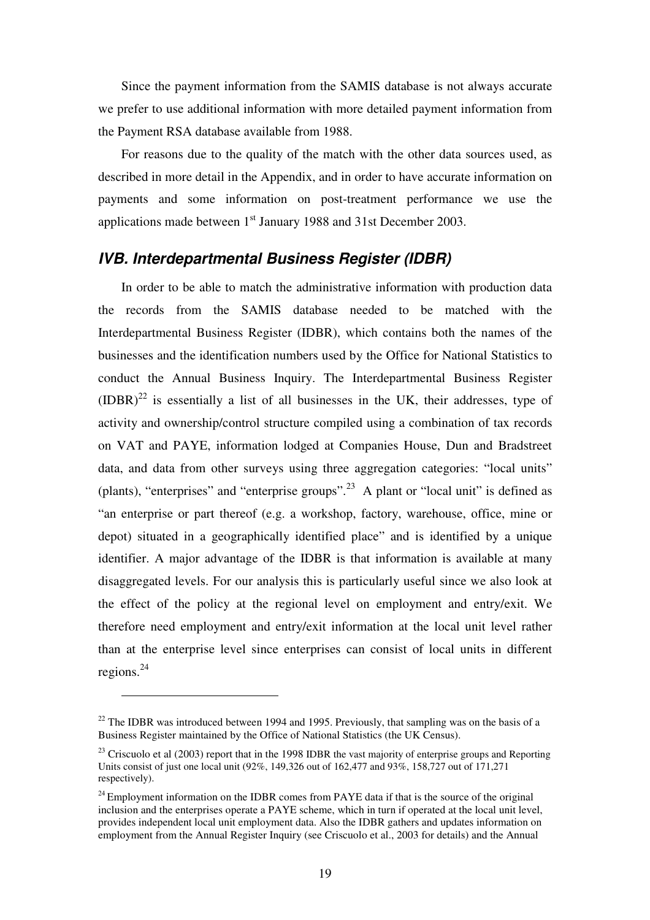Since the payment information from the SAMIS database is not always accurate we prefer to use additional information with more detailed payment information from the Payment RSA database available from 1988.

For reasons due to the quality of the match with the other data sources used, as described in more detail in the Appendix, and in order to have accurate information on payments and some information on post-treatment performance we use the applications made between 1st January 1988 and 31st December 2003.

## *IVB. Interdepartmental Business Register (IDBR)*

In order to be able to match the administrative information with production data the records from the SAMIS database needed to be matched with the Interdepartmental Business Register (IDBR), which contains both the names of the businesses and the identification numbers used by the Office for National Statistics to conduct the Annual Business Inquiry. The Interdepartmental Business Register (IDBR)[22] is essentially a list of all businesses in the UK, their addresses, type of activity and ownership/control structure compiled using a combination of tax records on VAT and PAYE, information lodged at Companies House, Dun and Bradstreet data, and data from other surveys using three aggregation categories: "local units" (plants), "enterprises" and "enterprise groups".[23] A plant or "local unit" is defined as "an enterprise or part thereof (e.g. a workshop, factory, warehouse, office, mine or depot) situated in a geographically identified place" and is identified by a unique identifier. A major advantage of the IDBR is that information is available at many disaggregated levels. For our analysis this is particularly useful since we also look at the effect of the policy at the regional level on employment and entry/exit. We therefore need employment and entry/exit information at the local unit level rather than at the enterprise level since enterprises can consist of local units in different regions.[24]

---

[22] The IDBR was introduced between 1994 and 1995. Previously, that sampling was on the basis of a Business Register maintained by the Office of National Statistics (the UK Census).

[23] Criscuolo et al (2003) report that in the 1998 IDBR the vast majority of enterprise groups and Reporting Units consist of just one local unit (92%, 149,326 out of 162,477 and 93%, 158,727 out of 171,271 respectively).

[24] Employment information on the IDBR comes from PAYE data if that is the source of the original inclusion and the enterprises operate a PAYE scheme, which in turn if operated at the local unit level, provides independent local unit employment data. Also the IDBR gathers and updates information on employment from the Annual Register Inquiry (see Criscuolo et al., 2003 for details) and the Annual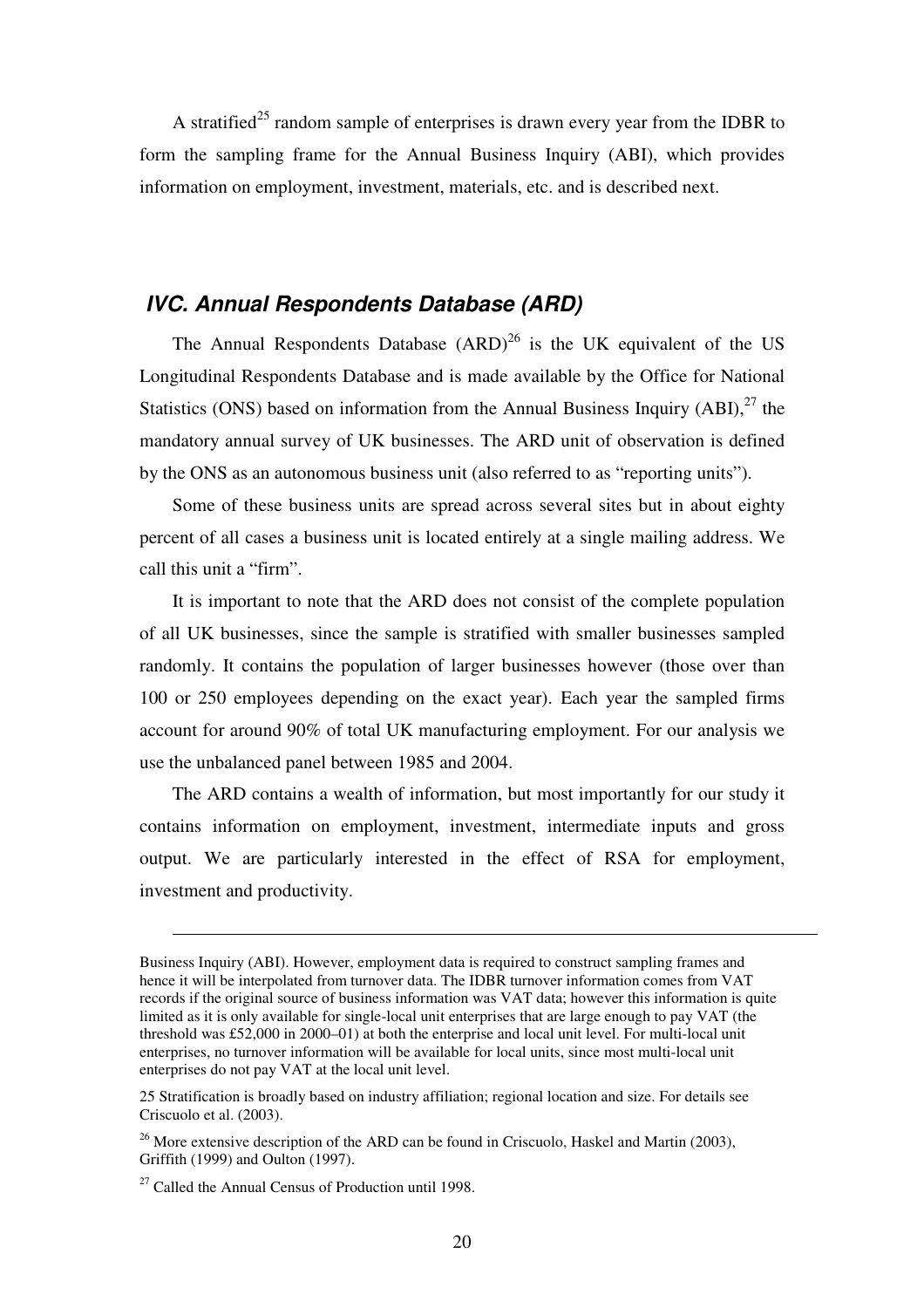A stratified[25] random sample of enterprises is drawn every year from the IDBR to form the sampling frame for the Annual Business Inquiry (ABI), which provides information on employment, investment, materials, etc. and is described next.

### IVC. Annual Respondents Database (ARD)

The Annual Respondents Database (ARD)[26] is the UK equivalent of the US Longitudinal Respondents Database and is made available by the Office for National Statistics (ONS) based on information from the Annual Business Inquiry (ABI),[27] the mandatory annual survey of UK businesses. The ARD unit of observation is defined by the ONS as an autonomous business unit (also referred to as "reporting units").

Some of these business units are spread across several sites but in about eighty percent of all cases a business unit is located entirely at a single mailing address. We call this unit a "firm".

It is important to note that the ARD does not consist of the complete population of all UK businesses, since the sample is stratified with smaller businesses sampled randomly. It contains the population of larger businesses however (those over than 100 or 250 employees depending on the exact year). Each year the sampled firms account for around 90% of total UK manufacturing employment. For our analysis we use the unbalanced panel between 1985 and 2004.

The ARD contains a wealth of information, but most importantly for our study it contains information on employment, investment, intermediate inputs and gross output. We are particularly interested in the effect of RSA for employment, investment and productivity.

---

Business Inquiry (ABI). However, employment data is required to construct sampling frames and hence it will be interpolated from turnover data. The IDBR turnover information comes from VAT records if the original source of business information was VAT data; however this information is quite limited as it is only available for single-local unit enterprises that are large enough to pay VAT (the threshold was £52,000 in 2000–01) at both the enterprise and local unit level. For multi-local unit enterprises, no turnover information will be available for local units, since most multi-local unit enterprises do not pay VAT at the local unit level.

25 Stratification is broadly based on industry affiliation; regional location and size. For details see Criscuolo et al. (2003).

26 More extensive description of the ARD can be found in Criscuolo, Haskel and Martin (2003), Griffith (1999) and Oulton (1997).

27 Called the Annual Census of Production until 1998.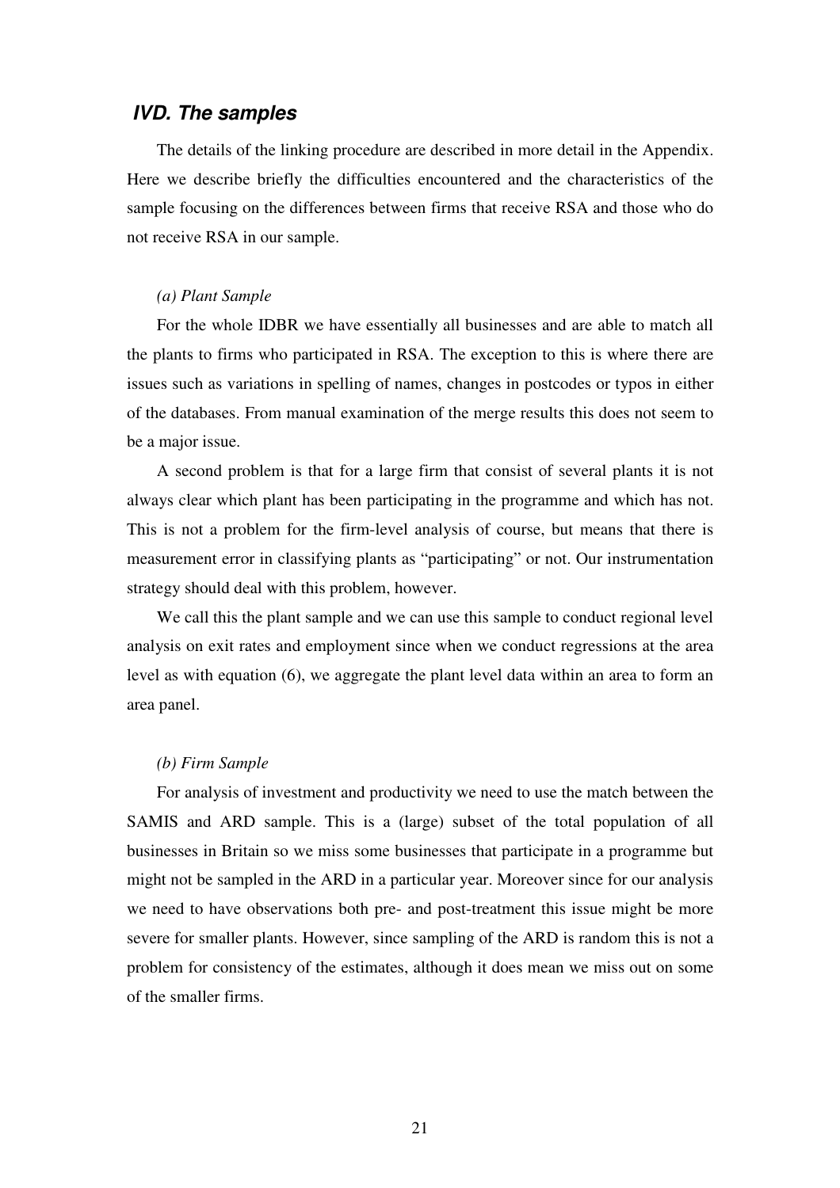### IVD. The samples

The details of the linking procedure are described in more detail in the Appendix. Here we describe briefly the difficulties encountered and the characteristics of the sample focusing on the differences between firms that receive RSA and those who do not receive RSA in our sample.

*(a) Plant Sample*

For the whole IDBR we have essentially all businesses and are able to match all the plants to firms who participated in RSA. The exception to this is where there are issues such as variations in spelling of names, changes in postcodes or typos in either of the databases. From manual examination of the merge results this does not seem to be a major issue.

A second problem is that for a large firm that consist of several plants it is not always clear which plant has been participating in the programme and which has not. This is not a problem for the firm-level analysis of course, but means that there is measurement error in classifying plants as "participating" or not. Our instrumentation strategy should deal with this problem, however.

We call this the plant sample and we can use this sample to conduct regional level analysis on exit rates and employment since when we conduct regressions at the area level as with equation (6), we aggregate the plant level data within an area to form an area panel.

*(b) Firm Sample*

For analysis of investment and productivity we need to use the match between the SAMIS and ARD sample. This is a (large) subset of the total population of all businesses in Britain so we miss some businesses that participate in a programme but might not be sampled in the ARD in a particular year. Moreover since for our analysis we need to have observations both pre- and post-treatment this issue might be more severe for smaller plants. However, since sampling of the ARD is random this is not a problem for consistency of the estimates, although it does mean we miss out on some of the smaller firms.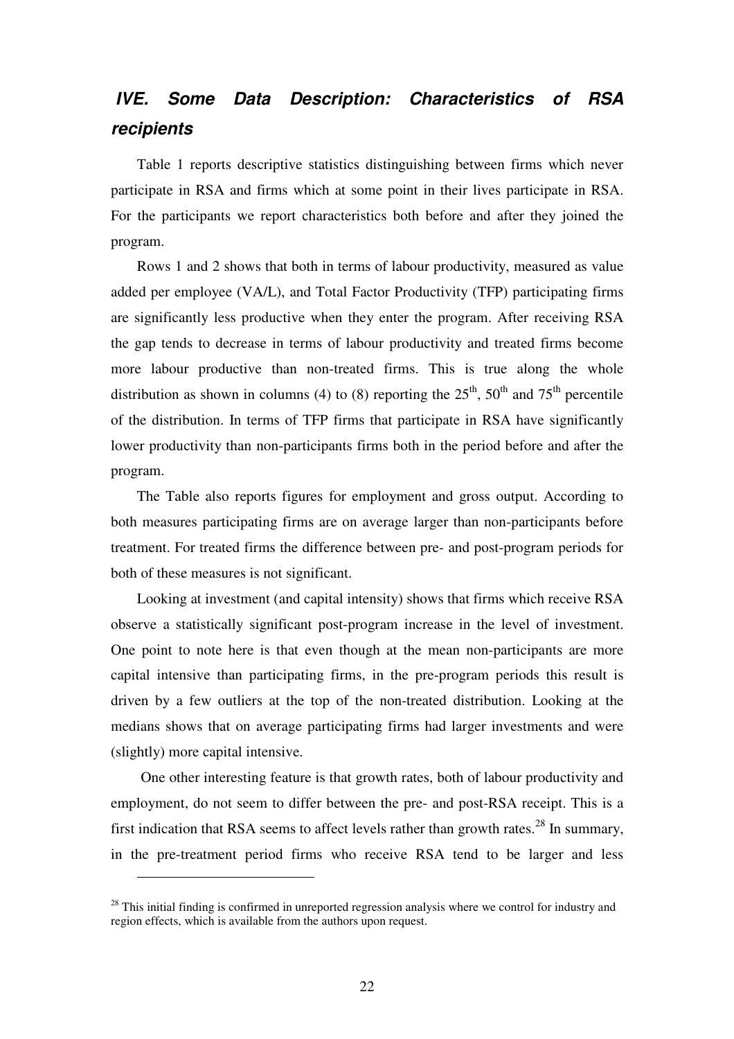## IVE. Some Data Description: Characteristics of RSA recipients

Table 1 reports descriptive statistics distinguishing between firms which never participate in RSA and firms which at some point in their lives participate in RSA. For the participants we report characteristics both before and after they joined the program.

Rows 1 and 2 shows that both in terms of labour productivity, measured as value added per employee (VA/L), and Total Factor Productivity (TFP) participating firms are significantly less productive when they enter the program. After receiving RSA the gap tends to decrease in terms of labour productivity and treated firms become more labour productive than non-treated firms. This is true along the whole distribution as shown in columns (4) to (8) reporting the 25[th], 50[th] and 75[th] percentile of the distribution. In terms of TFP firms that participate in RSA have significantly lower productivity than non-participants firms both in the period before and after the program.

The Table also reports figures for employment and gross output. According to both measures participating firms are on average larger than non-participants before treatment. For treated firms the difference between pre- and post-program periods for both of these measures is not significant.

Looking at investment (and capital intensity) shows that firms which receive RSA observe a statistically significant post-program increase in the level of investment. One point to note here is that even though at the mean non-participants are more capital intensive than participating firms, in the pre-program periods this result is driven by a few outliers at the top of the non-treated distribution. Looking at the medians shows that on average participating firms had larger investments and were (slightly) more capital intensive.

One other interesting feature is that growth rates, both of labour productivity and employment, do not seem to differ between the pre- and post-RSA receipt. This is a first indication that RSA seems to affect levels rather than growth rates.[28] In summary, in the pre-treatment period firms who receive RSA tend to be larger and less

[28] This initial finding is confirmed in unreported regression analysis where we control for industry and region effects, which is available from the authors upon request.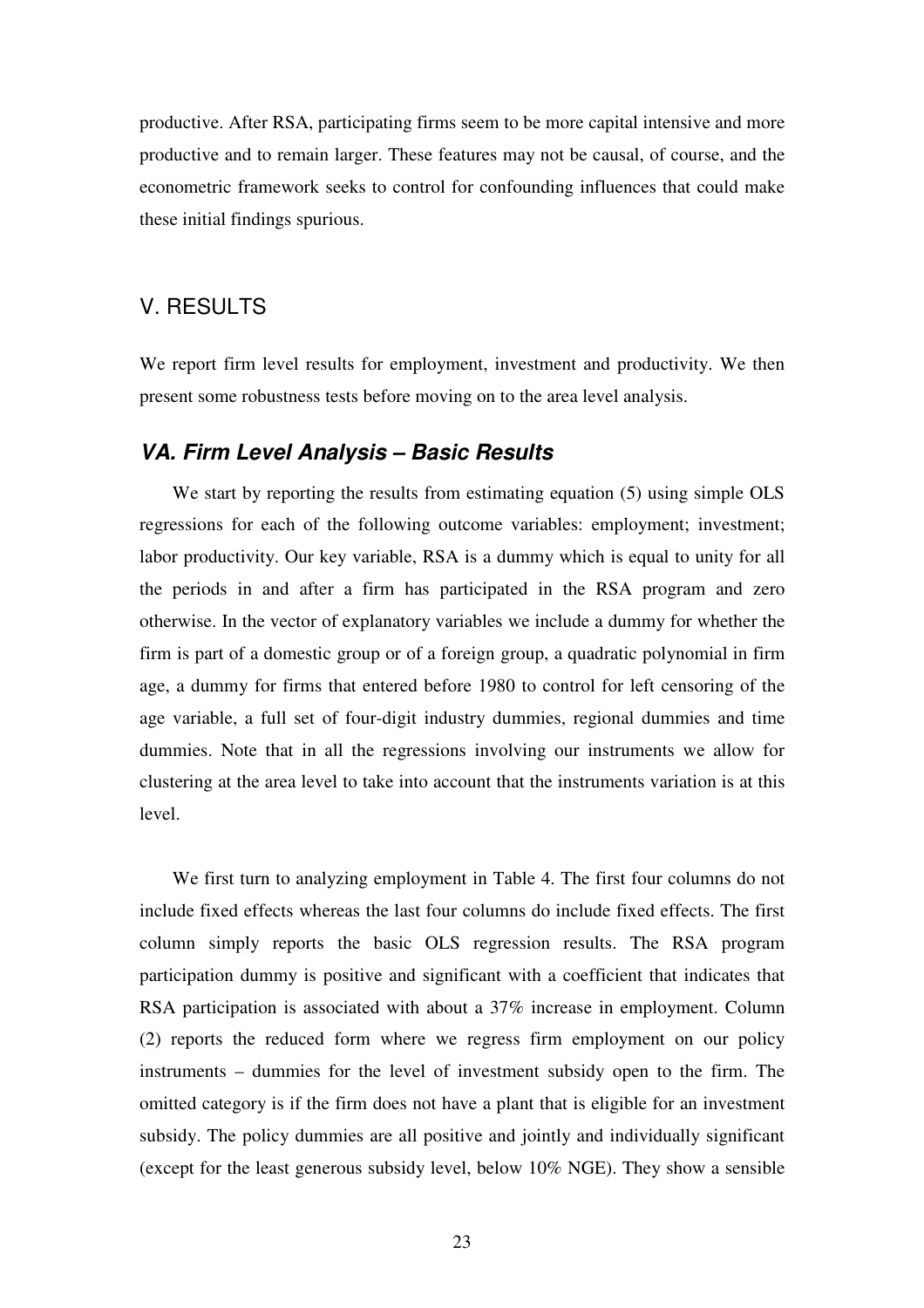productive. After RSA, participating firms seem to be more capital intensive and more productive and to remain larger. These features may not be causal, of course, and the econometric framework seeks to control for confounding influences that could make these initial findings spurious.

## V. RESULTS

We report firm level results for employment, investment and productivity. We then present some robustness tests before moving on to the area level analysis.

### *VA. Firm Level Analysis – Basic Results*

We start by reporting the results from estimating equation (5) using simple OLS regressions for each of the following outcome variables: employment; investment; labor productivity. Our key variable, RSA is a dummy which is equal to unity for all the periods in and after a firm has participated in the RSA program and zero otherwise. In the vector of explanatory variables we include a dummy for whether the firm is part of a domestic group or of a foreign group, a quadratic polynomial in firm age, a dummy for firms that entered before 1980 to control for left censoring of the age variable, a full set of four-digit industry dummies, regional dummies and time dummies. Note that in all the regressions involving our instruments we allow for clustering at the area level to take into account that the instruments variation is at this level.

We first turn to analyzing employment in Table 4. The first four columns do not include fixed effects whereas the last four columns do include fixed effects. The first column simply reports the basic OLS regression results. The RSA program participation dummy is positive and significant with a coefficient that indicates that RSA participation is associated with about a 37% increase in employment. Column (2) reports the reduced form where we regress firm employment on our policy instruments – dummies for the level of investment subsidy open to the firm. The omitted category is if the firm does not have a plant that is eligible for an investment subsidy. The policy dummies are all positive and jointly and individually significant (except for the least generous subsidy level, below 10% NGE). They show a sensible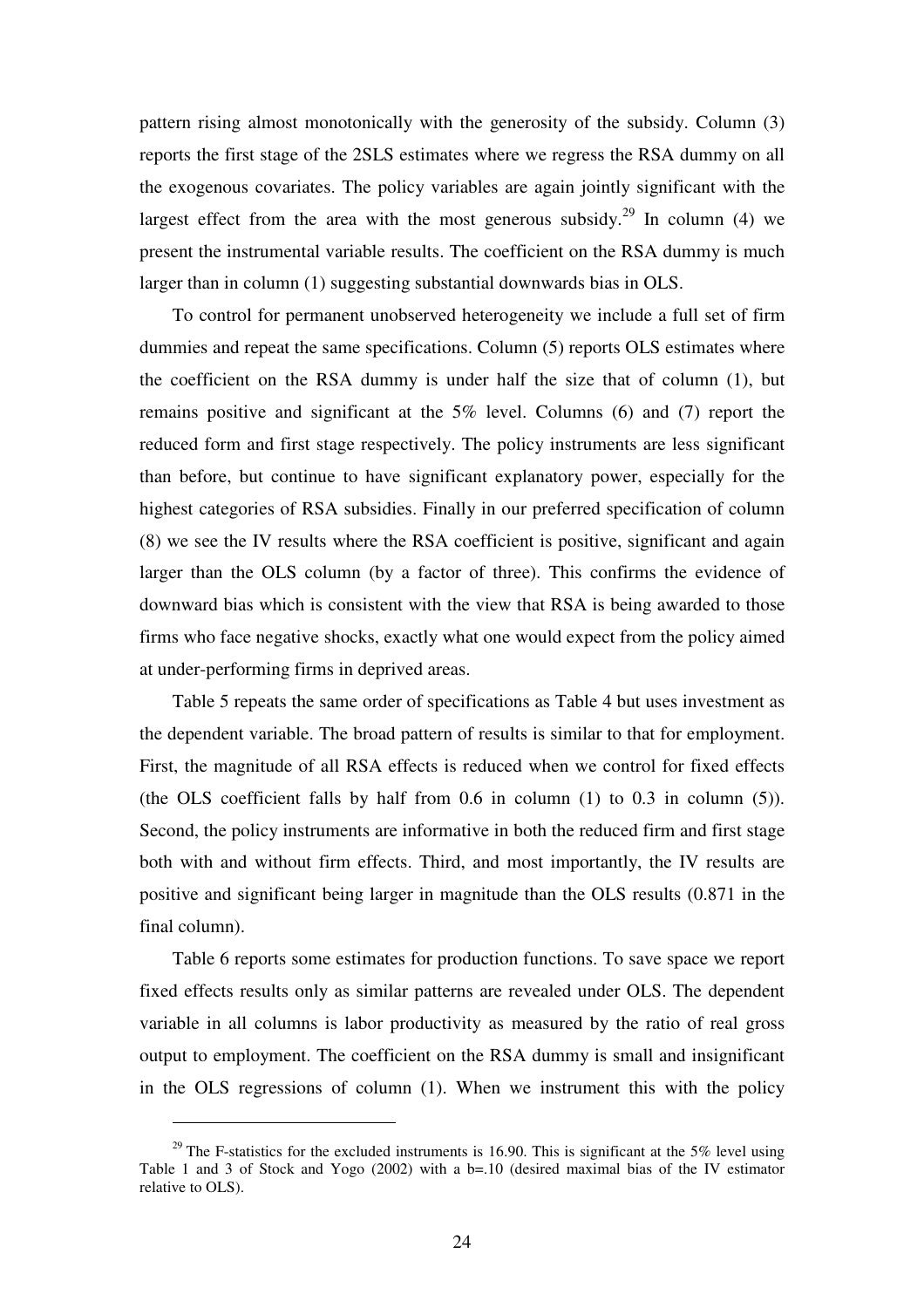pattern rising almost monotonically with the generosity of the subsidy. Column (3) reports the first stage of the 2SLS estimates where we regress the RSA dummy on all the exogenous covariates. The policy variables are again jointly significant with the largest effect from the area with the most generous subsidy.[29] In column (4) we present the instrumental variable results. The coefficient on the RSA dummy is much larger than in column (1) suggesting substantial downwards bias in OLS.

To control for permanent unobserved heterogeneity we include a full set of firm dummies and repeat the same specifications. Column (5) reports OLS estimates where the coefficient on the RSA dummy is under half the size that of column (1), but remains positive and significant at the 5% level. Columns (6) and (7) report the reduced form and first stage respectively. The policy instruments are less significant than before, but continue to have significant explanatory power, especially for the highest categories of RSA subsidies. Finally in our preferred specification of column (8) we see the IV results where the RSA coefficient is positive, significant and again larger than the OLS column (by a factor of three). This confirms the evidence of downward bias which is consistent with the view that RSA is being awarded to those firms who face negative shocks, exactly what one would expect from the policy aimed at under-performing firms in deprived areas.

Table 5 repeats the same order of specifications as Table 4 but uses investment as the dependent variable. The broad pattern of results is similar to that for employment. First, the magnitude of all RSA effects is reduced when we control for fixed effects (the OLS coefficient falls by half from 0.6 in column (1) to 0.3 in column (5)). Second, the policy instruments are informative in both the reduced firm and first stage both with and without firm effects. Third, and most importantly, the IV results are positive and significant being larger in magnitude than the OLS results (0.871 in the final column).

Table 6 reports some estimates for production functions. To save space we report fixed effects results only as similar patterns are revealed under OLS. The dependent variable in all columns is labor productivity as measured by the ratio of real gross output to employment. The coefficient on the RSA dummy is small and insignificant in the OLS regressions of column (1). When we instrument this with the policy

---

[29] The F-statistics for the excluded instruments is 16.90. This is significant at the 5% level using Table 1 and 3 of Stock and Yogo (2002) with a b=.10 (desired maximal bias of the IV estimator relative to OLS).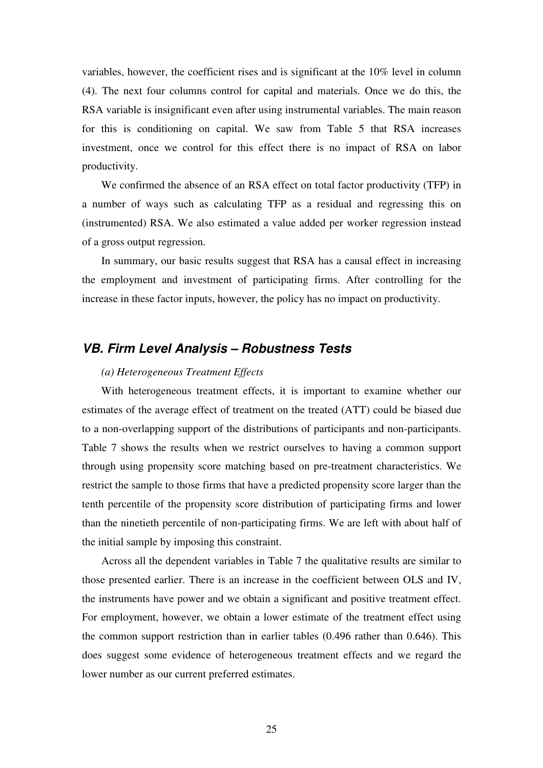variables, however, the coefficient rises and is significant at the 10% level in column (4). The next four columns control for capital and materials. Once we do this, the RSA variable is insignificant even after using instrumental variables. The main reason for this is conditioning on capital. We saw from Table 5 that RSA increases investment, once we control for this effect there is no impact of RSA on labor productivity.

We confirmed the absence of an RSA effect on total factor productivity (TFP) in a number of ways such as calculating TFP as a residual and regressing this on (instrumented) RSA. We also estimated a value added per worker regression instead of a gross output regression.

In summary, our basic results suggest that RSA has a causal effect in increasing the employment and investment of participating firms. After controlling for the increase in these factor inputs, however, the policy has no impact on productivity.

## VB. Firm Level Analysis – Robustness Tests

*(a) Heterogeneous Treatment Effects*

With heterogeneous treatment effects, it is important to examine whether our estimates of the average effect of treatment on the treated (ATT) could be biased due to a non-overlapping support of the distributions of participants and non-participants. Table 7 shows the results when we restrict ourselves to having a common support through using propensity score matching based on pre-treatment characteristics. We restrict the sample to those firms that have a predicted propensity score larger than the tenth percentile of the propensity score distribution of participating firms and lower than the ninetieth percentile of non-participating firms. We are left with about half of the initial sample by imposing this constraint.

Across all the dependent variables in Table 7 the qualitative results are similar to those presented earlier. There is an increase in the coefficient between OLS and IV, the instruments have power and we obtain a significant and positive treatment effect. For employment, however, we obtain a lower estimate of the treatment effect using the common support restriction than in earlier tables (0.496 rather than 0.646). This does suggest some evidence of heterogeneous treatment effects and we regard the lower number as our current preferred estimates.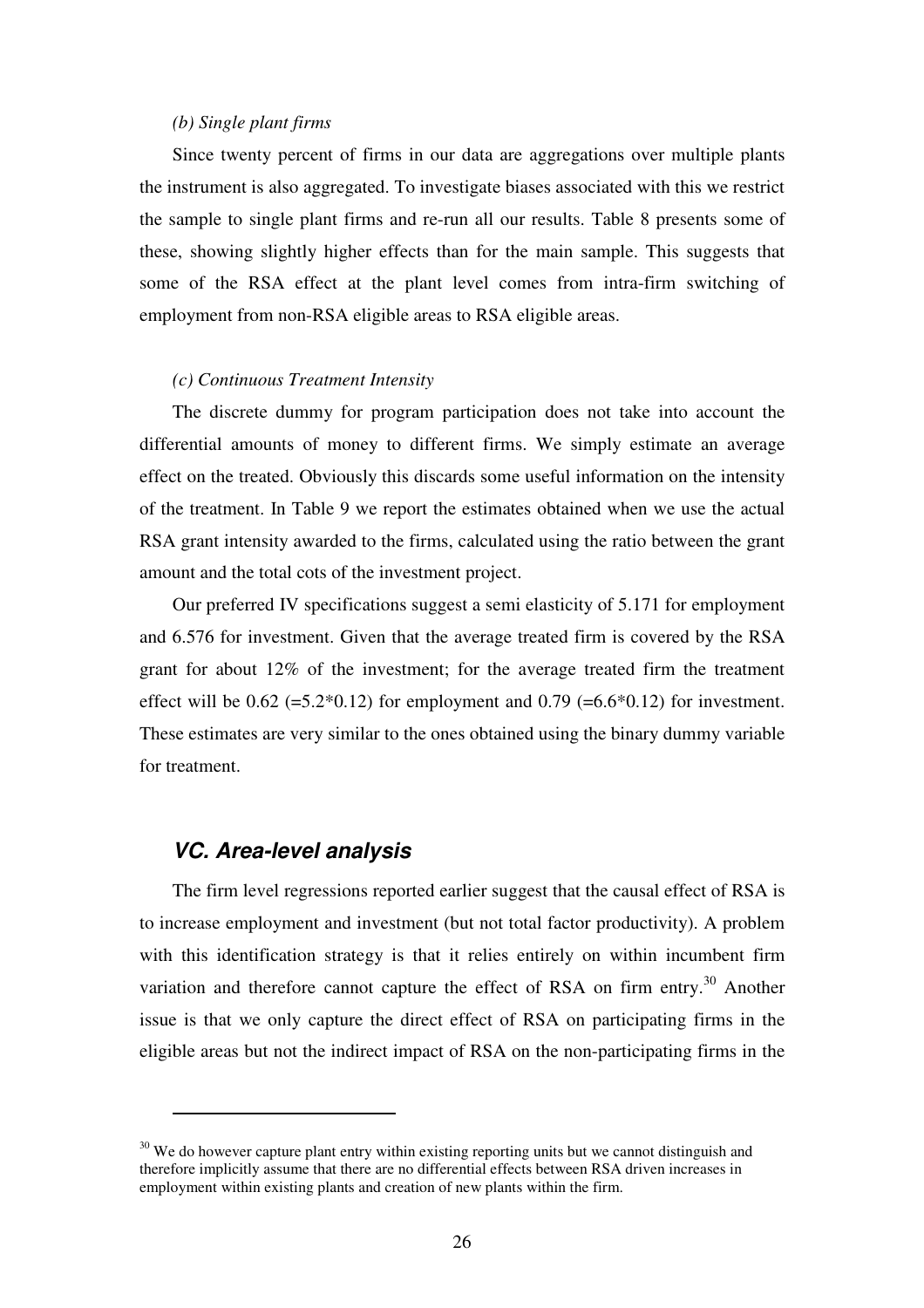*(b) Single plant firms*

Since twenty percent of firms in our data are aggregations over multiple plants the instrument is also aggregated. To investigate biases associated with this we restrict the sample to single plant firms and re-run all our results. Table 8 presents some of these, showing slightly higher effects than for the main sample. This suggests that some of the RSA effect at the plant level comes from intra-firm switching of employment from non-RSA eligible areas to RSA eligible areas.

*(c) Continuous Treatment Intensity*

The discrete dummy for program participation does not take into account the differential amounts of money to different firms. We simply estimate an average effect on the treated. Obviously this discards some useful information on the intensity of the treatment. In Table 9 we report the estimates obtained when we use the actual RSA grant intensity awarded to the firms, calculated using the ratio between the grant amount and the total cots of the investment project.

Our preferred IV specifications suggest a semi elasticity of 5.171 for employment and 6.576 for investment. Given that the average treated firm is covered by the RSA grant for about 12% of the investment; for the average treated firm the treatment effect will be 0.62 (=5.2*0.12) for employment and 0.79 (=6.6*0.12) for investment. These estimates are very similar to the ones obtained using the binary dummy variable for treatment.

## VC. Area-level analysis

The firm level regressions reported earlier suggest that the causal effect of RSA is to increase employment and investment (but not total factor productivity). A problem with this identification strategy is that it relies entirely on within incumbent firm variation and therefore cannot capture the effect of RSA on firm entry.[30] Another issue is that we only capture the direct effect of RSA on participating firms in the eligible areas but not the indirect impact of RSA on the non-participating firms in the

[30] We do however capture plant entry within existing reporting units but we cannot distinguish and therefore implicitly assume that there are no differential effects between RSA driven increases in employment within existing plants and creation of new plants within the firm.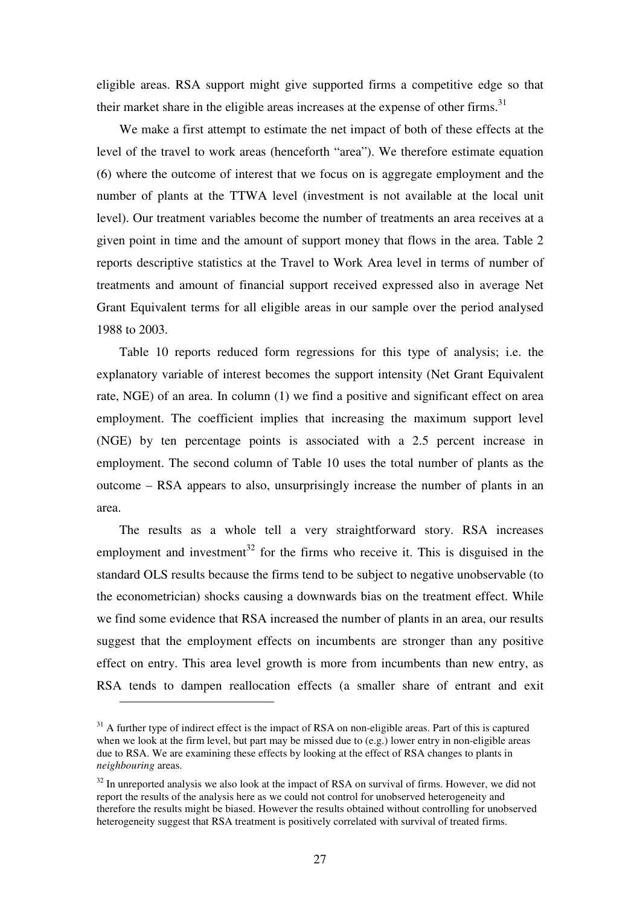eligible areas. RSA support might give supported firms a competitive edge so that their market share in the eligible areas increases at the expense of other firms.[31]

We make a first attempt to estimate the net impact of both of these effects at the level of the travel to work areas (henceforth "area"). We therefore estimate equation (6) where the outcome of interest that we focus on is aggregate employment and the number of plants at the TTWA level (investment is not available at the local unit level). Our treatment variables become the number of treatments an area receives at a given point in time and the amount of support money that flows in the area. Table 2 reports descriptive statistics at the Travel to Work Area level in terms of number of treatments and amount of financial support received expressed also in average Net Grant Equivalent terms for all eligible areas in our sample over the period analysed 1988 to 2003.

Table 10 reports reduced form regressions for this type of analysis; i.e. the explanatory variable of interest becomes the support intensity (Net Grant Equivalent rate, NGE) of an area. In column (1) we find a positive and significant effect on area employment. The coefficient implies that increasing the maximum support level (NGE) by ten percentage points is associated with a 2.5 percent increase in employment. The second column of Table 10 uses the total number of plants as the outcome – RSA appears to also, unsurprisingly increase the number of plants in an area.

The results as a whole tell a very straightforward story. RSA increases employment and investment[32] for the firms who receive it. This is disguised in the standard OLS results because the firms tend to be subject to negative unobservable (to the econometrician) shocks causing a downwards bias on the treatment effect. While we find some evidence that RSA increased the number of plants in an area, our results suggest that the employment effects on incumbents are stronger than any positive effect on entry. This area level growth is more from incumbents than new entry, as RSA tends to dampen reallocation effects (a smaller share of entrant and exit

---

[31] A further type of indirect effect is the impact of RSA on non-eligible areas. Part of this is captured when we look at the firm level, but part may be missed due to (e.g.) lower entry in non-eligible areas due to RSA. We are examining these effects by looking at the effect of RSA changes to plants in *neighbouring* areas.

[32] In unreported analysis we also look at the impact of RSA on survival of firms. However, we did not report the results of the analysis here as we could not control for unobserved heterogeneity and therefore the results might be biased. However the results obtained without controlling for unobserved heterogeneity suggest that RSA treatment is positively correlated with survival of treated firms.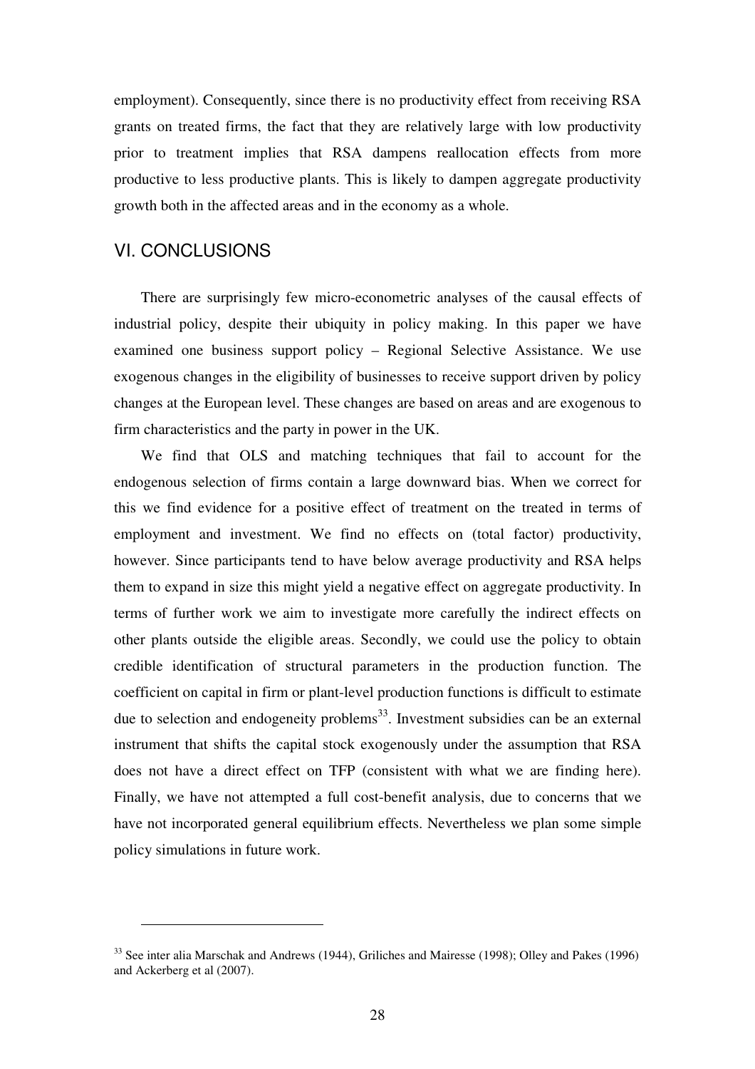employment). Consequently, since there is no productivity effect from receiving RSA grants on treated firms, the fact that they are relatively large with low productivity prior to treatment implies that RSA dampens reallocation effects from more productive to less productive plants. This is likely to dampen aggregate productivity growth both in the affected areas and in the economy as a whole.

## VI. CONCLUSIONS

There are surprisingly few micro-econometric analyses of the causal effects of industrial policy, despite their ubiquity in policy making. In this paper we have examined one business support policy – Regional Selective Assistance. We use exogenous changes in the eligibility of businesses to receive support driven by policy changes at the European level. These changes are based on areas and are exogenous to firm characteristics and the party in power in the UK.

We find that OLS and matching techniques that fail to account for the endogenous selection of firms contain a large downward bias. When we correct for this we find evidence for a positive effect of treatment on the treated in terms of employment and investment. We find no effects on (total factor) productivity, however. Since participants tend to have below average productivity and RSA helps them to expand in size this might yield a negative effect on aggregate productivity. In terms of further work we aim to investigate more carefully the indirect effects on other plants outside the eligible areas. Secondly, we could use the policy to obtain credible identification of structural parameters in the production function. The coefficient on capital in firm or plant-level production functions is difficult to estimate due to selection and endogeneity problems[33]. Investment subsidies can be an external instrument that shifts the capital stock exogenously under the assumption that RSA does not have a direct effect on TFP (consistent with what we are finding here). Finally, we have not attempted a full cost-benefit analysis, due to concerns that we have not incorporated general equilibrium effects. Nevertheless we plan some simple policy simulations in future work.

---

[33] See inter alia Marschak and Andrews (1944), Griliches and Mairesse (1998); Olley and Pakes (1996) and Ackerberg et al (2007).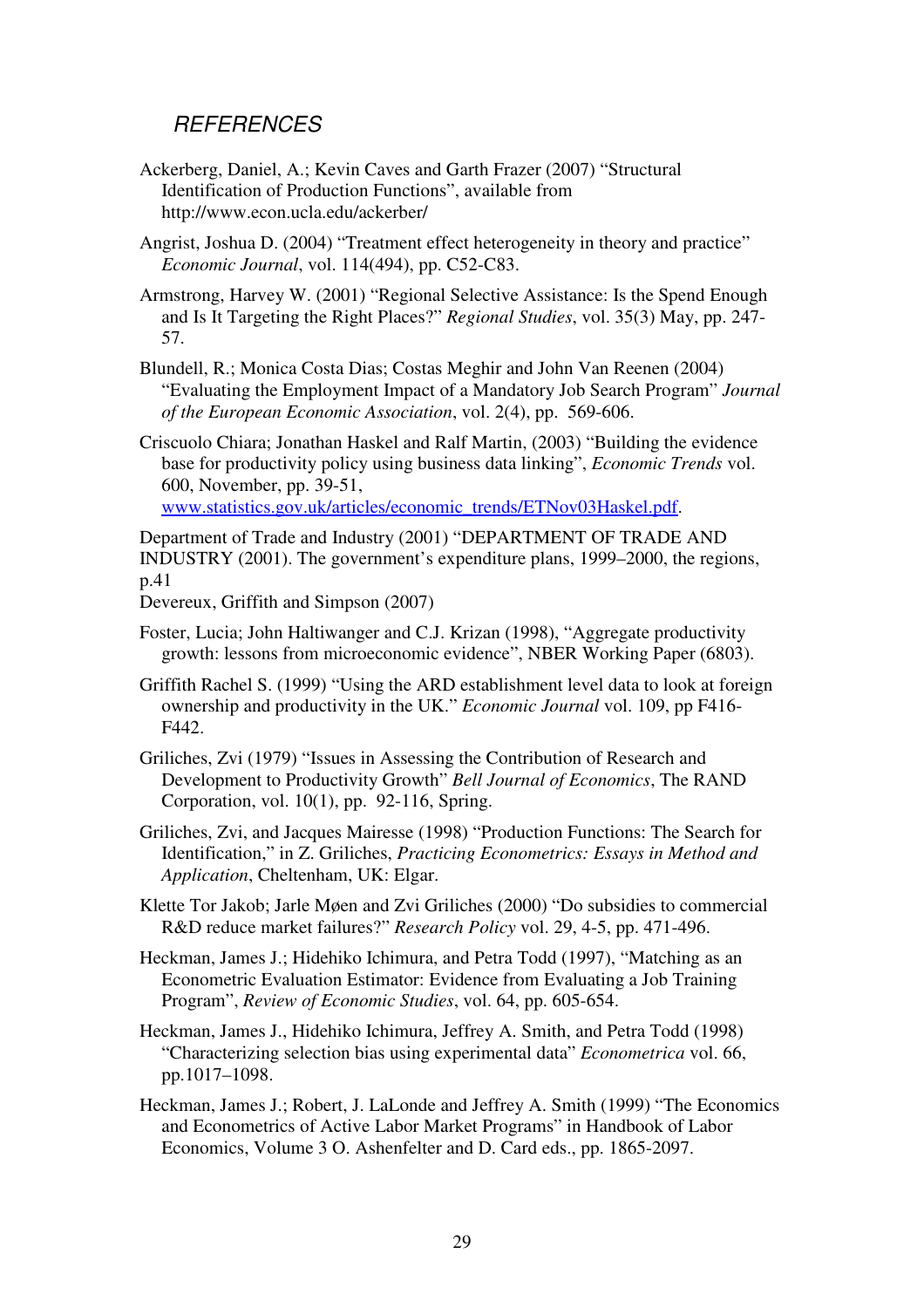## *REFERENCES*

Ackerberg, Daniel, A.; Kevin Caves and Garth Frazer (2007) "Structural Identification of Production Functions", available from http://www.econ.ucla.edu/ackerber/

Angrist, Joshua D. (2004) "Treatment effect heterogeneity in theory and practice" *Economic Journal*, vol. 114(494), pp. C52-C83.

Armstrong, Harvey W. (2001) "Regional Selective Assistance: Is the Spend Enough and Is It Targeting the Right Places?" *Regional Studies*, vol. 35(3) May, pp. 247-57.

Blundell, R.; Monica Costa Dias; Costas Meghir and John Van Reenen (2004) "Evaluating the Employment Impact of a Mandatory Job Search Program" *Journal of the European Economic Association*, vol. 2(4), pp. 569-606.

Criscuolo Chiara; Jonathan Haskel and Ralf Martin, (2003) "Building the evidence base for productivity policy using business data linking", *Economic Trends* vol. 600, November, pp. 39-51, www.statistics.gov.uk/articles/economic_trends/ETNov03Haskel.pdf.

Department of Trade and Industry (2001) "DEPARTMENT OF TRADE AND INDUSTRY (2001). The government's expenditure plans, 1999–2000, the regions, p.41

Devereux, Griffith and Simpson (2007)

Foster, Lucia; John Haltiwanger and C.J. Krizan (1998), "Aggregate productivity growth: lessons from microeconomic evidence", NBER Working Paper (6803).

Griffith Rachel S. (1999) "Using the ARD establishment level data to look at foreign ownership and productivity in the UK." *Economic Journal* vol. 109, pp F416-F442.

Griliches, Zvi (1979) "Issues in Assessing the Contribution of Research and Development to Productivity Growth" *Bell Journal of Economics*, The RAND Corporation, vol. 10(1), pp. 92-116, Spring.

Griliches, Zvi, and Jacques Mairesse (1998) "Production Functions: The Search for Identification," in Z. Griliches, *Practicing Econometrics: Essays in Method and Application*, Cheltenham, UK: Elgar.

Klette Tor Jakob; Jarle Møen and Zvi Griliches (2000) "Do subsidies to commercial R&D reduce market failures?" *Research Policy* vol. 29, 4-5, pp. 471-496.

Heckman, James J.; Hidehiko Ichimura, and Petra Todd (1997), "Matching as an Econometric Evaluation Estimator: Evidence from Evaluating a Job Training Program", *Review of Economic Studies*, vol. 64, pp. 605-654.

Heckman, James J., Hidehiko Ichimura, Jeffrey A. Smith, and Petra Todd (1998) "Characterizing selection bias using experimental data" *Econometrica* vol. 66, pp.1017–1098.

Heckman, James J.; Robert, J. LaLonde and Jeffrey A. Smith (1999) "The Economics and Econometrics of Active Labor Market Programs" in Handbook of Labor Economics, Volume 3 O. Ashenfelter and D. Card eds., pp. 1865-2097.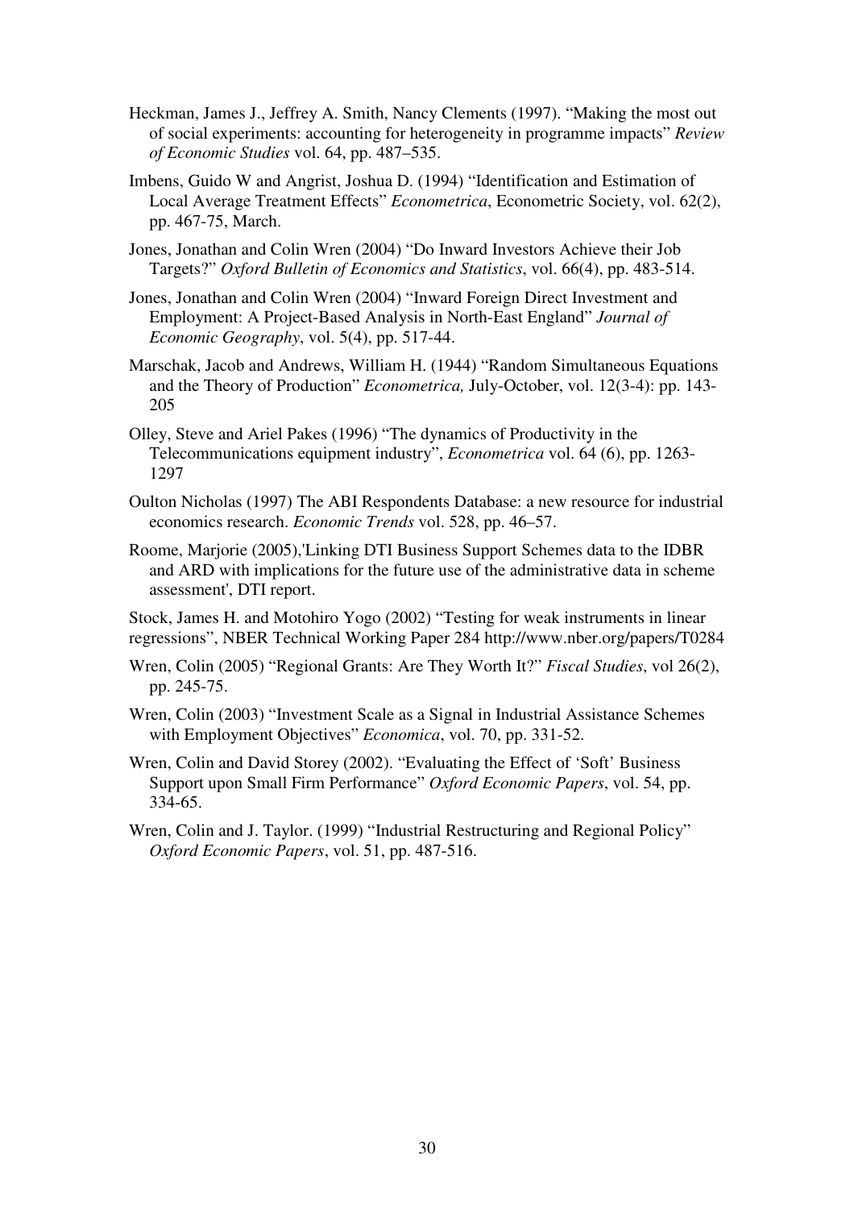Heckman, James J., Jeffrey A. Smith, Nancy Clements (1997). "Making the most out of social experiments: accounting for heterogeneity in programme impacts" *Review of Economic Studies* vol. 64, pp. 487–535.

Imbens, Guido W and Angrist, Joshua D. (1994) "Identification and Estimation of Local Average Treatment Effects" *Econometrica*, Econometric Society, vol. 62(2), pp. 467-75, March.

Jones, Jonathan and Colin Wren (2004) "Do Inward Investors Achieve their Job Targets?" *Oxford Bulletin of Economics and Statistics*, vol. 66(4), pp. 483-514.

Jones, Jonathan and Colin Wren (2004) "Inward Foreign Direct Investment and Employment: A Project-Based Analysis in North-East England" *Journal of Economic Geography*, vol. 5(4), pp. 517-44.

Marschak, Jacob and Andrews, William H. (1944) "Random Simultaneous Equations and the Theory of Production" *Econometrica,* July-October, vol. 12(3-4): pp. 143-205

Olley, Steve and Ariel Pakes (1996) "The dynamics of Productivity in the Telecommunications equipment industry", *Econometrica* vol. 64 (6), pp. 1263-1297

Oulton Nicholas (1997) The ABI Respondents Database: a new resource for industrial economics research. *Economic Trends* vol. 528, pp. 46–57.

Roome, Marjorie (2005),'Linking DTI Business Support Schemes data to the IDBR and ARD with implications for the future use of the administrative data in scheme assessment', DTI report.

Stock, James H. and Motohiro Yogo (2002) "Testing for weak instruments in linear regressions", NBER Technical Working Paper 284 http://www.nber.org/papers/T0284

Wren, Colin (2005) "Regional Grants: Are They Worth It?" *Fiscal Studies*, vol 26(2), pp. 245-75.

Wren, Colin (2003) "Investment Scale as a Signal in Industrial Assistance Schemes with Employment Objectives" *Economica*, vol. 70, pp. 331-52.

Wren, Colin and David Storey (2002). "Evaluating the Effect of 'Soft' Business Support upon Small Firm Performance" *Oxford Economic Papers*, vol. 54, pp. 334-65.

Wren, Colin and J. Taylor. (1999) "Industrial Restructuring and Regional Policy" *Oxford Economic Papers*, vol. 51, pp. 487-516.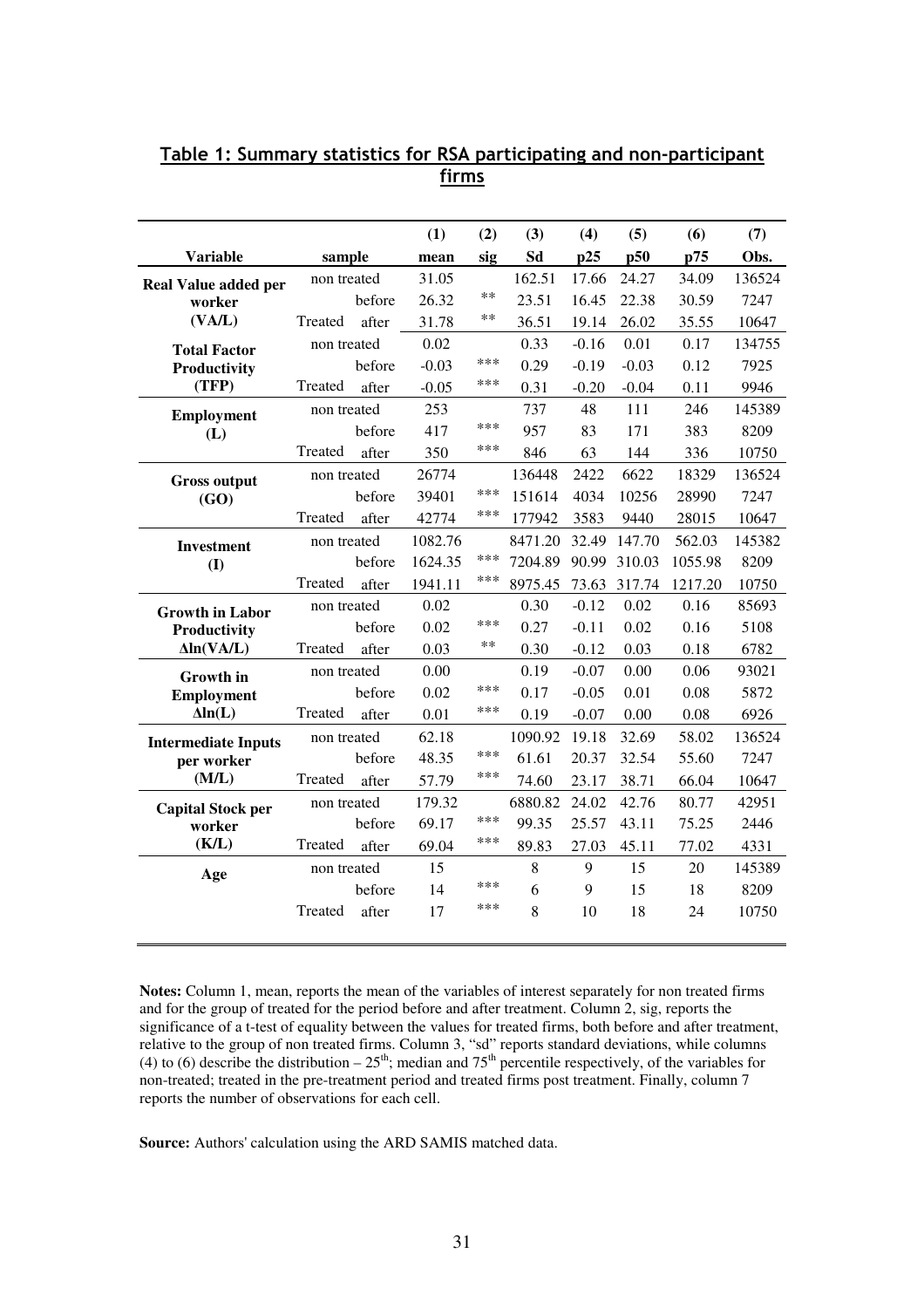## Table 1: Summary statistics for RSA participating and non-participant firms

| Variable | sample | | (1) mean | (2) sig | (3) Sd | (4) p25 | (5) p50 | (6) p75 | (7) Obs. |
|---|---|---|---|---|---|---|---|---|---|
| **Real Value added per worker (VA/L)** | non treated | | 31.05 | | 162.51 | 17.66 | 24.27 | 34.09 | 136524 |
| | | before | 26.32 | ** | 23.51 | 16.45 | 22.38 | 30.59 | 7247 |
| | Treated | after | 31.78 | ** | 36.51 | 19.14 | 26.02 | 35.55 | 10647 |
| **Total Factor Productivity (TFP)** | non treated | | 0.02 | | 0.33 | -0.16 | 0.01 | 0.17 | 134755 |
| | | before | -0.03 | *** | 0.29 | -0.19 | -0.03 | 0.12 | 7925 |
| | Treated | after | -0.05 | *** | 0.31 | -0.20 | -0.04 | 0.11 | 9946 |
| **Employment (L)** | non treated | | 253 | | 737 | 48 | 111 | 246 | 145389 |
| | | before | 417 | *** | 957 | 83 | 171 | 383 | 8209 |
| | Treated | after | 350 | *** | 846 | 63 | 144 | 336 | 10750 |
| **Gross output (GO)** | non treated | | 26774 | | 136448 | 2422 | 6622 | 18329 | 136524 |
| | | before | 39401 | *** | 151614 | 4034 | 10256 | 28990 | 7247 |
| | Treated | after | 42774 | *** | 177942 | 3583 | 9440 | 28015 | 10647 |
| **Investment (I)** | non treated | | 1082.76 | | 8471.20 | 32.49 | 147.70 | 562.03 | 145382 |
| | | before | 1624.35 | *** | 7204.89 | 90.99 | 310.03 | 1055.98 | 8209 |
| | Treated | after | 1941.11 | *** | 8975.45 | 73.63 | 317.74 | 1217.20 | 10750 |
| **Growth in Labor Productivity Δln(VA/L)** | non treated | | 0.02 | | 0.30 | -0.12 | 0.02 | 0.16 | 85693 |
| | | before | 0.02 | *** | 0.27 | -0.11 | 0.02 | 0.16 | 5108 |
| | Treated | after | 0.03 | ** | 0.30 | -0.12 | 0.03 | 0.18 | 6782 |
| **Growth in Employment Δln(L)** | non treated | | 0.00 | | 0.19 | -0.07 | 0.00 | 0.06 | 93021 |
| | | before | 0.02 | *** | 0.17 | -0.05 | 0.01 | 0.08 | 5872 |
| | Treated | after | 0.01 | *** | 0.19 | -0.07 | 0.00 | 0.08 | 6926 |
| **Intermediate Inputs per worker (M/L)** | non treated | | 62.18 | | 1090.92 | 19.18 | 32.69 | 58.02 | 136524 |
| | | before | 48.35 | *** | 61.61 | 20.37 | 32.54 | 55.60 | 7247 |
| | Treated | after | 57.79 | *** | 74.60 | 23.17 | 38.71 | 66.04 | 10647 |
| **Capital Stock per worker (K/L)** | non treated | | 179.32 | | 6880.82 | 24.02 | 42.76 | 80.77 | 42951 |
| | | before | 69.17 | *** | 99.35 | 25.57 | 43.11 | 75.25 | 2446 |
| | Treated | after | 69.04 | *** | 89.83 | 27.03 | 45.11 | 77.02 | 4331 |
| **Age** | non treated | | 15 | | 8 | 9 | 15 | 20 | 145389 |
| | | before | 14 | *** | 6 | 9 | 15 | 18 | 8209 |
| | Treated | after | 17 | *** | 8 | 10 | 18 | 24 | 10750 |

**Notes:** Column 1, mean, reports the mean of the variables of interest separately for non treated firms and for the group of treated for the period before and after treatment. Column 2, sig, reports the significance of a t-test of equality between the values for treated firms, both before and after treatment, relative to the group of non treated firms. Column 3, "sd" reports standard deviations, while columns (4) to (6) describe the distribution – 25$^{th}$; median and 75$^{th}$ percentile respectively, of the variables for non-treated; treated in the pre-treatment period and treated firms post treatment. Finally, column 7 reports the number of observations for each cell.

**Source:** Authors' calculation using the ARD SAMIS matched data.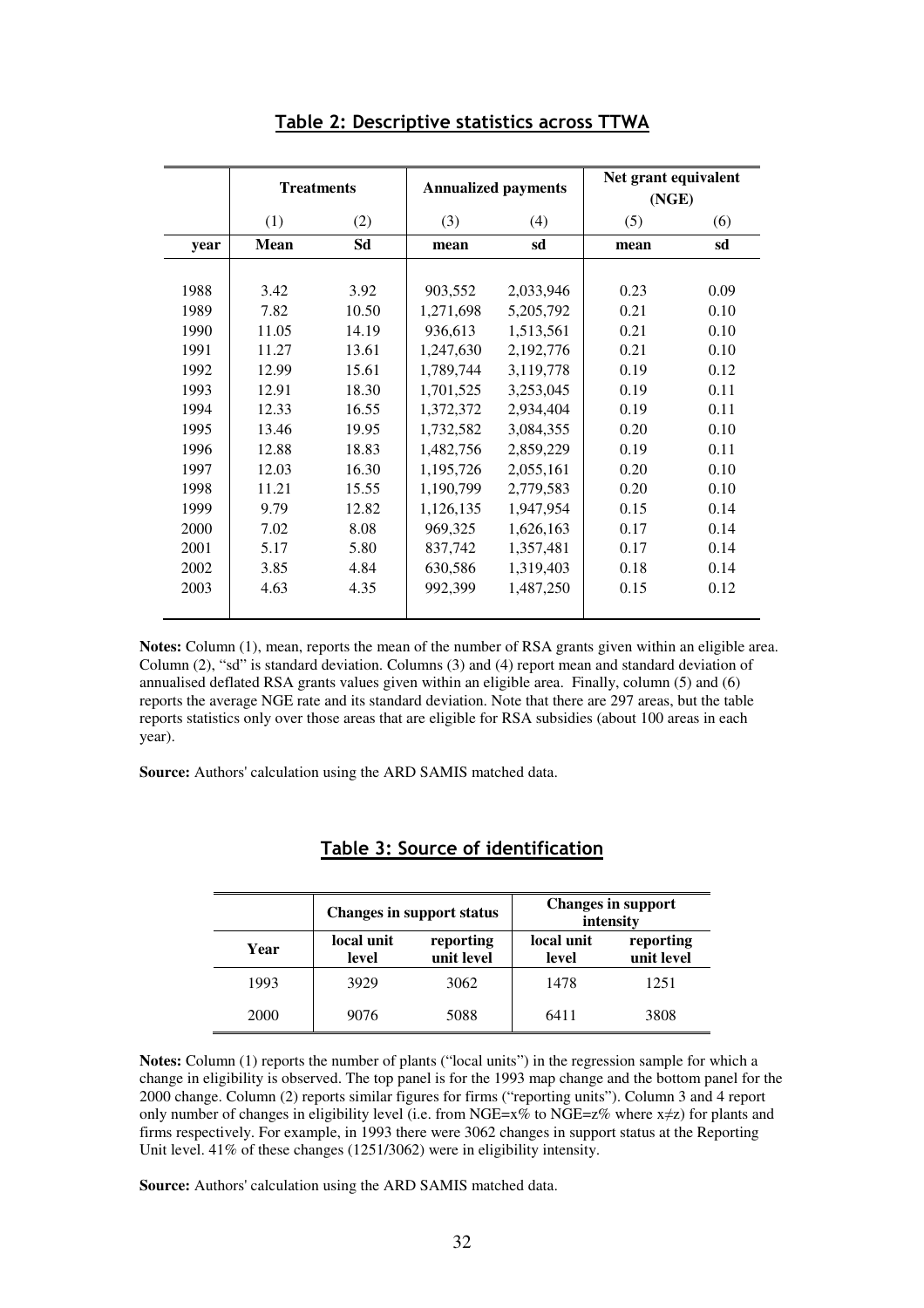## Table 2: Descriptive statistics across TTWA

| | Treatments | | Annualized payments | | Net grant equivalent (NGE) | |
|---|---|---|---|---|---|---|
| | (1) | (2) | (3) | (4) | (5) | (6) |
| **year** | **Mean** | **Sd** | **mean** | **sd** | **mean** | **sd** |
| 1988 | 3.42 | 3.92 | 903,552 | 2,033,946 | 0.23 | 0.09 |
| 1989 | 7.82 | 10.50 | 1,271,698 | 5,205,792 | 0.21 | 0.10 |
| 1990 | 11.05 | 14.19 | 936,613 | 1,513,561 | 0.21 | 0.10 |
| 1991 | 11.27 | 13.61 | 1,247,630 | 2,192,776 | 0.21 | 0.10 |
| 1992 | 12.99 | 15.61 | 1,789,744 | 3,119,778 | 0.19 | 0.12 |
| 1993 | 12.91 | 18.30 | 1,701,525 | 3,253,045 | 0.19 | 0.11 |
| 1994 | 12.33 | 16.55 | 1,372,372 | 2,934,404 | 0.19 | 0.11 |
| 1995 | 13.46 | 19.95 | 1,732,582 | 3,084,355 | 0.20 | 0.10 |
| 1996 | 12.88 | 18.83 | 1,482,756 | 2,859,229 | 0.19 | 0.11 |
| 1997 | 12.03 | 16.30 | 1,195,726 | 2,055,161 | 0.20 | 0.10 |
| 1998 | 11.21 | 15.55 | 1,190,799 | 2,779,583 | 0.20 | 0.10 |
| 1999 | 9.79 | 12.82 | 1,126,135 | 1,947,954 | 0.15 | 0.14 |
| 2000 | 7.02 | 8.08 | 969,325 | 1,626,163 | 0.17 | 0.14 |
| 2001 | 5.17 | 5.80 | 837,742 | 1,357,481 | 0.17 | 0.14 |
| 2002 | 3.85 | 4.84 | 630,586 | 1,319,403 | 0.18 | 0.14 |
| 2003 | 4.63 | 4.35 | 992,399 | 1,487,250 | 0.15 | 0.12 |

**Notes:** Column (1), mean, reports the mean of the number of RSA grants given within an eligible area. Column (2), "sd" is standard deviation. Columns (3) and (4) report mean and standard deviation of annualised deflated RSA grants values given within an eligible area. Finally, column (5) and (6) reports the average NGE rate and its standard deviation. Note that there are 297 areas, but the table reports statistics only over those areas that are eligible for RSA subsidies (about 100 areas in each year).

**Source:** Authors' calculation using the ARD SAMIS matched data.

## Table 3: Source of identification

| | Changes in support status | | Changes in support intensity | |
|---|---|---|---|---|
| **Year** | **local unit level** | **reporting unit level** | **local unit level** | **reporting unit level** |
| 1993 | 3929 | 3062 | 1478 | 1251 |
| 2000 | 9076 | 5088 | 6411 | 3808 |

**Notes:** Column (1) reports the number of plants ("local units") in the regression sample for which a change in eligibility is observed. The top panel is for the 1993 map change and the bottom panel for the 2000 change. Column (2) reports similar figures for firms ("reporting units"). Column 3 and 4 report only number of changes in eligibility level (i.e. from NGE=x% to NGE=z% where x≠z) for plants and firms respectively. For example, in 1993 there were 3062 changes in support status at the Reporting Unit level. 41% of these changes (1251/3062) were in eligibility intensity.

**Source:** Authors' calculation using the ARD SAMIS matched data.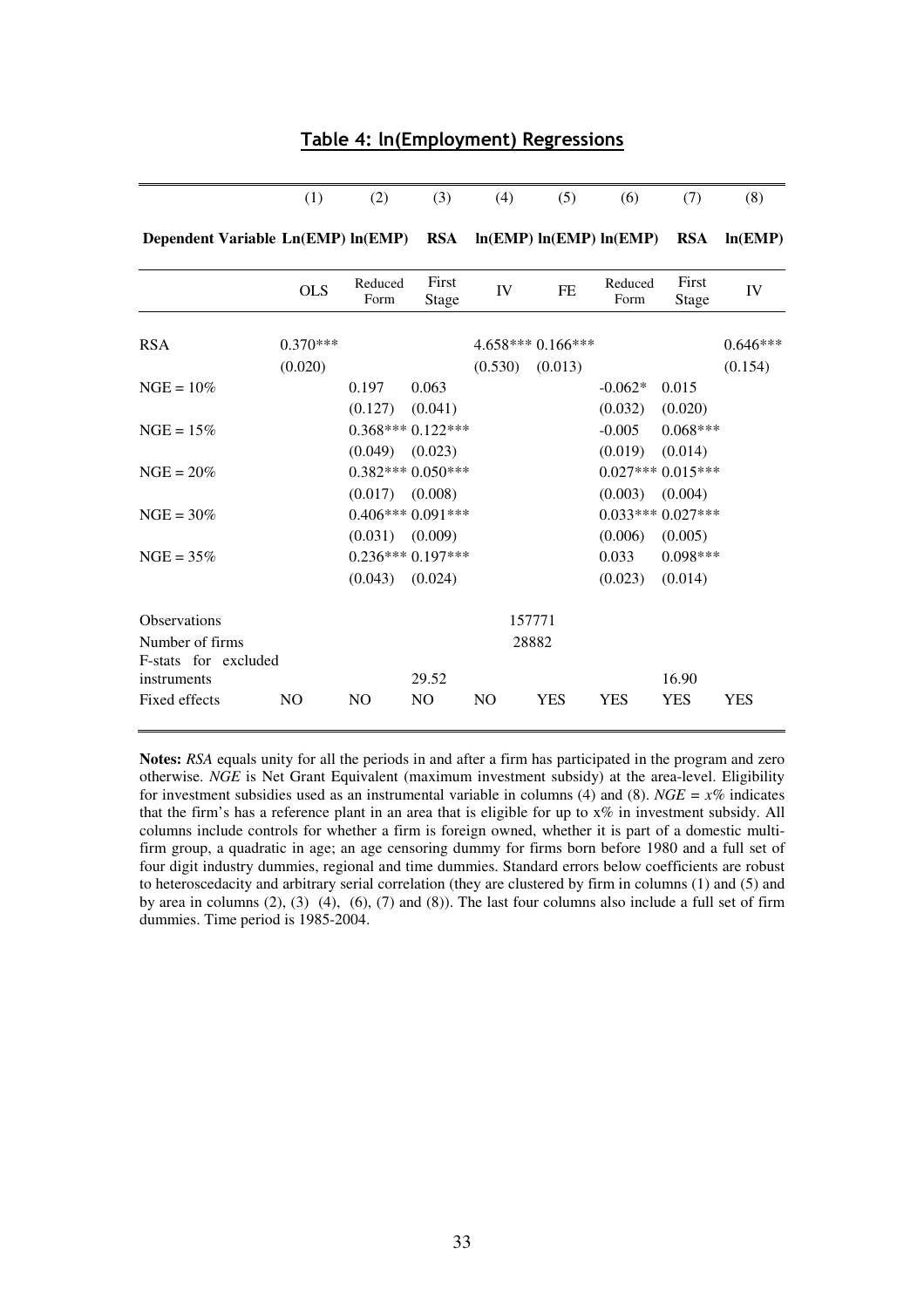## Table 4: ln(Employment) Regressions

| | (1) | (2) | (3) | (4) | (5) | (6) | (7) | (8) |
|---|---|---|---|---|---|---|---|---|
| **Dependent Variable** | **Ln(EMP)** | **ln(EMP)** | **RSA** | **ln(EMP)** | **ln(EMP)** | **ln(EMP)** | **RSA** | **ln(EMP)** |
| | OLS | Reduced Form | First Stage | IV | FE | Reduced Form | First Stage | IV |
| RSA | 0.370*** | | | 4.658*** | 0.166*** | | | 0.646*** |
| | (0.020) | | | (0.530) | (0.013) | | | (0.154) |
| NGE = 10% | | 0.197 | 0.063 | | | -0.062* | 0.015 | |
| | | (0.127) | (0.041) | | | (0.032) | (0.020) | |
| NGE = 15% | | 0.368*** | 0.122*** | | | -0.005 | 0.068*** | |
| | | (0.049) | (0.023) | | | (0.019) | (0.014) | |
| NGE = 20% | | 0.382*** | 0.050*** | | | 0.027*** | 0.015*** | |
| | | (0.017) | (0.008) | | | (0.003) | (0.004) | |
| NGE = 30% | | 0.406*** | 0.091*** | | | 0.033*** | 0.027*** | |
| | | (0.031) | (0.009) | | | (0.006) | (0.005) | |
| NGE = 35% | | 0.236*** | 0.197*** | | | 0.033 | 0.098*** | |
| | | (0.043) | (0.024) | | | (0.023) | (0.014) | |
| Observations | | | | 157771 | | | | |
| Number of firms | | | | 28882 | | | | |
| F-stats for excluded instruments | | | 29.52 | | | | 16.90 | |
| Fixed effects | NO | NO | NO | NO | YES | YES | YES | YES |

**Notes:** *RSA* equals unity for all the periods in and after a firm has participated in the program and zero otherwise. *NGE* is Net Grant Equivalent (maximum investment subsidy) at the area-level. Eligibility for investment subsidies used as an instrumental variable in columns (4) and (8). *NGE = x%* indicates that the firm's has a reference plant in an area that is eligible for up to x% in investment subsidy. All columns include controls for whether a firm is foreign owned, whether it is part of a domestic multi-firm group, a quadratic in age; an age censoring dummy for firms born before 1980 and a full set of four digit industry dummies, regional and time dummies. Standard errors below coefficients are robust to heteroscedacity and arbitrary serial correlation (they are clustered by firm in columns (1) and (5) and by area in columns (2), (3) (4), (6), (7) and (8)). The last four columns also include a full set of firm dummies. Time period is 1985-2004.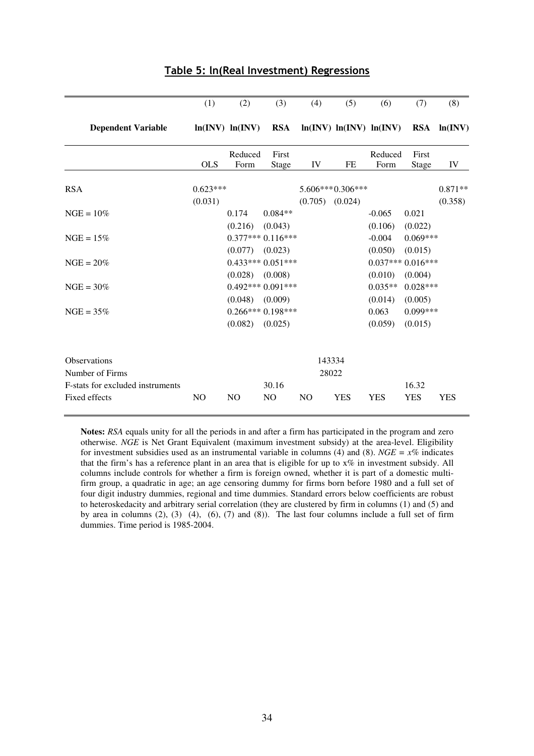## Table 5: ln(Real Investment) Regressions

| | (1) | (2) | (3) | (4) | (5) | (6) | (7) | (8) |
|---|---|---|---|---|---|---|---|---|
| **Dependent Variable** | **ln(INV)** | **ln(INV)** | **RSA** | **ln(INV)** | **ln(INV)** | **ln(INV)** | **RSA** | **ln(INV)** |
| | OLS | Reduced Form | First Stage | IV | FE | Reduced Form | First Stage | IV |
| RSA | 0.623*** | | | 5.606*** | 0.306*** | | | 0.871** |
| | (0.031) | | | (0.705) | (0.024) | | | (0.358) |
| NGE = 10% | | 0.174 | 0.084** | | | -0.065 | 0.021 | |
| | | (0.216) | (0.043) | | | (0.106) | (0.022) | |
| NGE = 15% | | 0.377*** | 0.116*** | | | -0.004 | 0.069*** | |
| | | (0.077) | (0.023) | | | (0.050) | (0.015) | |
| NGE = 20% | | 0.433*** | 0.051*** | | | 0.037*** | 0.016*** | |
| | | (0.028) | (0.008) | | | (0.010) | (0.004) | |
| NGE = 30% | | 0.492*** | 0.091*** | | | 0.035** | 0.028*** | |
| | | (0.048) | (0.009) | | | (0.014) | (0.005) | |
| NGE = 35% | | 0.266*** | 0.198*** | | | 0.063 | 0.099*** | |
| | | (0.082) | (0.025) | | | (0.059) | (0.015) | |
| Observations | | | | 143334 | | | | |
| Number of Firms | | | | 28022 | | | | |
| F-stats for excluded instruments | | | 30.16 | | | | 16.32 | |
| Fixed effects | NO | NO | NO | NO | YES | YES | YES | YES |

**Notes:** *RSA* equals unity for all the periods in and after a firm has participated in the program and zero otherwise. *NGE* is Net Grant Equivalent (maximum investment subsidy) at the area-level. Eligibility for investment subsidies used as an instrumental variable in columns (4) and (8). *NGE = x%* indicates that the firm's has a reference plant in an area that is eligible for up to x% in investment subsidy. All columns include controls for whether a firm is foreign owned, whether it is part of a domestic multi-firm group, a quadratic in age; an age censoring dummy for firms born before 1980 and a full set of four digit industry dummies, regional and time dummies. Standard errors below coefficients are robust to heteroskedacity and arbitrary serial correlation (they are clustered by firm in columns (1) and (5) and by area in columns (2), (3) (4), (6), (7) and (8)). The last four columns include a full set of firm dummies. Time period is 1985-2004.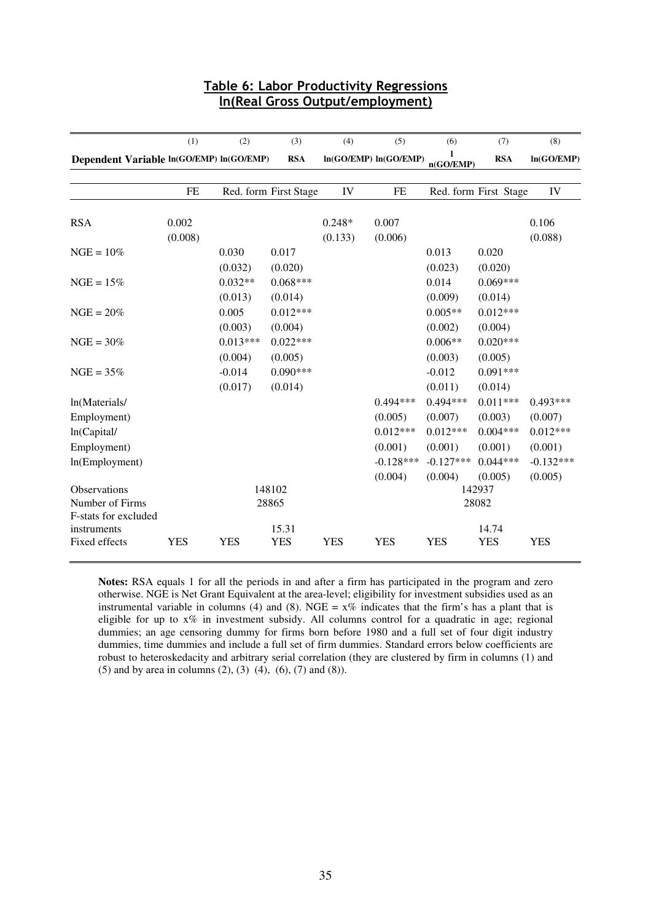## Table 6: Labor Productivity Regressions
## ln(Real Gross Output/employment)

| | (1) | (2) | (3) | (4) | (5) | (6) | (7) | (8) |
|---|---|---|---|---|---|---|---|---|
| **Dependent Variable** | **ln(GO/EMP)** | **ln(GO/EMP)** | **RSA** | **ln(GO/EMP)** | **ln(GO/EMP)** | **ln(GO/EMP)** | **RSA** | **ln(GO/EMP)** |
| | FE | Red. form | First Stage | IV | FE | Red. form | First Stage | IV |
| RSA | 0.002 | | | 0.248* | 0.007 | | | 0.106 |
| | (0.008) | | | (0.133) | (0.006) | | | (0.088) |
| NGE = 10% | | 0.030 | 0.017 | | | 0.013 | 0.020 | |
| | | (0.032) | (0.020) | | | (0.023) | (0.020) | |
| NGE = 15% | | 0.032** | 0.068*** | | | 0.014 | 0.069*** | |
| | | (0.013) | (0.014) | | | (0.009) | (0.014) | |
| NGE = 20% | | 0.005 | 0.012*** | | | 0.005** | 0.012*** | |
| | | (0.003) | (0.004) | | | (0.002) | (0.004) | |
| NGE = 30% | | 0.013*** | 0.022*** | | | 0.006** | 0.020*** | |
| | | (0.004) | (0.005) | | | (0.003) | (0.005) | |
| NGE = 35% | | -0.014 | 0.090*** | | | -0.012 | 0.091*** | |
| | | (0.017) | (0.014) | | | (0.011) | (0.014) | |
| ln(Materials/ Employment) | | | | | 0.494*** | 0.494*** | 0.011*** | 0.493*** |
| | | | | | (0.005) | (0.007) | (0.003) | (0.007) |
| ln(Capital/ Employment) | | | | | 0.012*** | 0.012*** | 0.004*** | 0.012*** |
| | | | | | (0.001) | (0.001) | (0.001) | (0.001) |
| ln(Employment) | | | | | -0.128*** | -0.127*** | 0.044*** | -0.132*** |
| | | | | | (0.004) | (0.004) | (0.005) | (0.005) |
| Observations | | | 148102 | | | | 142937 | |
| Number of Firms | | | 28865 | | | | 28082 | |
| F-stats for excluded instruments | | | 15.31 | | | | 14.74 | |
| Fixed effects | YES | YES | YES | YES | YES | YES | YES | YES |

**Notes:** RSA equals 1 for all the periods in and after a firm has participated in the program and zero otherwise. NGE is Net Grant Equivalent at the area-level; eligibility for investment subsidies used as an instrumental variable in columns (4) and (8). NGE = x% indicates that the firm's has a plant that is eligible for up to x% in investment subsidy. All columns control for a quadratic in age; regional dummies; an age censoring dummy for firms born before 1980 and a full set of four digit industry dummies, time dummies and include a full set of firm dummies. Standard errors below coefficients are robust to heteroskedacity and arbitrary serial correlation (they are clustered by firm in columns (1) and (5) and by area in columns (2), (3) (4), (6), (7) and (8)).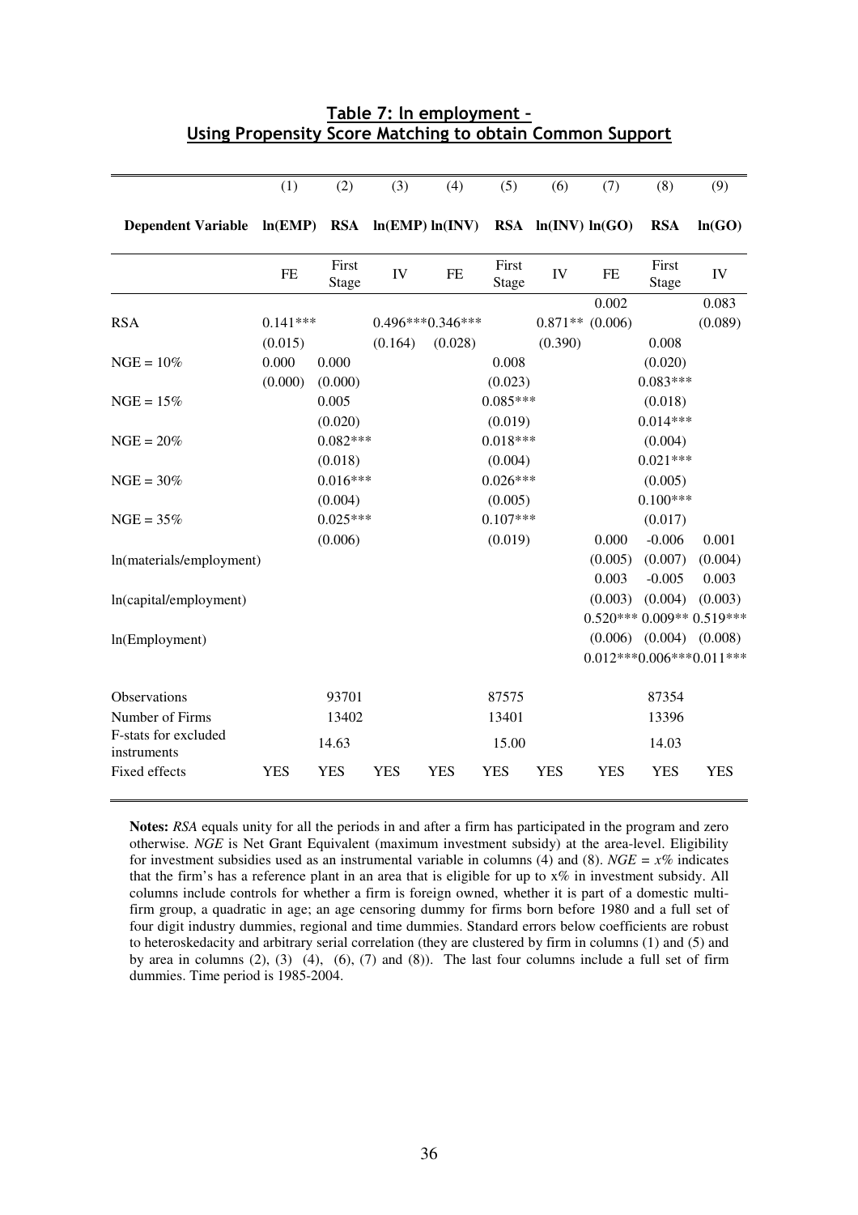## Table 7: ln employment – Using Propensity Score Matching to obtain Common Support

| | (1) | (2) | (3) | (4) | (5) | (6) | (7) | (8) | (9) |
|---|---|---|---|---|---|---|---|---|---|
| **Dependent Variable** | **ln(EMP)** | **RSA** | **ln(EMP)** | **ln(INV)** | **RSA** | **ln(INV)** | **ln(GO)** | **RSA** | **ln(GO)** |
| | FE | First Stage | IV | FE | First Stage | IV | FE | First Stage | IV |
| | | | | | | | 0.002 | | 0.083 |
| RSA | 0.141*** | | 0.496*** | 0.346*** | | 0.871** | (0.006) | | (0.089) |
| | (0.015) | | (0.164) | (0.028) | | (0.390) | | 0.008 | |
| NGE = 10% | 0.000 | 0.000 | | | 0.008 | | | (0.020) | |
| | (0.000) | (0.000) | | | (0.023) | | | 0.083*** | |
| NGE = 15% | | 0.005 | | | 0.085*** | | | (0.018) | |
| | | (0.020) | | | (0.019) | | | 0.014*** | |
| NGE = 20% | | 0.082*** | | | 0.018*** | | | (0.004) | |
| | | (0.018) | | | (0.004) | | | 0.021*** | |
| NGE = 30% | | 0.016*** | | | 0.026*** | | | (0.005) | |
| | | (0.004) | | | (0.005) | | | 0.100*** | |
| NGE = 35% | | 0.025*** | | | 0.107*** | | | (0.017) | |
| | | (0.006) | | | (0.019) | | 0.000 | -0.006 | 0.001 |
| ln(materials/employment) | | | | | | | (0.005) | (0.007) | (0.004) |
| | | | | | | | 0.003 | -0.005 | 0.003 |
| ln(capital/employment) | | | | | | | (0.003) | (0.004) | (0.003) |
| | | | | | | | 0.520*** | 0.009** | 0.519*** |
| ln(Employment) | | | | | | | (0.006) | (0.004) | (0.008) |
| | | | | | | | 0.012*** | 0.006*** | 0.011*** |
| Observations | | 93701 | | | 87575 | | | 87354 | |
| Number of Firms | | 13402 | | | 13401 | | | 13396 | |
| F-stats for excluded instruments | | 14.63 | | | 15.00 | | | 14.03 | |
| Fixed effects | YES | YES | YES | YES | YES | YES | YES | YES | YES |

**Notes:** *RSA* equals unity for all the periods in and after a firm has participated in the program and zero otherwise. *NGE* is Net Grant Equivalent (maximum investment subsidy) at the area-level. Eligibility for investment subsidies used as an instrumental variable in columns (4) and (8). *NGE = x%* indicates that the firm's has a reference plant in an area that is eligible for up to x% in investment subsidy. All columns include controls for whether a firm is foreign owned, whether it is part of a domestic multi-firm group, a quadratic in age; an age censoring dummy for firms born before 1980 and a full set of four digit industry dummies, regional and time dummies. Standard errors below coefficients are robust to heteroskedacity and arbitrary serial correlation (they are clustered by firm in columns (1) and (5) and by area in columns (2), (3) (4), (6), (7) and (8)). The last four columns include a full set of firm dummies. Time period is 1985-2004.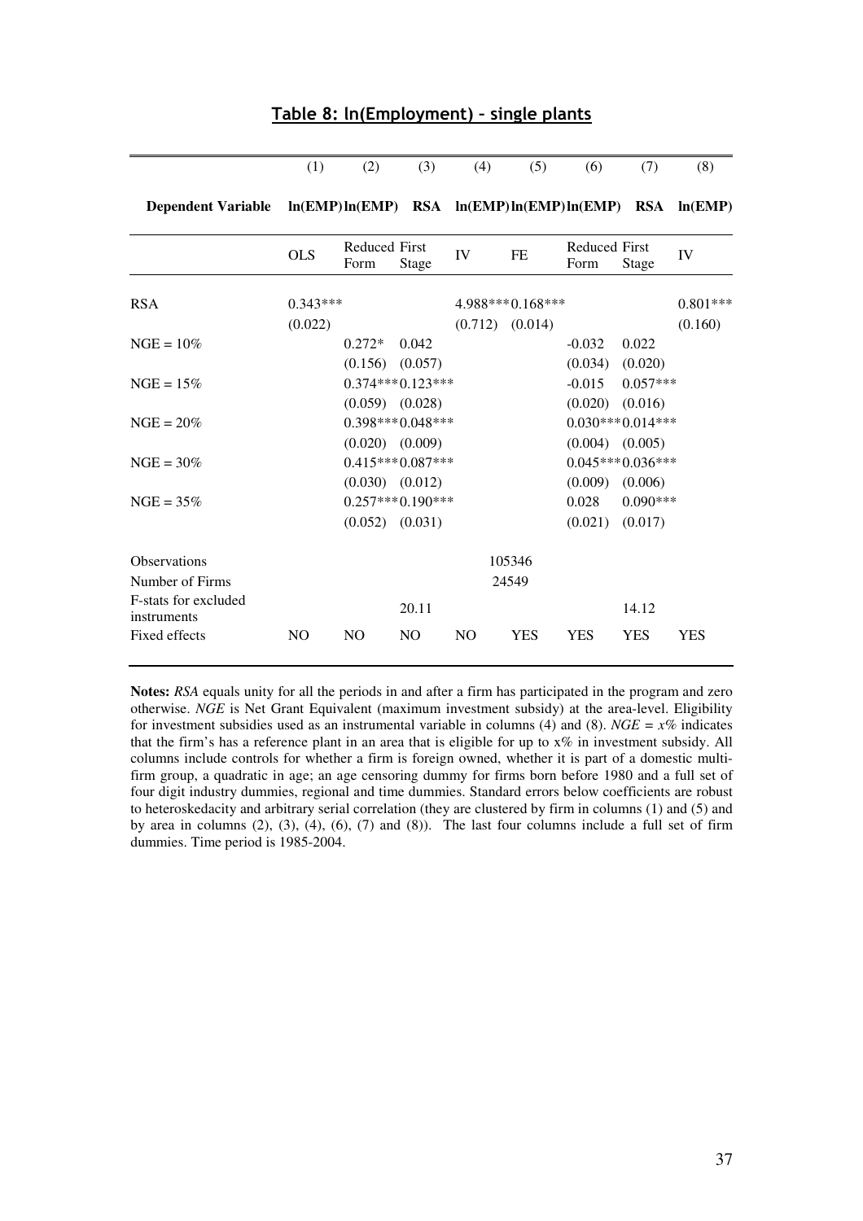## Table 8: ln(Employment) – single plants

| | (1) | (2) | (3) | (4) | (5) | (6) | (7) | (8) |
|---|---|---|---|---|---|---|---|---|
| **Dependent Variable** | **ln(EMP)** | **ln(EMP)** | **RSA** | **ln(EMP)** | **ln(EMP)** | **ln(EMP)** | **RSA** | **ln(EMP)** |
| | OLS | Reduced Form | First Stage | IV | FE | Reduced Form | First Stage | IV |
| RSA | 0.343*** | | | 4.988*** | 0.168*** | | | 0.801*** |
| | (0.022) | | | (0.712) | (0.014) | | | (0.160) |
| NGE = 10% | | 0.272* | 0.042 | | | -0.032 | 0.022 | |
| | | (0.156) | (0.057) | | | (0.034) | (0.020) | |
| NGE = 15% | | 0.374*** | 0.123*** | | | -0.015 | 0.057*** | |
| | | (0.059) | (0.028) | | | (0.020) | (0.016) | |
| NGE = 20% | | 0.398*** | 0.048*** | | | 0.030*** | 0.014*** | |
| | | (0.020) | (0.009) | | | (0.004) | (0.005) | |
| NGE = 30% | | 0.415*** | 0.087*** | | | 0.045*** | 0.036*** | |
| | | (0.030) | (0.012) | | | (0.009) | (0.006) | |
| NGE = 35% | | 0.257*** | 0.190*** | | | 0.028 | 0.090*** | |
| | | (0.052) | (0.031) | | | (0.021) | (0.017) | |
| Observations | | | | | 105346 | | | |
| Number of Firms | | | | | 24549 | | | |
| F-stats for excluded instruments | | | 20.11 | | | | 14.12 | |
| Fixed effects | NO | NO | NO | NO | YES | YES | YES | YES |

**Notes:** *RSA* equals unity for all the periods in and after a firm has participated in the program and zero otherwise. *NGE* is Net Grant Equivalent (maximum investment subsidy) at the area-level. Eligibility for investment subsidies used as an instrumental variable in columns (4) and (8). *NGE = x%* indicates that the firm's has a reference plant in an area that is eligible for up to x% in investment subsidy. All columns include controls for whether a firm is foreign owned, whether it is part of a domestic multi-firm group, a quadratic in age; an age censoring dummy for firms born before 1980 and a full set of four digit industry dummies, regional and time dummies. Standard errors below coefficients are robust to heteroskedacity and arbitrary serial correlation (they are clustered by firm in columns (1) and (5) and by area in columns (2), (3), (4), (6), (7) and (8)). The last four columns include a full set of firm dummies. Time period is 1985-2004.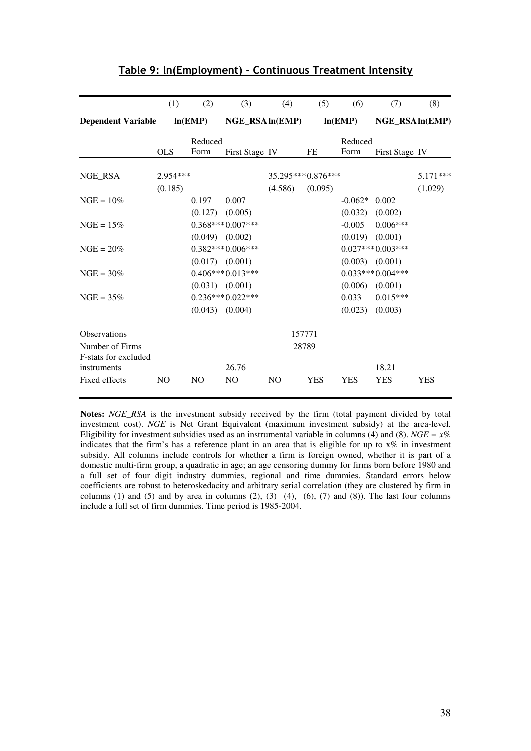## Table 9: ln(Employment) - Continuous Treatment Intensity

| | (1) | (2) | (3) | (4) | (5) | (6) | (7) | (8) |
|---|---|---|---|---|---|---|---|---|
| **Dependent Variable** | **ln(EMP)** | | **NGE_RSA** | **ln(EMP)** | **ln(EMP)** | | **NGE_RSA** | **ln(EMP)** |
| | OLS | Reduced Form | First Stage | IV | FE | Reduced Form | First Stage | IV |
| NGE_RSA | 2.954*** | | | 35.295*** | 0.876*** | | | 5.171*** |
| | (0.185) | | | (4.586) | (0.095) | | | (1.029) |
| NGE = 10% | | 0.197 | 0.007 | | | -0.062* | 0.002 | |
| | | (0.127) | (0.005) | | | (0.032) | (0.002) | |
| NGE = 15% | | 0.368*** | 0.007*** | | | -0.005 | 0.006*** | |
| | | (0.049) | (0.002) | | | (0.019) | (0.001) | |
| NGE = 20% | | 0.382*** | 0.006*** | | | 0.027*** | 0.003*** | |
| | | (0.017) | (0.001) | | | (0.003) | (0.001) | |
| NGE = 30% | | 0.406*** | 0.013*** | | | 0.033*** | 0.004*** | |
| | | (0.031) | (0.001) | | | (0.006) | (0.001) | |
| NGE = 35% | | 0.236*** | 0.022*** | | | 0.033 | 0.015*** | |
| | | (0.043) | (0.004) | | | (0.023) | (0.003) | |
| Observations | | | | | 157771 | | | |
| Number of Firms | | | | | 28789 | | | |
| F-stats for excluded instruments | | | 26.76 | | | | 18.21 | |
| Fixed effects | NO | NO | NO | NO | YES | YES | YES | YES |

**Notes:** *NGE_RSA* is the investment subsidy received by the firm (total payment divided by total investment cost). *NGE* is Net Grant Equivalent (maximum investment subsidy) at the area-level. Eligibility for investment subsidies used as an instrumental variable in columns (4) and (8). *NGE = x%* indicates that the firm's has a reference plant in an area that is eligible for up to x% in investment subsidy. All columns include controls for whether a firm is foreign owned, whether it is part of a domestic multi-firm group, a quadratic in age; an age censoring dummy for firms born before 1980 and a full set of four digit industry dummies, regional and time dummies. Standard errors below coefficients are robust to heteroskedacity and arbitrary serial correlation (they are clustered by firm in columns (1) and (5) and by area in columns (2), (3) (4), (6), (7) and (8)). The last four columns include a full set of firm dummies. Time period is 1985-2004.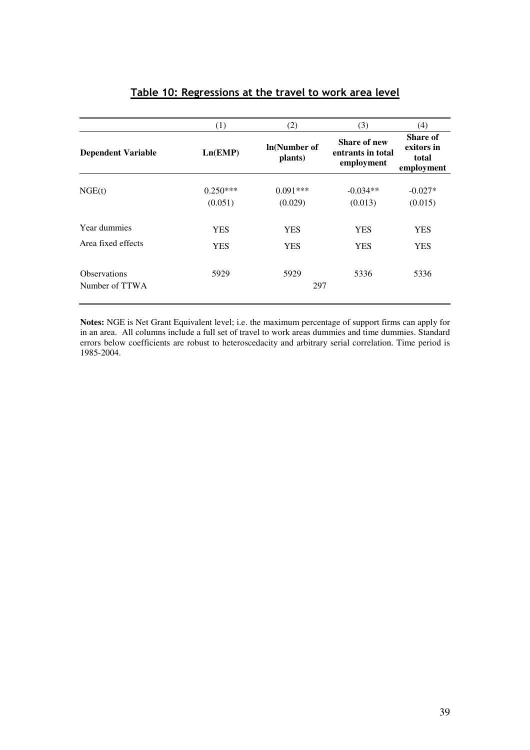## Table 10: Regressions at the travel to work area level

| | (1) | (2) | (3) | (4) |
|---|---|---|---|---|
| **Dependent Variable** | **Ln(EMP)** | **ln(Number of plants)** | **Share of new entrants in total employment** | **Share of exitors in total employment** |
| NGE(t) | 0.250*** | 0.091*** | -0.034** | -0.027* |
| | (0.051) | (0.029) | (0.013) | (0.015) |
| Year dummies | YES | YES | YES | YES |
| Area fixed effects | YES | YES | YES | YES |
| Observations | 5929 | 5929 | 5336 | 5336 |
| Number of TTWA | | 297 | | |

**Notes:** NGE is Net Grant Equivalent level; i.e. the maximum percentage of support firms can apply for in an area. All columns include a full set of travel to work areas dummies and time dummies. Standard errors below coefficients are robust to heteroscedacity and arbitrary serial correlation. Time period is 1985-2004.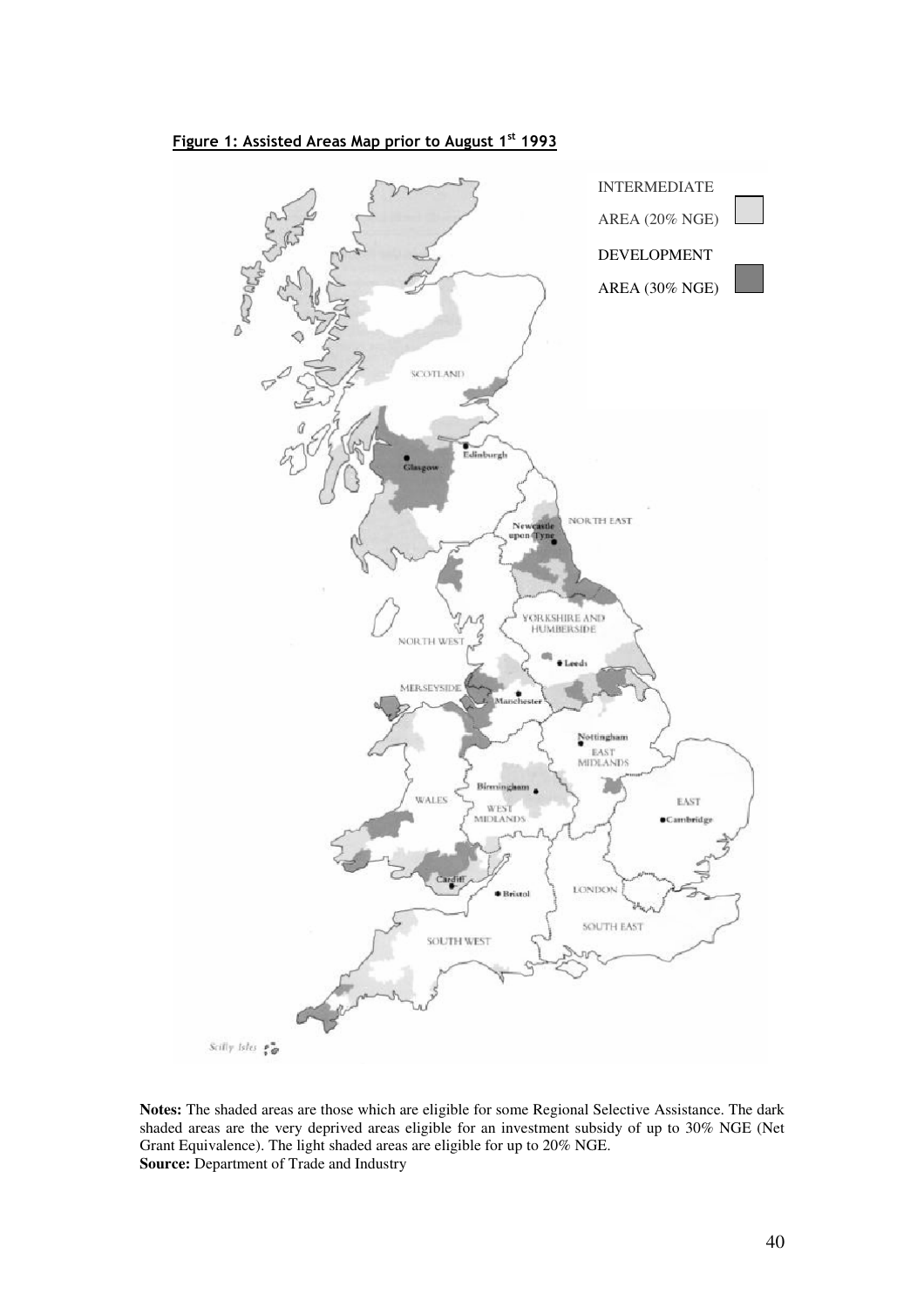**Figure 1: Assisted Areas Map prior to August 1st 1993**

INTERMEDIATE AREA (20% NGE)

DEVELOPMENT AREA (30% NGE)

**Notes:** The shaded areas are those which are eligible for some Regional Selective Assistance. The dark shaded areas are the very deprived areas eligible for an investment subsidy of up to 30% NGE (Net Grant Equivalence). The light shaded areas are eligible for up to 20% NGE.
**Source:** Department of Trade and Industry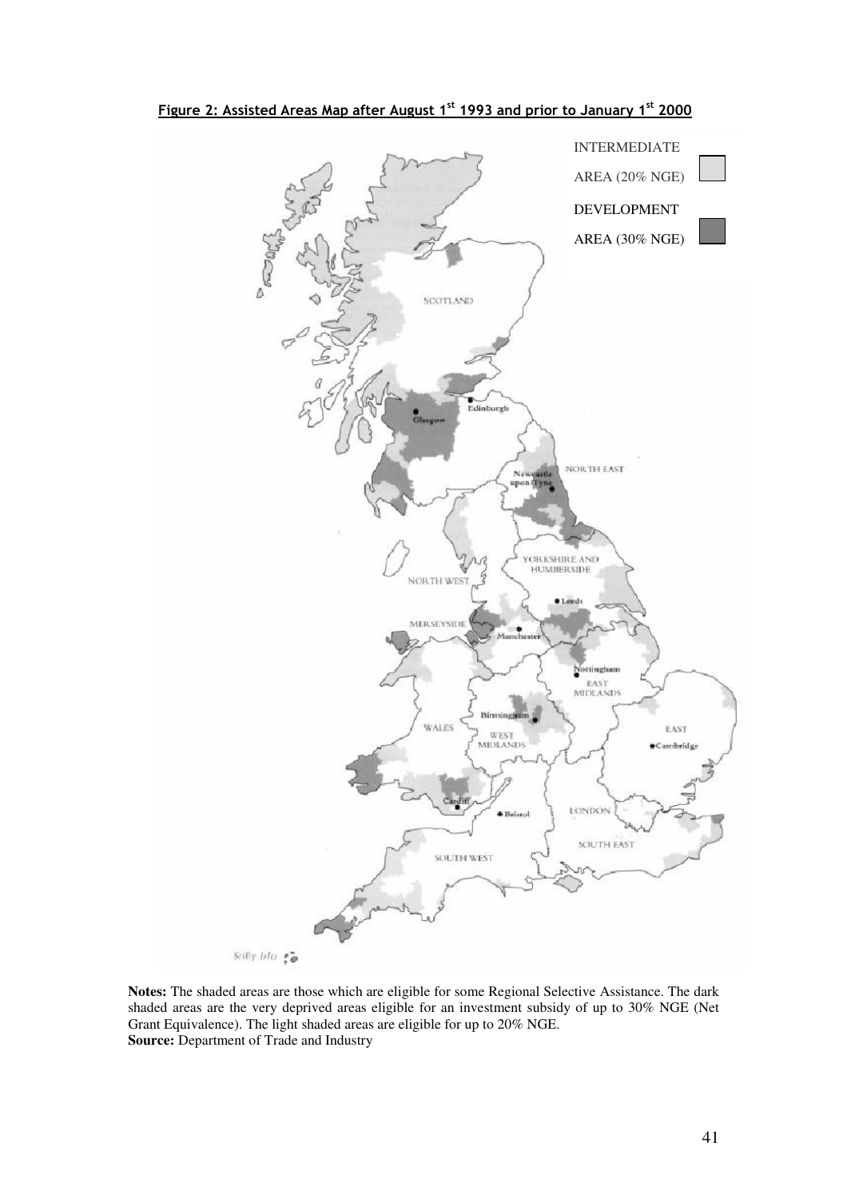**Figure 2: Assisted Areas Map after August 1st 1993 and prior to January 1st 2000**

INTERMEDIATE AREA (20% NGE)

DEVELOPMENT AREA (30% NGE)

**Notes:** The shaded areas are those which are eligible for some Regional Selective Assistance. The dark shaded areas are the very deprived areas eligible for an investment subsidy of up to 30% NGE (Net Grant Equivalence). The light shaded areas are eligible for up to 20% NGE.
**Source:** Department of Trade and Industry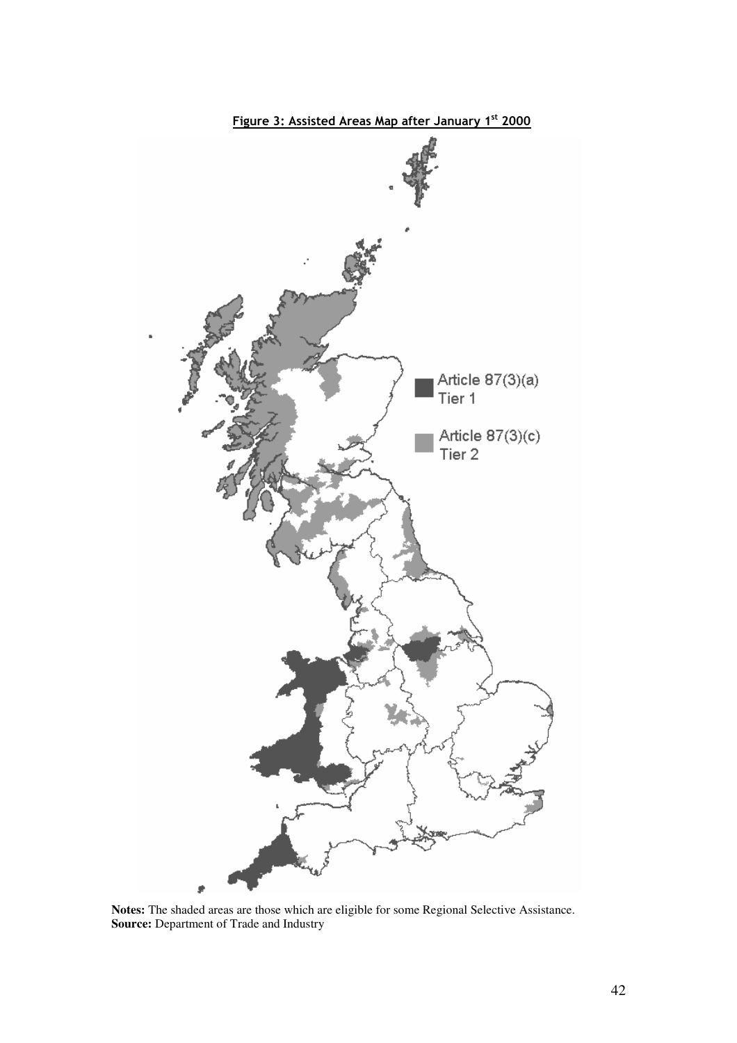**Figure 3: Assisted Areas Map after January 1st 2000**

Article 87(3)(a) Tier 1

Article 87(3)(c) Tier 2

**Notes:** The shaded areas are those which are eligible for some Regional Selective Assistance.
**Source:** Department of Trade and Industry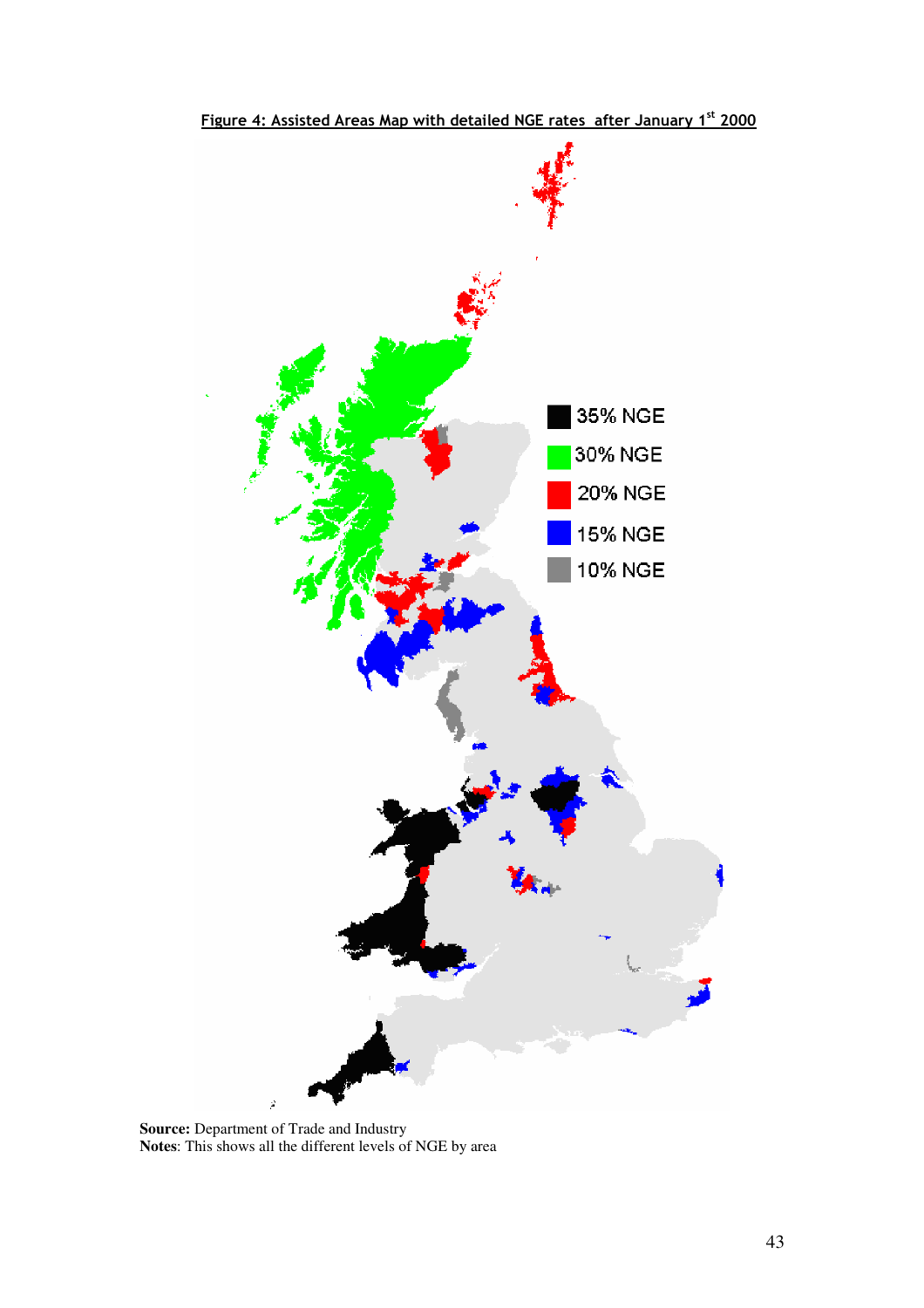**Figure 4: Assisted Areas Map with detailed NGE rates after January 1st 2000**

35% NGE

30% NGE

20% NGE

15% NGE

10% NGE

**Source:** Department of Trade and Industry
**Notes**: This shows all the different levels of NGE by area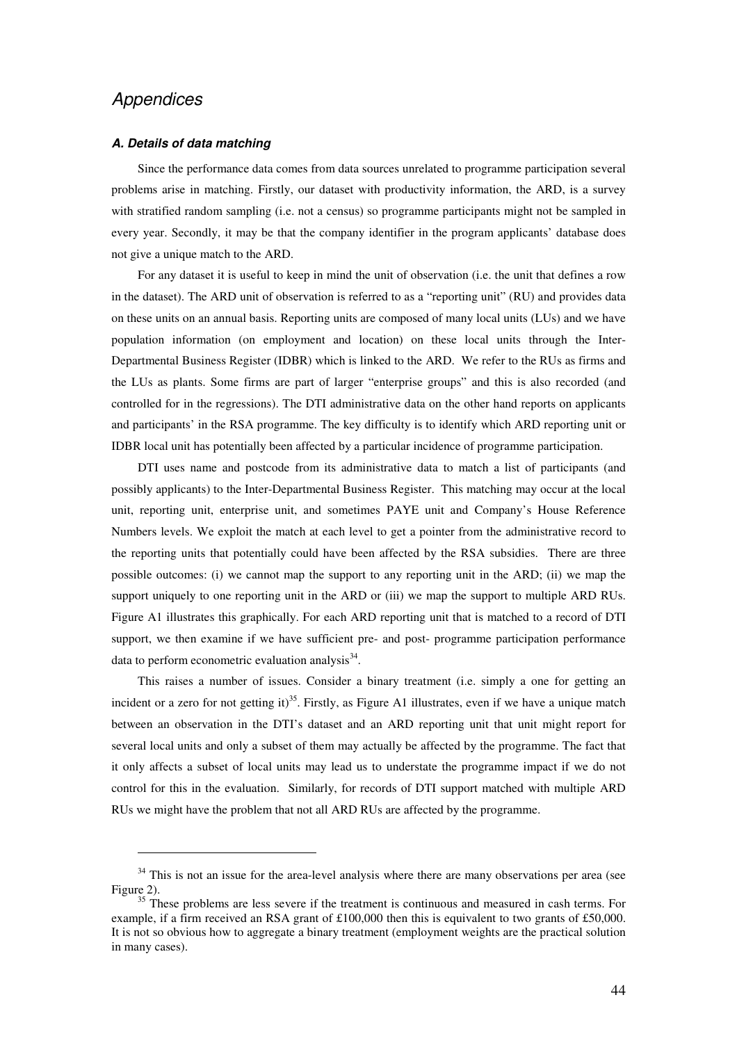# *Appendices*

### ***A. Details of data matching***

Since the performance data comes from data sources unrelated to programme participation several problems arise in matching. Firstly, our dataset with productivity information, the ARD, is a survey with stratified random sampling (i.e. not a census) so programme participants might not be sampled in every year. Secondly, it may be that the company identifier in the program applicants' database does not give a unique match to the ARD.

For any dataset it is useful to keep in mind the unit of observation (i.e. the unit that defines a row in the dataset). The ARD unit of observation is referred to as a "reporting unit" (RU) and provides data on these units on an annual basis. Reporting units are composed of many local units (LUs) and we have population information (on employment and location) on these local units through the Inter-Departmental Business Register (IDBR) which is linked to the ARD. We refer to the RUs as firms and the LUs as plants. Some firms are part of larger "enterprise groups" and this is also recorded (and controlled for in the regressions). The DTI administrative data on the other hand reports on applicants and participants' in the RSA programme. The key difficulty is to identify which ARD reporting unit or IDBR local unit has potentially been affected by a particular incidence of programme participation.

DTI uses name and postcode from its administrative data to match a list of participants (and possibly applicants) to the Inter-Departmental Business Register. This matching may occur at the local unit, reporting unit, enterprise unit, and sometimes PAYE unit and Company's House Reference Numbers levels. We exploit the match at each level to get a pointer from the administrative record to the reporting units that potentially could have been affected by the RSA subsidies. There are three possible outcomes: (i) we cannot map the support to any reporting unit in the ARD; (ii) we map the support uniquely to one reporting unit in the ARD or (iii) we map the support to multiple ARD RUs. Figure A1 illustrates this graphically. For each ARD reporting unit that is matched to a record of DTI support, we then examine if we have sufficient pre- and post- programme participation performance data to perform econometric evaluation analysis[34].

This raises a number of issues. Consider a binary treatment (i.e. simply a one for getting an incident or a zero for not getting it)[35]. Firstly, as Figure A1 illustrates, even if we have a unique match between an observation in the DTI's dataset and an ARD reporting unit that unit might report for several local units and only a subset of them may actually be affected by the programme. The fact that it only affects a subset of local units may lead us to understate the programme impact if we do not control for this in the evaluation. Similarly, for records of DTI support matched with multiple ARD RUs we might have the problem that not all ARD RUs are affected by the programme.

---

[34] This is not an issue for the area-level analysis where there are many observations per area (see Figure 2).

[35] These problems are less severe if the treatment is continuous and measured in cash terms. For example, if a firm received an RSA grant of £100,000 then this is equivalent to two grants of £50,000. It is not so obvious how to aggregate a binary treatment (employment weights are the practical solution in many cases).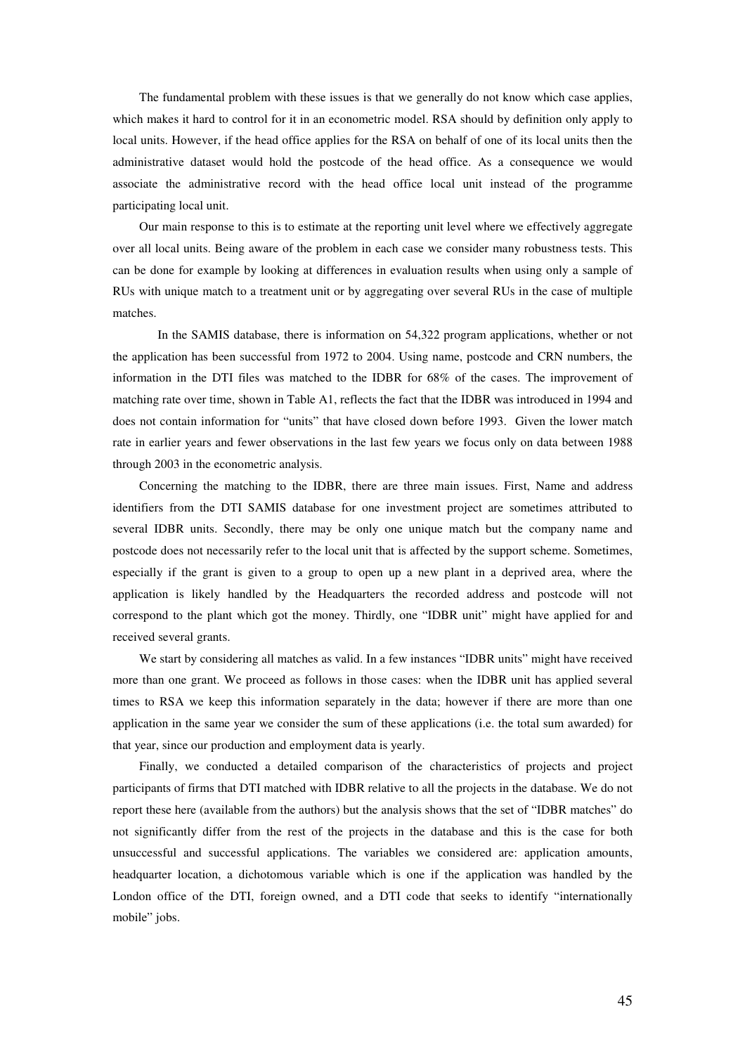The fundamental problem with these issues is that we generally do not know which case applies, which makes it hard to control for it in an econometric model. RSA should by definition only apply to local units. However, if the head office applies for the RSA on behalf of one of its local units then the administrative dataset would hold the postcode of the head office. As a consequence we would associate the administrative record with the head office local unit instead of the programme participating local unit.

Our main response to this is to estimate at the reporting unit level where we effectively aggregate over all local units. Being aware of the problem in each case we consider many robustness tests. This can be done for example by looking at differences in evaluation results when using only a sample of RUs with unique match to a treatment unit or by aggregating over several RUs in the case of multiple matches.

In the SAMIS database, there is information on 54,322 program applications, whether or not the application has been successful from 1972 to 2004. Using name, postcode and CRN numbers, the information in the DTI files was matched to the IDBR for 68% of the cases. The improvement of matching rate over time, shown in Table A1, reflects the fact that the IDBR was introduced in 1994 and does not contain information for "units" that have closed down before 1993. Given the lower match rate in earlier years and fewer observations in the last few years we focus only on data between 1988 through 2003 in the econometric analysis.

Concerning the matching to the IDBR, there are three main issues. First, Name and address identifiers from the DTI SAMIS database for one investment project are sometimes attributed to several IDBR units. Secondly, there may be only one unique match but the company name and postcode does not necessarily refer to the local unit that is affected by the support scheme. Sometimes, especially if the grant is given to a group to open up a new plant in a deprived area, where the application is likely handled by the Headquarters the recorded address and postcode will not correspond to the plant which got the money. Thirdly, one "IDBR unit" might have applied for and received several grants.

We start by considering all matches as valid. In a few instances "IDBR units" might have received more than one grant. We proceed as follows in those cases: when the IDBR unit has applied several times to RSA we keep this information separately in the data; however if there are more than one application in the same year we consider the sum of these applications (i.e. the total sum awarded) for that year, since our production and employment data is yearly.

Finally, we conducted a detailed comparison of the characteristics of projects and project participants of firms that DTI matched with IDBR relative to all the projects in the database. We do not report these here (available from the authors) but the analysis shows that the set of "IDBR matches" do not significantly differ from the rest of the projects in the database and this is the case for both unsuccessful and successful applications. The variables we considered are: application amounts, headquarter location, a dichotomous variable which is one if the application was handled by the London office of the DTI, foreign owned, and a DTI code that seeks to identify "internationally mobile" jobs.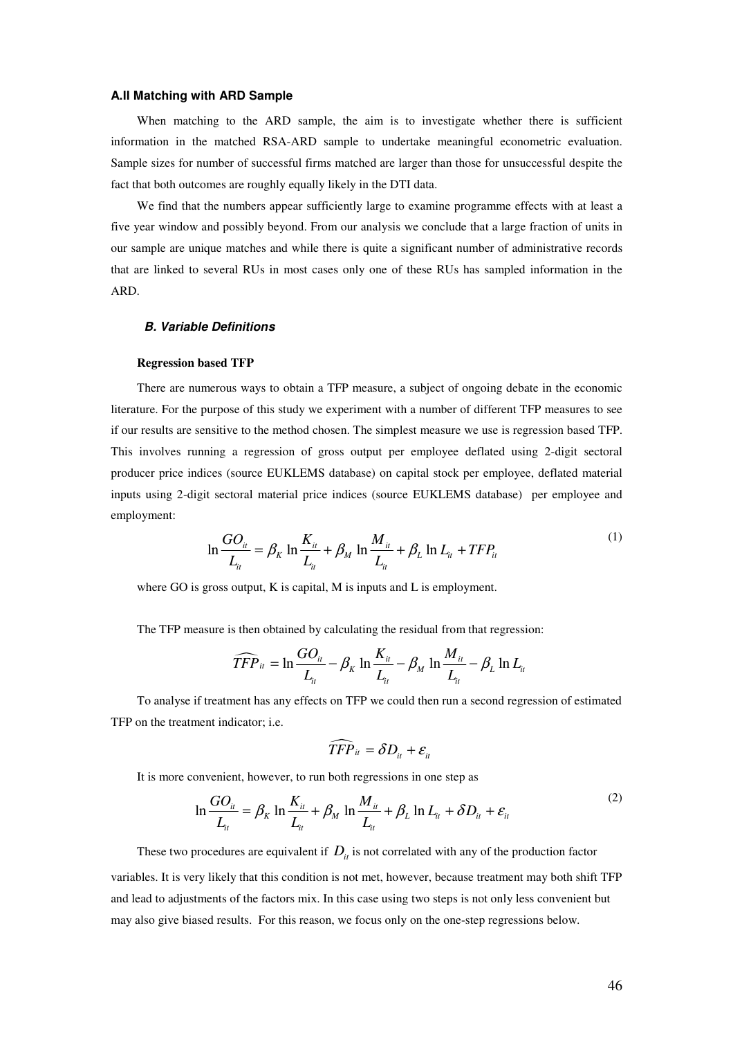#### A.II Matching with ARD Sample

When matching to the ARD sample, the aim is to investigate whether there is sufficient information in the matched RSA-ARD sample to undertake meaningful econometric evaluation. Sample sizes for number of successful firms matched are larger than those for unsuccessful despite the fact that both outcomes are roughly equally likely in the DTI data.

We find that the numbers appear sufficiently large to examine programme effects with at least a five year window and possibly beyond. From our analysis we conclude that a large fraction of units in our sample are unique matches and while there is quite a significant number of administrative records that are linked to several RUs in most cases only one of these RUs has sampled information in the ARD.

### *B. Variable Definitions*

**Regression based TFP**

There are numerous ways to obtain a TFP measure, a subject of ongoing debate in the economic literature. For the purpose of this study we experiment with a number of different TFP measures to see if our results are sensitive to the method chosen. The simplest measure we use is regression based TFP. This involves running a regression of gross output per employee deflated using 2-digit sectoral producer price indices (source EUKLEMS database) on capital stock per employee, deflated material inputs using 2-digit sectoral material price indices (source EUKLEMS database) per employee and employment:

$$\ln\frac{GO_{it}}{L_{it}} = \beta_K \ln\frac{K_{it}}{L_{it}} + \beta_M \ln\frac{M_{it}}{L_{it}} + \beta_L \ln L_{it} + TFP_{it} \tag{1}$$

where GO is gross output, K is capital, M is inputs and L is employment.

The TFP measure is then obtained by calculating the residual from that regression:

$$\widehat{TFP}_{it} = \ln\frac{GO_{it}}{L_{it}} - \beta_K \ln\frac{K_{it}}{L_{it}} - \beta_M \ln\frac{M_{it}}{L_{it}} - \beta_L \ln L_{it}$$

To analyse if treatment has any effects on TFP we could then run a second regression of estimated TFP on the treatment indicator; i.e.

$$\widehat{TFP}_{it} = \delta D_{it} + \varepsilon_{it}$$

It is more convenient, however, to run both regressions in one step as

$$\ln\frac{GO_{it}}{L_{it}} = \beta_K \ln\frac{K_{it}}{L_{it}} + \beta_M \ln\frac{M_{it}}{L_{it}} + \beta_L \ln L_{it} + \delta D_{it} + \varepsilon_{it} \tag{2}$$

These two procedures are equivalent if $D_{it}$ is not correlated with any of the production factor variables. It is very likely that this condition is not met, however, because treatment may both shift TFP and lead to adjustments of the factors mix. In this case using two steps is not only less convenient but may also give biased results. For this reason, we focus only on the one-step regressions below.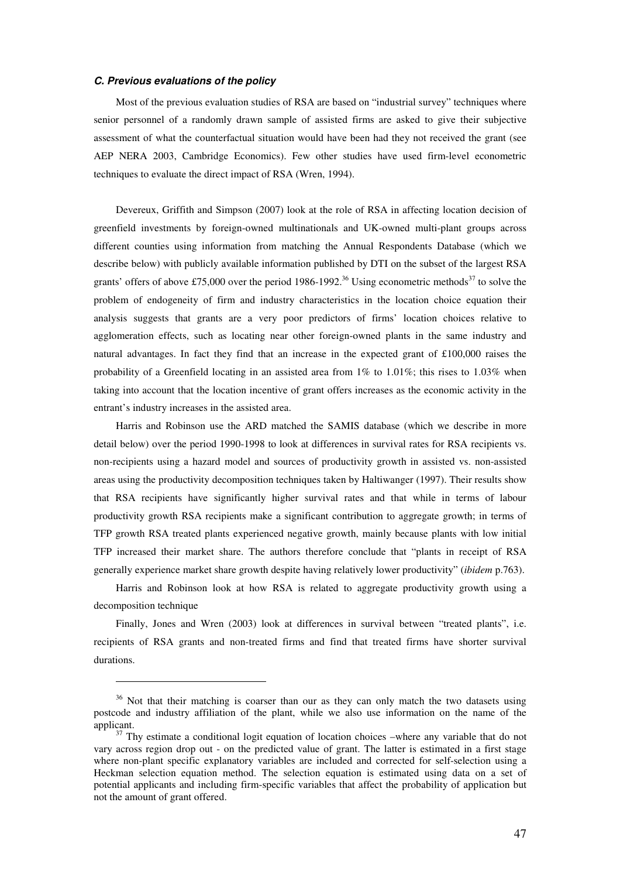#### *C. Previous evaluations of the policy*

Most of the previous evaluation studies of RSA are based on "industrial survey" techniques where senior personnel of a randomly drawn sample of assisted firms are asked to give their subjective assessment of what the counterfactual situation would have been had they not received the grant (see AEP NERA 2003, Cambridge Economics). Few other studies have used firm-level econometric techniques to evaluate the direct impact of RSA (Wren, 1994).

Devereux, Griffith and Simpson (2007) look at the role of RSA in affecting location decision of greenfield investments by foreign-owned multinationals and UK-owned multi-plant groups across different counties using information from matching the Annual Respondents Database (which we describe below) with publicly available information published by DTI on the subset of the largest RSA grants' offers of above £75,000 over the period 1986-1992.[36] Using econometric methods[37] to solve the problem of endogeneity of firm and industry characteristics in the location choice equation their analysis suggests that grants are a very poor predictors of firms' location choices relative to agglomeration effects, such as locating near other foreign-owned plants in the same industry and natural advantages. In fact they find that an increase in the expected grant of £100,000 raises the probability of a Greenfield locating in an assisted area from 1% to 1.01%; this rises to 1.03% when taking into account that the location incentive of grant offers increases as the economic activity in the entrant's industry increases in the assisted area.

Harris and Robinson use the ARD matched the SAMIS database (which we describe in more detail below) over the period 1990-1998 to look at differences in survival rates for RSA recipients vs. non-recipients using a hazard model and sources of productivity growth in assisted vs. non-assisted areas using the productivity decomposition techniques taken by Haltiwanger (1997). Their results show that RSA recipients have significantly higher survival rates and that while in terms of labour productivity growth RSA recipients make a significant contribution to aggregate growth; in terms of TFP growth RSA treated plants experienced negative growth, mainly because plants with low initial TFP increased their market share. The authors therefore conclude that "plants in receipt of RSA generally experience market share growth despite having relatively lower productivity" (*ibidem* p.763).

Harris and Robinson look at how RSA is related to aggregate productivity growth using a decomposition technique

Finally, Jones and Wren (2003) look at differences in survival between "treated plants", i.e. recipients of RSA grants and non-treated firms and find that treated firms have shorter survival durations.

---

[36] Not that their matching is coarser than our as they can only match the two datasets using postcode and industry affiliation of the plant, while we also use information on the name of the applicant.

[37] Thy estimate a conditional logit equation of location choices –where any variable that do not vary across region drop out - on the predicted value of grant. The latter is estimated in a first stage where non-plant specific explanatory variables are included and corrected for self-selection using a Heckman selection regression method. The selection equation is estimated using data on a set of potential applicants and including firm-specific variables that affect the probability of application but not the amount of grant offered.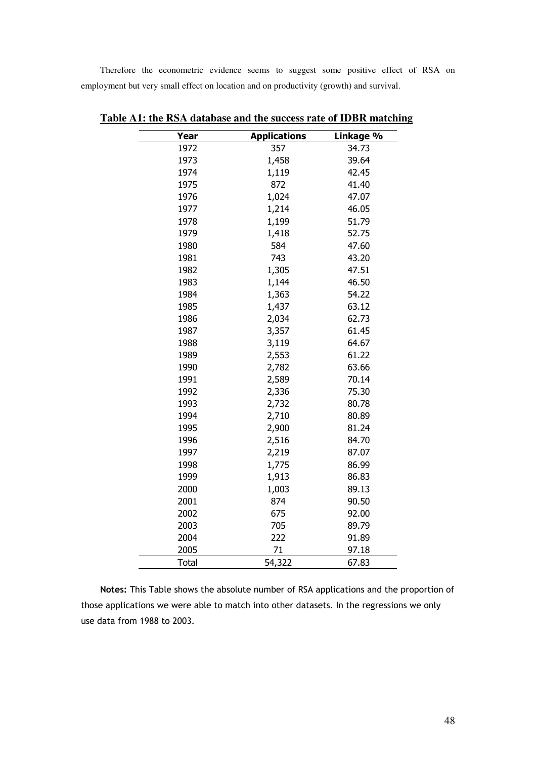Therefore the econometric evidence seems to suggest some positive effect of RSA on employment but very small effect on location and on productivity (growth) and survival.

**Table A1: the RSA database and the success rate of IDBR matching**

| Year | Applications | Linkage % |
|---|---|---|
| 1972 | 357 | 34.73 |
| 1973 | 1,458 | 39.64 |
| 1974 | 1,119 | 42.45 |
| 1975 | 872 | 41.40 |
| 1976 | 1,024 | 47.07 |
| 1977 | 1,214 | 46.05 |
| 1978 | 1,199 | 51.79 |
| 1979 | 1,418 | 52.75 |
| 1980 | 584 | 47.60 |
| 1981 | 743 | 43.20 |
| 1982 | 1,305 | 47.51 |
| 1983 | 1,144 | 46.50 |
| 1984 | 1,363 | 54.22 |
| 1985 | 1,437 | 63.12 |
| 1986 | 2,034 | 62.73 |
| 1987 | 3,357 | 61.45 |
| 1988 | 3,119 | 64.67 |
| 1989 | 2,553 | 61.22 |
| 1990 | 2,782 | 63.66 |
| 1991 | 2,589 | 70.14 |
| 1992 | 2,336 | 75.30 |
| 1993 | 2,732 | 80.78 |
| 1994 | 2,710 | 80.89 |
| 1995 | 2,900 | 81.24 |
| 1996 | 2,516 | 84.70 |
| 1997 | 2,219 | 87.07 |
| 1998 | 1,775 | 86.99 |
| 1999 | 1,913 | 86.83 |
| 2000 | 1,003 | 89.13 |
| 2001 | 874 | 90.50 |
| 2002 | 675 | 92.00 |
| 2003 | 705 | 89.79 |
| 2004 | 222 | 91.89 |
| 2005 | 71 | 97.18 |
| Total | 54,322 | 67.83 |

**Notes:** This Table shows the absolute number of RSA applications and the proportion of those applications we were able to match into other datasets. In the regressions we only use data from 1988 to 2003.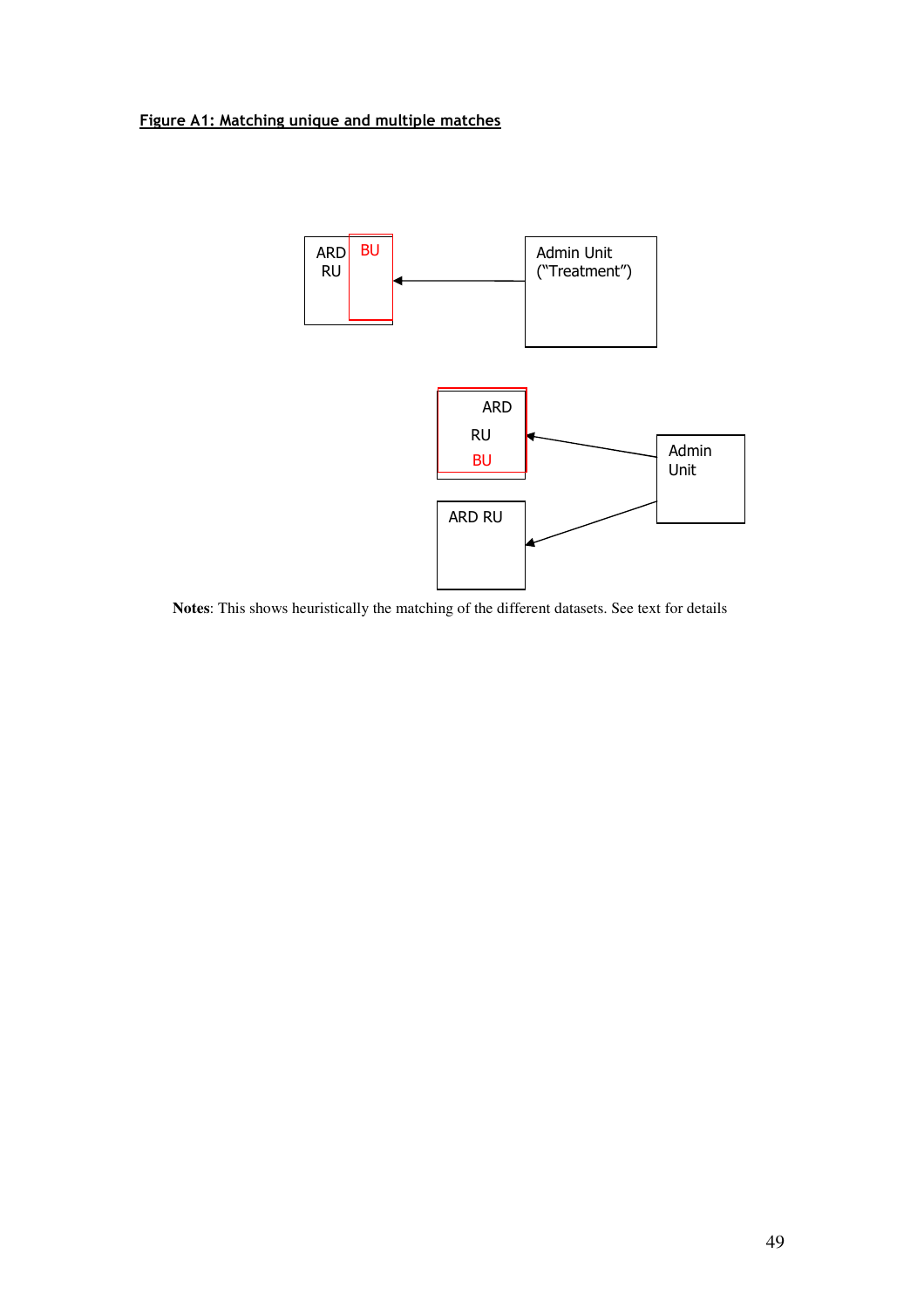**Figure A1: Matching unique and multiple matches**

ARD RU

BU

Admin Unit ("Treatment")

ARD

RU

BU

Admin Unit

ARD RU

**Notes**: This shows heuristically the matching of the different datasets. See text for details